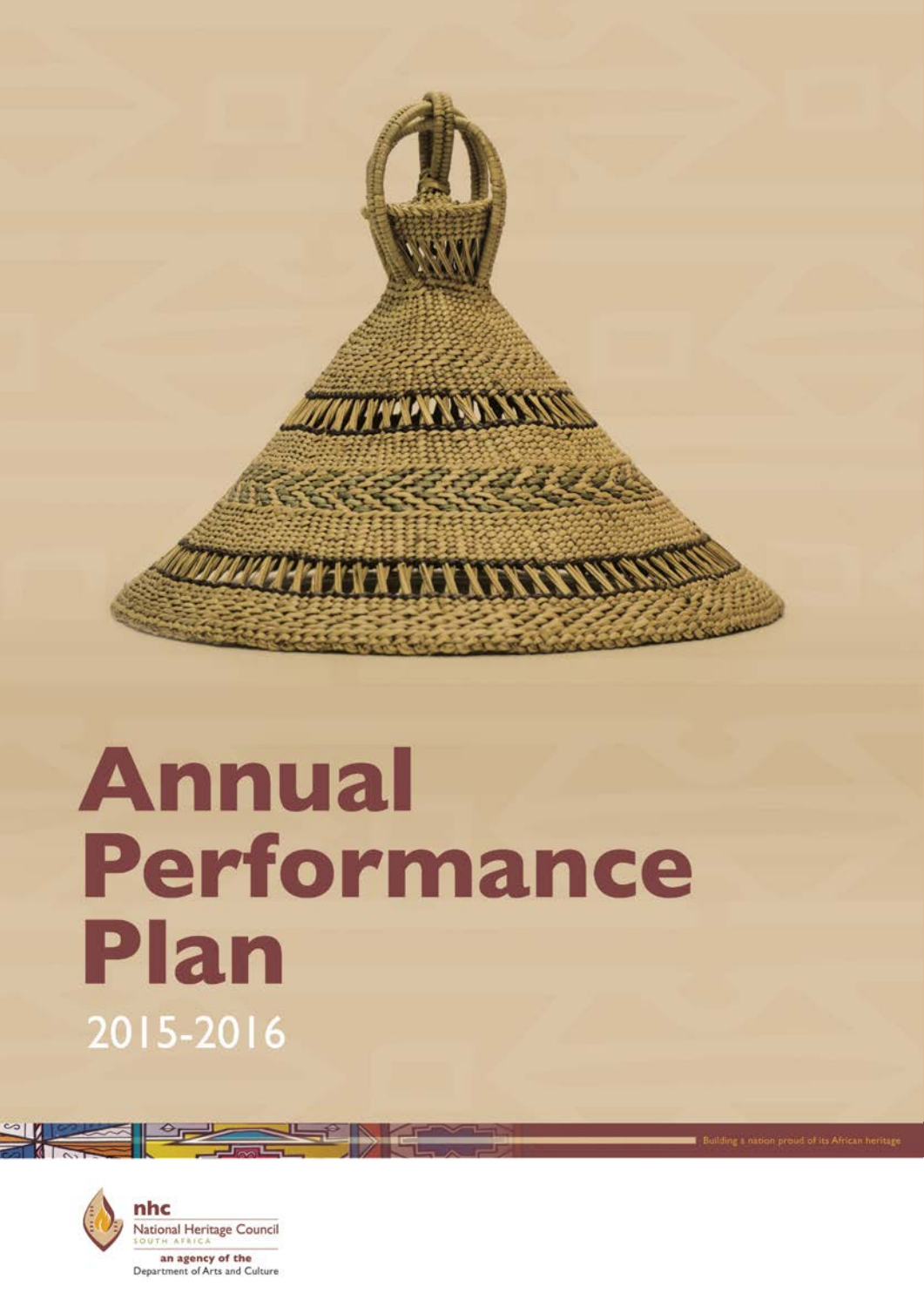# Annual Performance Plan

2015-2016

Building a nation proud of its African heritage

nhc

National Heritage Council

SOUTH AFRICA

an agency of the

Department of Arts and Culture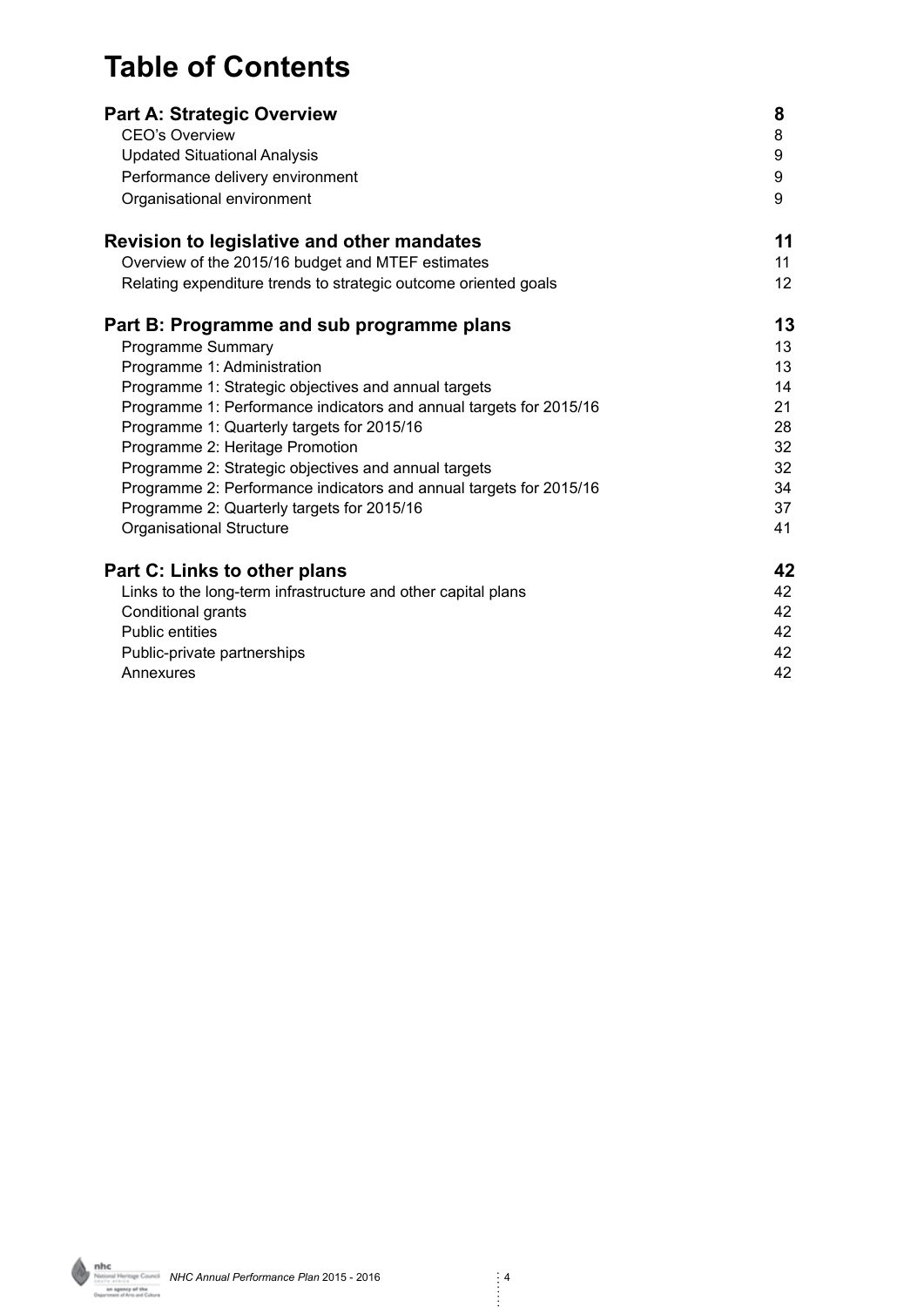# Table of Contents

| | |
|---|---|
| **Part A: Strategic Overview** | **8** |
| CEO's Overview | 8 |
| Updated Situational Analysis | 9 |
| Performance delivery environment | 9 |
| Organisational environment | 9 |
| **Revision to legislative and other mandates** | **11** |
| Overview of the 2015/16 budget and MTEF estimates | 11 |
| Relating expenditure trends to strategic outcome oriented goals | 12 |
| **Part B: Programme and sub programme plans** | **13** |
| Programme Summary | 13 |
| Programme 1: Administration | 13 |
| Programme 1: Strategic objectives and annual targets | 14 |
| Programme 1: Performance indicators and annual targets for 2015/16 | 21 |
| Programme 1: Quarterly targets for 2015/16 | 28 |
| Programme 2: Heritage Promotion | 32 |
| Programme 2: Strategic objectives and annual targets | 32 |
| Programme 2: Performance indicators and annual targets for 2015/16 | 34 |
| Programme 2: Quarterly targets for 2015/16 | 37 |
| Organisational Structure | 41 |
| **Part C: Links to other plans** | **42** |
| Links to the long-term infrastructure and other capital plans | 42 |
| Conditional grants | 42 |
| Public entities | 42 |
| Public-private partnerships | 42 |
| Annexures | 42 |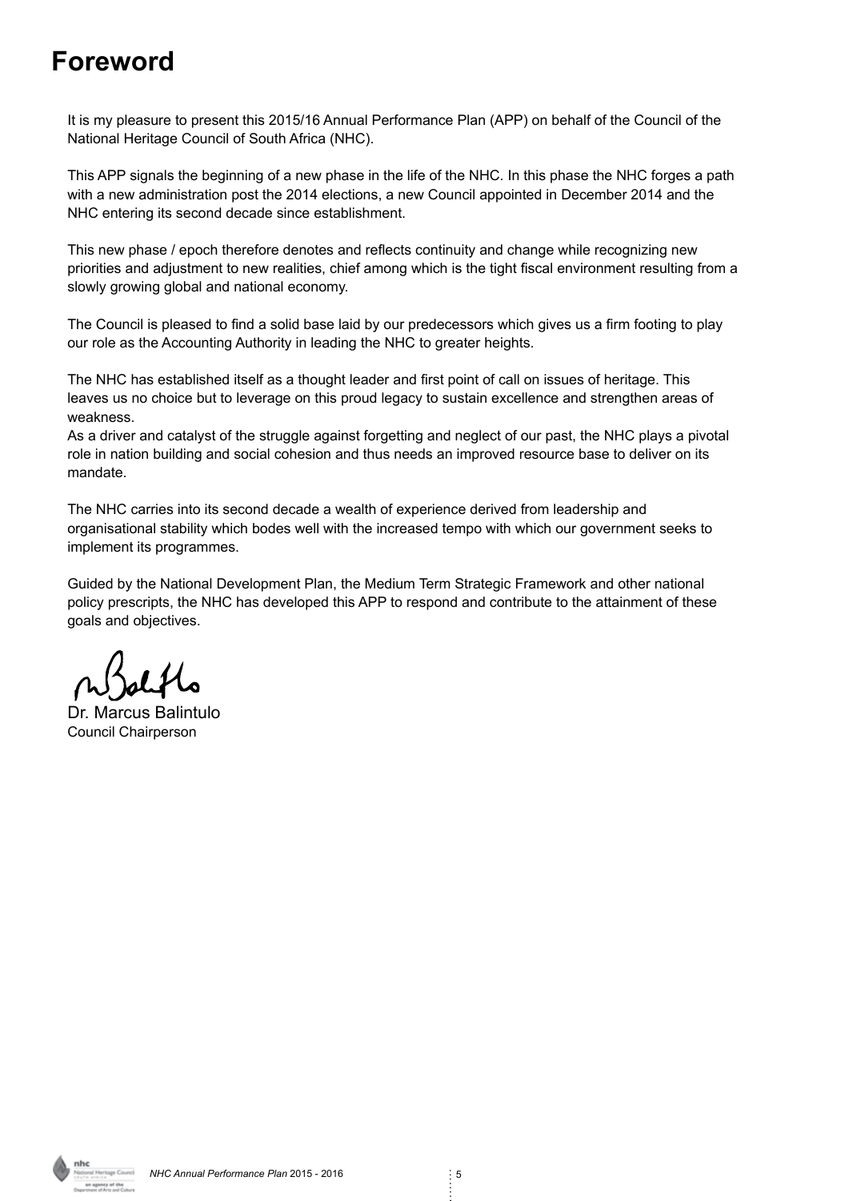# Foreword

It is my pleasure to present this 2015/16 Annual Performance Plan (APP) on behalf of the Council of the National Heritage Council of South Africa (NHC).

This APP signals the beginning of a new phase in the life of the NHC. In this phase the NHC forges a path with a new administration post the 2014 elections, a new Council appointed in December 2014 and the NHC entering its second decade since establishment.

This new phase / epoch therefore denotes and reflects continuity and change while recognizing new priorities and adjustment to new realities, chief among which is the tight fiscal environment resulting from a slowly growing global and national economy.

The Council is pleased to find a solid base laid by our predecessors which gives us a firm footing to play our role as the Accounting Authority in leading the NHC to greater heights.

The NHC has established itself as a thought leader and first point of call on issues of heritage. This leaves us no choice but to leverage on this proud legacy to sustain excellence and strengthen areas of weakness.

As a driver and catalyst of the struggle against forgetting and neglect of our past, the NHC plays a pivotal role in nation building and social cohesion and thus needs an improved resource base to deliver on its mandate.

The NHC carries into its second decade a wealth of experience derived from leadership and organisational stability which bodes well with the increased tempo with which our government seeks to implement its programmes.

Guided by the National Development Plan, the Medium Term Strategic Framework and other national policy prescripts, the NHC has developed this APP to respond and contribute to the attainment of these goals and objectives.

Dr. Marcus Balintulo
Council Chairperson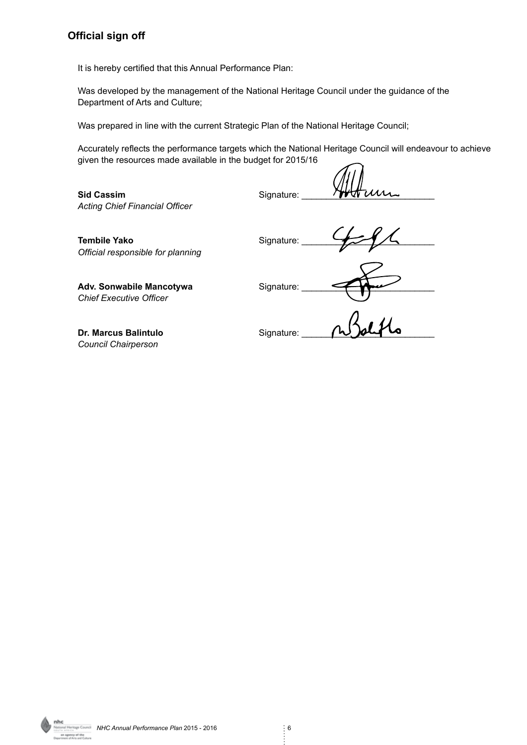## Official sign off

It is hereby certified that this Annual Performance Plan:

Was developed by the management of the National Heritage Council under the guidance of the Department of Arts and Culture;

Was prepared in line with the current Strategic Plan of the National Heritage Council;

Accurately reflects the performance targets which the National Heritage Council will endeavour to achieve given the resources made available in the budget for 2015/16

**Sid Cassim**
*Acting Chief Financial Officer*

Signature: ___________________________

**Tembile Yako**
*Official responsible for planning*

Signature: ___________________________

**Adv. Sonwabile Mancotywa**
*Chief Executive Officer*

Signature: ___________________________

**Dr. Marcus Balintulo**
*Council Chairperson*

Signature: ___________________________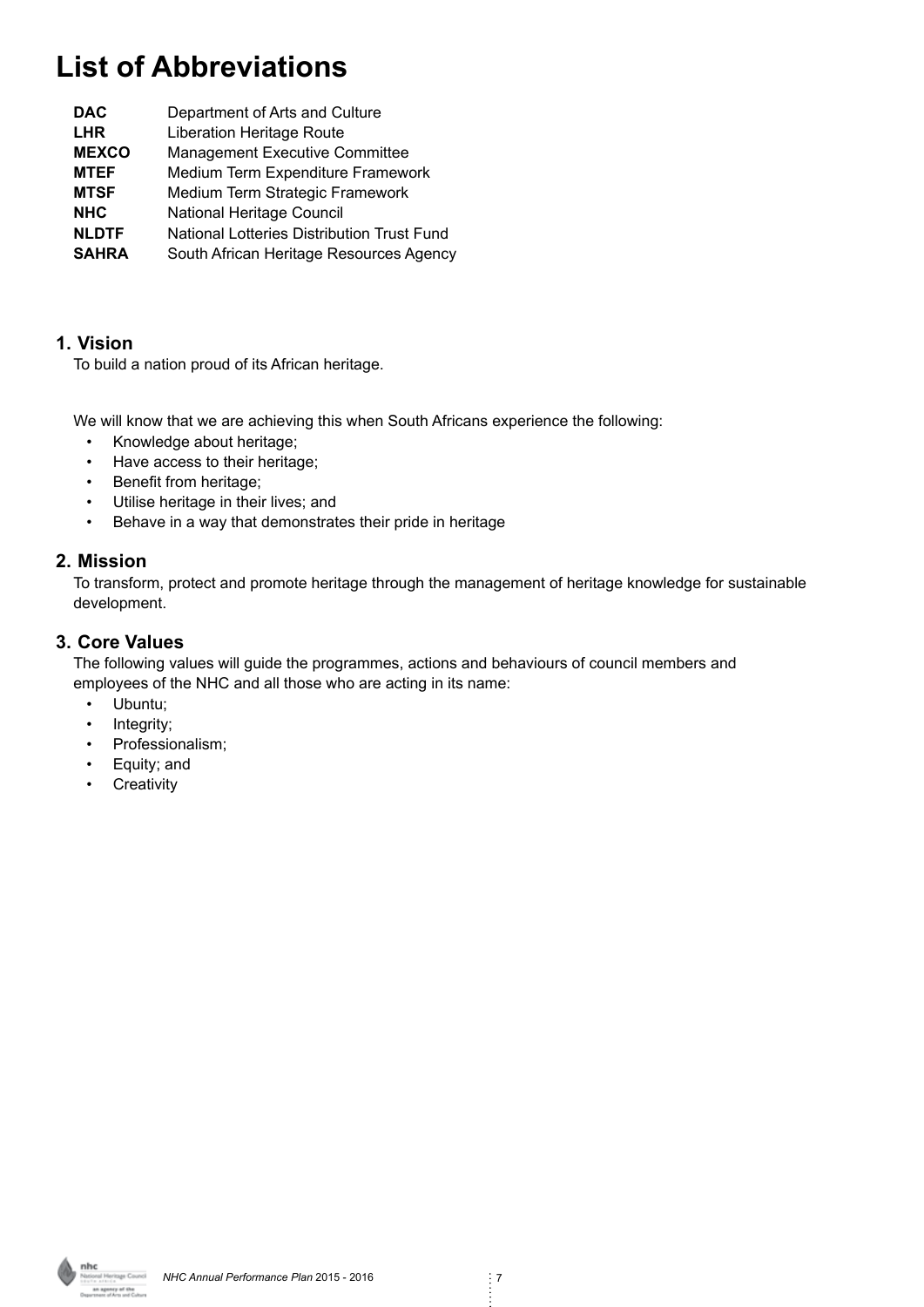# List of Abbreviations

| | |
|---|---|
| **DAC** | Department of Arts and Culture |
| **LHR** | Liberation Heritage Route |
| **MEXCO** | Management Executive Committee |
| **MTEF** | Medium Term Expenditure Framework |
| **MTSF** | Medium Term Strategic Framework |
| **NHC** | National Heritage Council |
| **NLDTF** | National Lotteries Distribution Trust Fund |
| **SAHRA** | South African Heritage Resources Agency |

## 1. Vision

To build a nation proud of its African heritage.

We will know that we are achieving this when South Africans experience the following:

- Knowledge about heritage;
- Have access to their heritage;
- Benefit from heritage;
- Utilise heritage in their lives; and
- Behave in a way that demonstrates their pride in heritage

## 2. Mission

To transform, protect and promote heritage through the management of heritage knowledge for sustainable development.

## 3. Core Values

The following values will guide the programmes, actions and behaviours of council members and employees of the NHC and all those who are acting in its name:

- Ubuntu;
- Integrity;
- Professionalism;
- Equity; and
- Creativity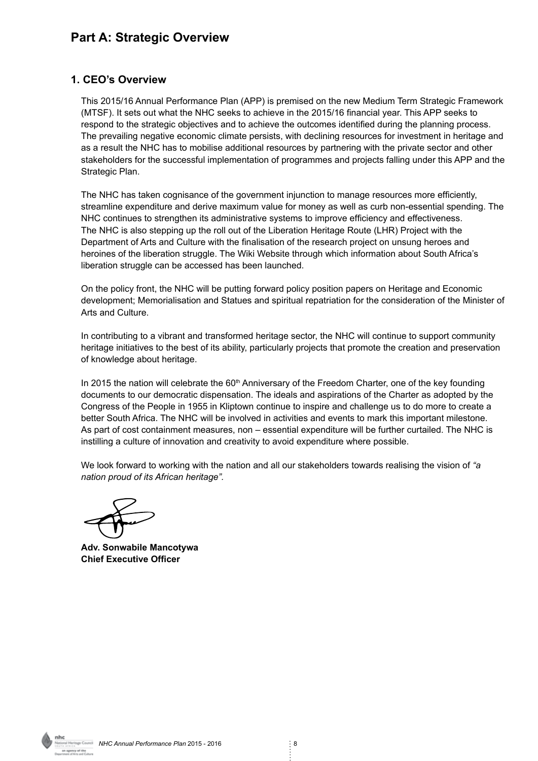# Part A: Strategic Overview

## 1. CEO's Overview

This 2015/16 Annual Performance Plan (APP) is premised on the new Medium Term Strategic Framework (MTSF). It sets out what the NHC seeks to achieve in the 2015/16 financial year. This APP seeks to respond to the strategic objectives and to achieve the outcomes identified during the planning process. The prevailing negative economic climate persists, with declining resources for investment in heritage and as a result the NHC has to mobilise additional resources by partnering with the private sector and other stakeholders for the successful implementation of programmes and projects falling under this APP and the Strategic Plan.

The NHC has taken cognisance of the government injunction to manage resources more efficiently, streamline expenditure and derive maximum value for money as well as curb non-essential spending. The NHC continues to strengthen its administrative systems to improve efficiency and effectiveness. The NHC is also stepping up the roll out of the Liberation Heritage Route (LHR) Project with the Department of Arts and Culture with the finalisation of the research project on unsung heroes and heroines of the liberation struggle. The Wiki Website through which information about South Africa's liberation struggle can be accessed has been launched.

On the policy front, the NHC will be putting forward policy position papers on Heritage and Economic development; Memorialisation and Statues and spiritual repatriation for the consideration of the Minister of Arts and Culture.

In contributing to a vibrant and transformed heritage sector, the NHC will continue to support community heritage initiatives to the best of its ability, particularly projects that promote the creation and preservation of knowledge about heritage.

In 2015 the nation will celebrate the 60th Anniversary of the Freedom Charter, one of the key founding documents to our democratic dispensation. The ideals and aspirations of the Charter as adopted by the Congress of the People in 1955 in Kliptown continue to inspire and challenge us to do more to create a better South Africa. The NHC will be involved in activities and events to mark this important milestone. As part of cost containment measures, non – essential expenditure will be further curtailed. The NHC is instilling a culture of innovation and creativity to avoid expenditure where possible.

We look forward to working with the nation and all our stakeholders towards realising the vision of *"a nation proud of its African heritage".*

**Adv. Sonwabile Mancotywa**
**Chief Executive Officer**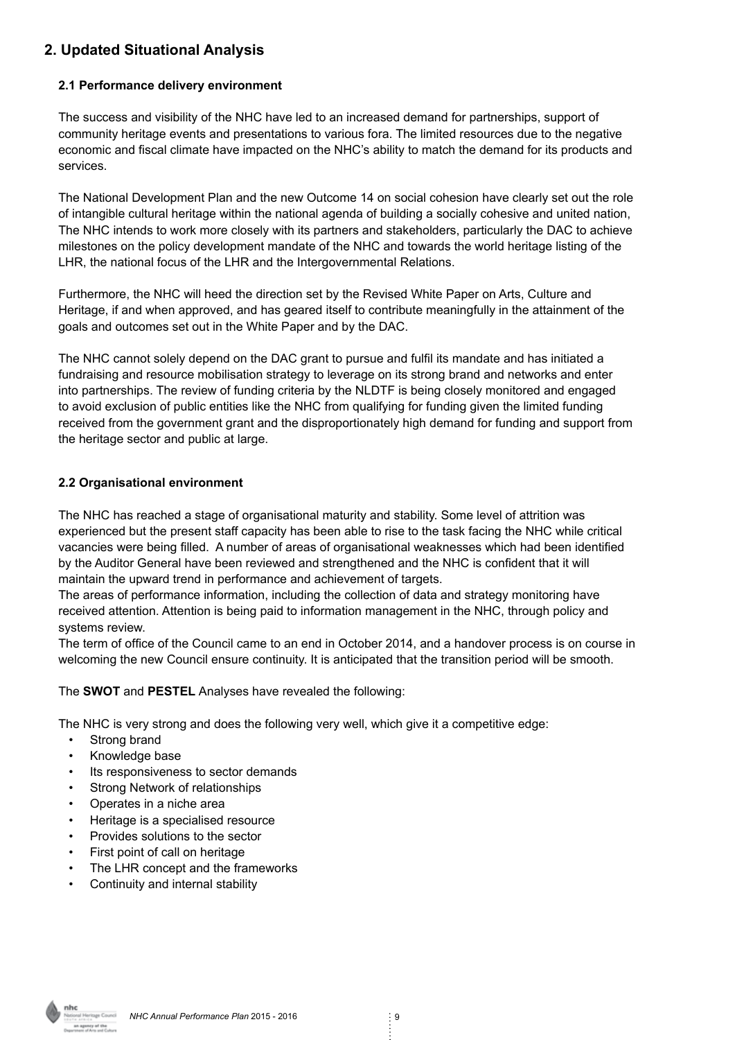## 2. Updated Situational Analysis

### 2.1 Performance delivery environment

The success and visibility of the NHC have led to an increased demand for partnerships, support of community heritage events and presentations to various fora. The limited resources due to the negative economic and fiscal climate have impacted on the NHC's ability to match the demand for its products and services.

The National Development Plan and the new Outcome 14 on social cohesion have clearly set out the role of intangible cultural heritage within the national agenda of building a socially cohesive and united nation, The NHC intends to work more closely with its partners and stakeholders, particularly the DAC to achieve milestones on the policy development mandate of the NHC and towards the world heritage listing of the LHR, the national focus of the LHR and the Intergovernmental Relations.

Furthermore, the NHC will heed the direction set by the Revised White Paper on Arts, Culture and Heritage, if and when approved, and has geared itself to contribute meaningfully in the attainment of the goals and outcomes set out in the White Paper and by the DAC.

The NHC cannot solely depend on the DAC grant to pursue and fulfil its mandate and has initiated a fundraising and resource mobilisation strategy to leverage on its strong brand and networks and enter into partnerships. The review of funding criteria by the NLDTF is being closely monitored and engaged to avoid exclusion of public entities like the NHC from qualifying for funding given the limited funding received from the government grant and the disproportionately high demand for funding and support from the heritage sector and public at large.

### 2.2 Organisational environment

The NHC has reached a stage of organisational maturity and stability. Some level of attrition was experienced but the present staff capacity has been able to rise to the task facing the NHC while critical vacancies were being filled. A number of areas of organisational weaknesses which had been identified by the Auditor General have been reviewed and strengthened and the NHC is confident that it will maintain the upward trend in performance and achievement of targets.
The areas of performance information, including the collection of data and strategy monitoring have received attention. Attention is being paid to information management in the NHC, through policy and systems review.
The term of office of the Council came to an end in October 2014, and a handover process is on course in welcoming the new Council ensure continuity. It is anticipated that the transition period will be smooth.

The **SWOT** and **PESTEL** Analyses have revealed the following:

The NHC is very strong and does the following very well, which give it a competitive edge:

- Strong brand
- Knowledge base
- Its responsiveness to sector demands
- Strong Network of relationships
- Operates in a niche area
- Heritage is a specialised resource
- Provides solutions to the sector
- First point of call on heritage
- The LHR concept and the frameworks
- Continuity and internal stability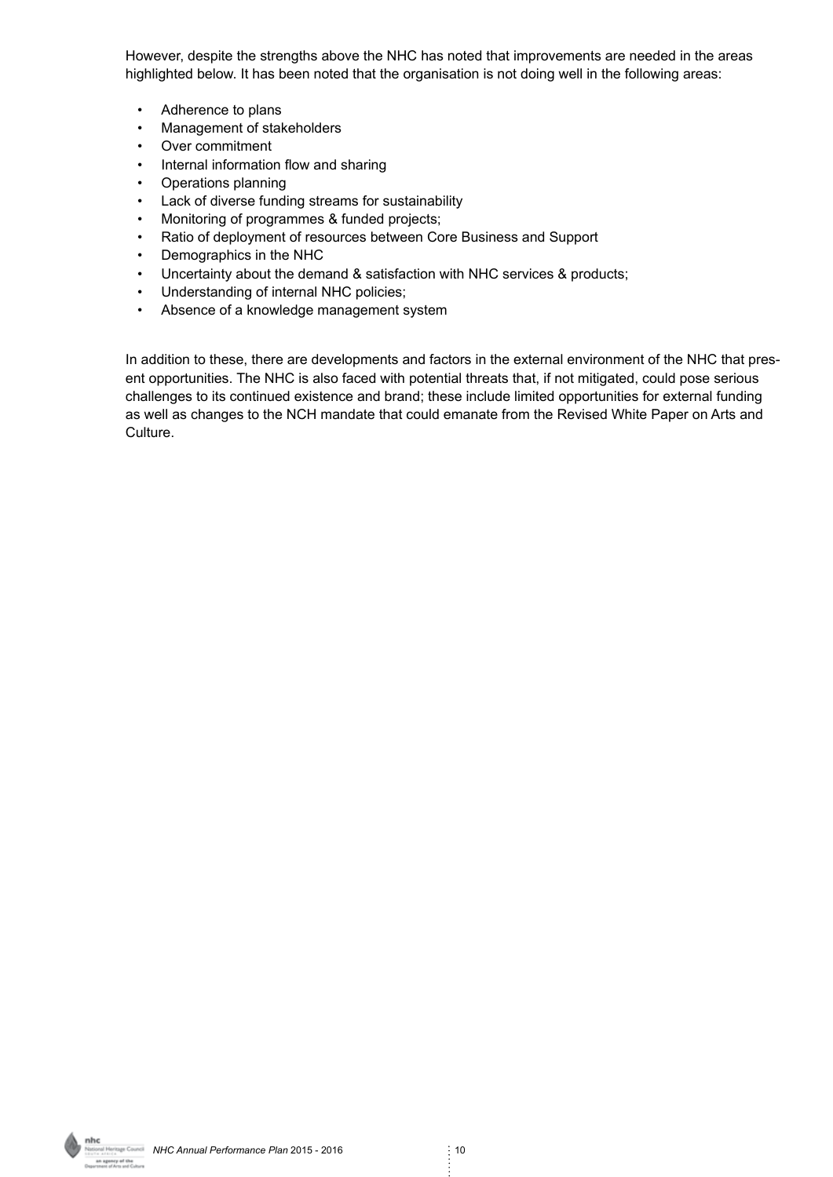However, despite the strengths above the NHC has noted that improvements are needed in the areas highlighted below. It has been noted that the organisation is not doing well in the following areas:

- Adherence to plans
- Management of stakeholders
- Over commitment
- Internal information flow and sharing
- Operations planning
- Lack of diverse funding streams for sustainability
- Monitoring of programmes & funded projects;
- Ratio of deployment of resources between Core Business and Support
- Demographics in the NHC
- Uncertainty about the demand & satisfaction with NHC services & products;
- Understanding of internal NHC policies;
- Absence of a knowledge management system

In addition to these, there are developments and factors in the external environment of the NHC that present opportunities. The NHC is also faced with potential threats that, if not mitigated, could pose serious challenges to its continued existence and brand; these include limited opportunities for external funding as well as changes to the NCH mandate that could emanate from the Revised White Paper on Arts and Culture.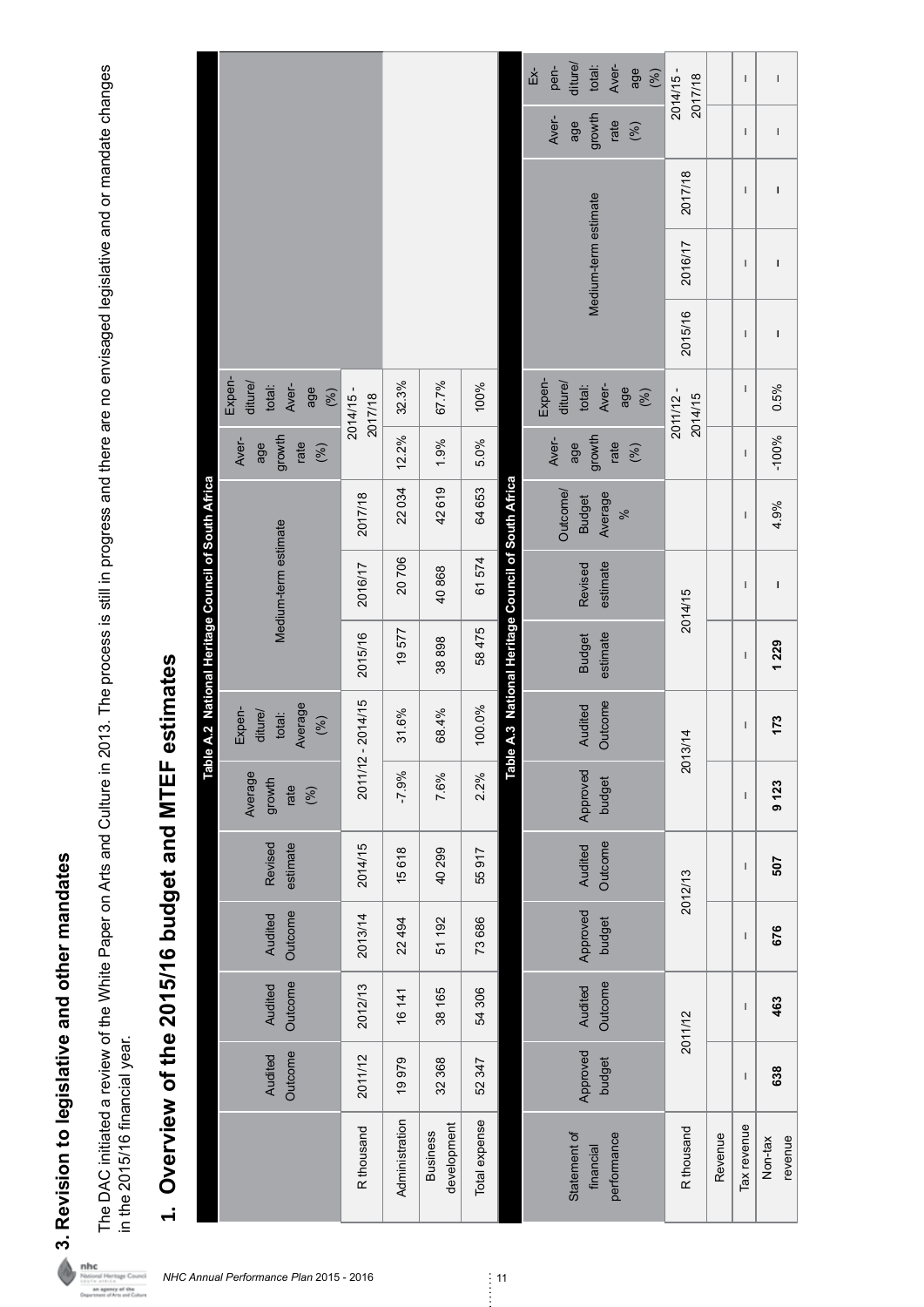## 3. Revision to legislative and other mandates

The DAC initiated a review of the White Paper on Arts and Culture in 2013. The process is still in progress and there are no envisaged legislative and or mandate changes in the 2015/16 financial year.

# 1. Overview of the 2015/16 budget and MTEF estimates

**Table A.2 National Heritage Council of South Africa**

| | Audited Outcome | Audited Outcome | Audited Outcome | Revised estimate | Average growth rate (%) | Expenditure/ total: Average (%) | Medium-term estimate | | | Average growth rate (%) | Expenditure/ total: Average (%) |
|---|---|---|---|---|---|---|---|---|---|---|---|
| R thousand | 2011/12 | 2012/13 | 2013/14 | 2014/15 | 2011/12 - 2014/15 | | 2015/16 | 2016/17 | 2017/18 | 2014/15 - 2017/18 | |
| Administration | 19 979 | 16 141 | 22 494 | 15 618 | -7.9% | 31.6% | 19 577 | 20 706 | 22 034 | 12.2% | 32.3% |
| Business development | 32 368 | 38 165 | 51 192 | 40 299 | 7.6% | 68.4% | 38 898 | 40 868 | 42 619 | 1.9% | 67.7% |
| Total expense | 52 347 | 54 306 | 73 686 | 55 917 | 2.2% | 100.0% | 58 475 | 61 574 | 64 653 | 5.0% | 100% |

**Table A.3 National Heritage Council of South Africa**

| Statement of financial performance | Approved budget | Audited Outcome | Approved budget | Audited Outcome | Approved budget | Audited Outcome | Budget estimate | Revised estimate | Outcome/ Budget Average % | Average growth rate (%) | Expenditure/ total: Average (%) | Medium-term estimate | | | Average growth rate (%) | Expenditure/ total: Average (%) |
|---|---|---|---|---|---|---|---|---|---|---|---|---|---|---|---|---|
| R thousand | 2011/12 | | 2012/13 | | 2013/14 | | 2014/15 | | | 2011/12 - 2014/15 | | 2015/16 | 2016/17 | 2017/18 | 2014/15 - 2017/18 | |
| Revenue | | | | | | | | | | | | | | | | |
| Tax revenue | – | – | – | – | – | – | – | – | – | – | – | – | – | – | – | – |
| Non-tax revenue | **638** | **463** | **676** | **507** | **9 123** | **173** | **1 229** | **–** | 4.9% | -100% | 0.5% | **–** | **–** | **–** | – | – |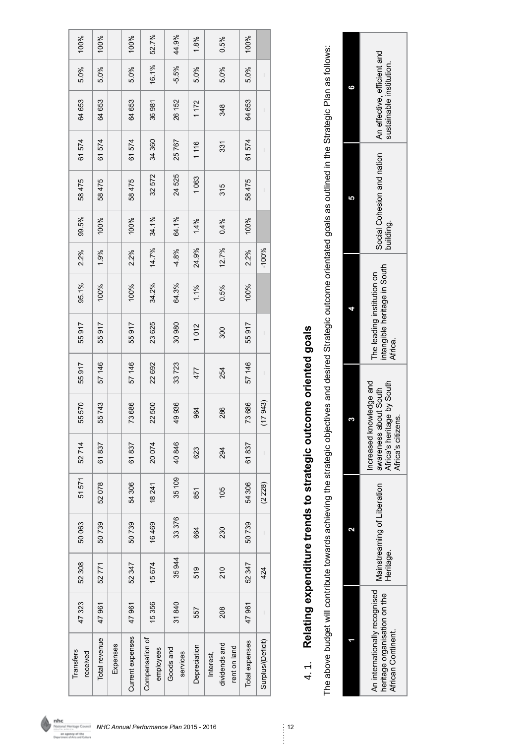| | | | | | | | | | | | | | | | |
|---|---|---|---|---|---|---|---|---|---|---|---|---|---|---|---|
| Transfers received | 47 323 | 52 308 | 50 063 | 51 571 | 52 714 | 55 570 | 55 917 | 55 917 | 95.1% | 2.2% | 99.5% | 58 475 | 61 574 | 64 653 | 5.0% | 100% |
| Total revenue | 47 961 | 52 771 | 50 739 | 52 078 | 61 837 | 55 743 | 57 146 | 55 917 | 100% | 1.9% | 100% | 58 475 | 61 574 | 64 653 | 5.0% | 100% |
| Expenses | | | | | | | | | | | | | | | | |
| Current expenses | 47 961 | 52 347 | 50 739 | 54 306 | 61 837 | 73 686 | 57 146 | 55 917 | 100% | 2.2% | 100% | 58 475 | 61 574 | 64 653 | 5.0% | 100% |
| Compensation of employees | 15 356 | 15 674 | 16 469 | 18 241 | 20 074 | 22 500 | 22 692 | 23 625 | 34.2% | 14.7% | 34.1% | 32 572 | 34 360 | 36 981 | 16.1% | 52.7% |
| Goods and services | 31 840 | 35 944 | 33 376 | 35 109 | 40 846 | 49 936 | 33 723 | 30 980 | 64.3% | -4.8% | 64.1% | 24 525 | 25 767 | 26 152 | -5.5% | 44.9% |
| Depreciation | 557 | 519 | 664 | 851 | 623 | 964 | 477 | 1 012 | 1.1% | 24.9% | 1.4% | 1 063 | 1 116 | 1 172 | 5.0% | 1.8% |
| Interest, dividends and rent on land | 208 | 210 | 230 | 105 | 294 | 286 | 254 | 300 | 0.5% | 12.7% | 0.4% | 315 | 331 | 348 | 5.0% | 0.5% |
| Total expenses | 47 961 | 52 347 | 50 739 | 54 306 | 61 837 | 73 686 | 57 146 | 55 917 | 100% | 2.2% | 100% | 58 475 | 61 574 | 64 653 | 5.0% | 100% |
| Surplus/(Deficit) | – | 424 | – | (2 228) | – | (17 943) | – | – | | -100% | | – | – | – | – | |

## 4.1. Relating expenditure trends to strategic outcome oriented goals

The above budget will contribute towards achieving the strategic objectives and desired Strategic outcome orientated goals as outlined in the Strategic Plan as follows:

| 1 | 2 | 3 | 4 | 5 | 6 |
|---|---|---|---|---|---|
| An internationally recognised heritage organisation on the African Continent. | Mainstreaming of Liberation Heritage. | Increased knowledge and awareness about South Africa's heritage by South Africa's citizens. | The leading institution on intangible heritage in South Africa. | Social Cohesion and nation building. | An effective, efficient and sustainable institution. |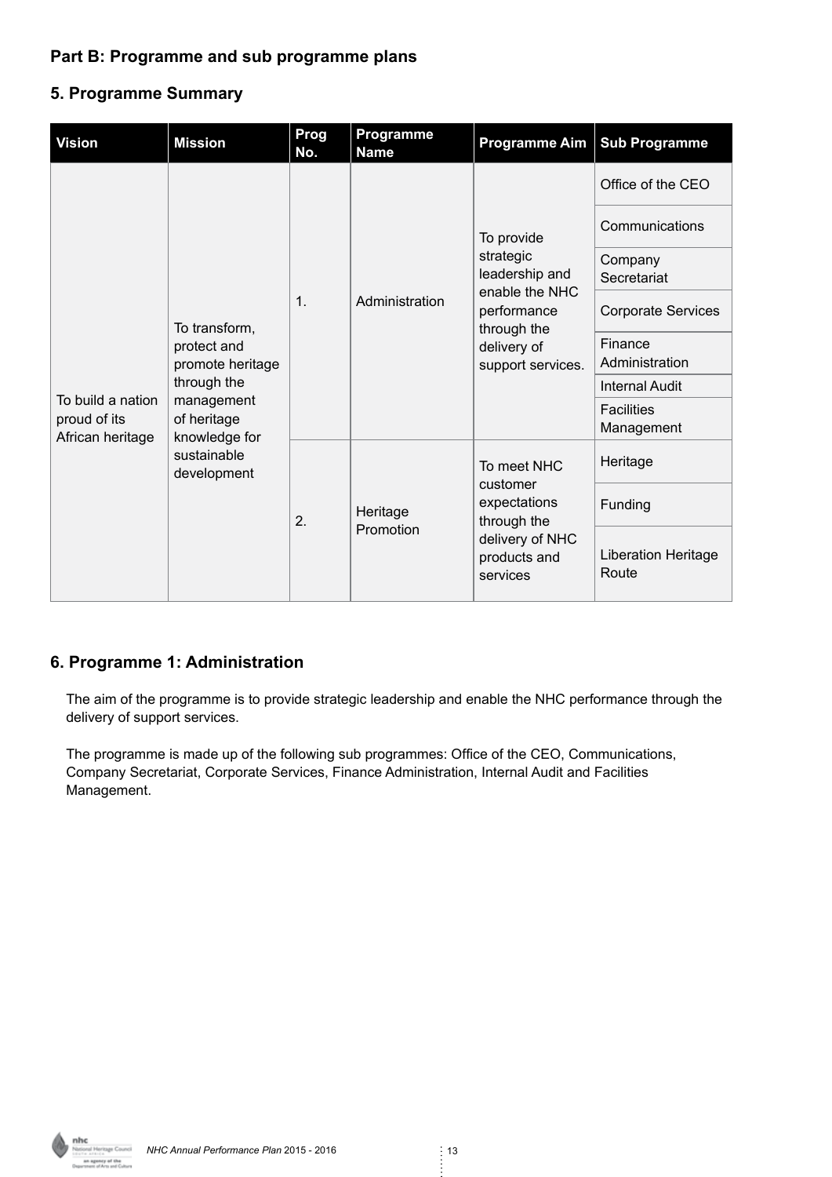## Part B: Programme and sub programme plans

## 5. Programme Summary

| Vision | Mission | Prog No. | Programme Name | Programme Aim | Sub Programme |
|---|---|---|---|---|---|
| To build a nation proud of its African heritage | To transform, protect and promote heritage through the management of heritage knowledge for sustainable development | 1. | Administration | To provide strategic leadership and enable the NHC performance through the delivery of support services. | Office of the CEO |
| | | | | | Communications |
| | | | | | Company Secretariat |
| | | | | | Corporate Services |
| | | | | | Finance Administration |
| | | | | | Internal Audit |
| | | | | | Facilities Management |
| | | 2. | Heritage Promotion | To meet NHC customer expectations through the delivery of NHC products and services | Heritage |
| | | | | | Funding |
| | | | | | Liberation Heritage Route |

## 6. Programme 1: Administration

The aim of the programme is to provide strategic leadership and enable the NHC performance through the delivery of support services.

The programme is made up of the following sub programmes: Office of the CEO, Communications, Company Secretariat, Corporate Services, Finance Administration, Internal Audit and Facilities Management.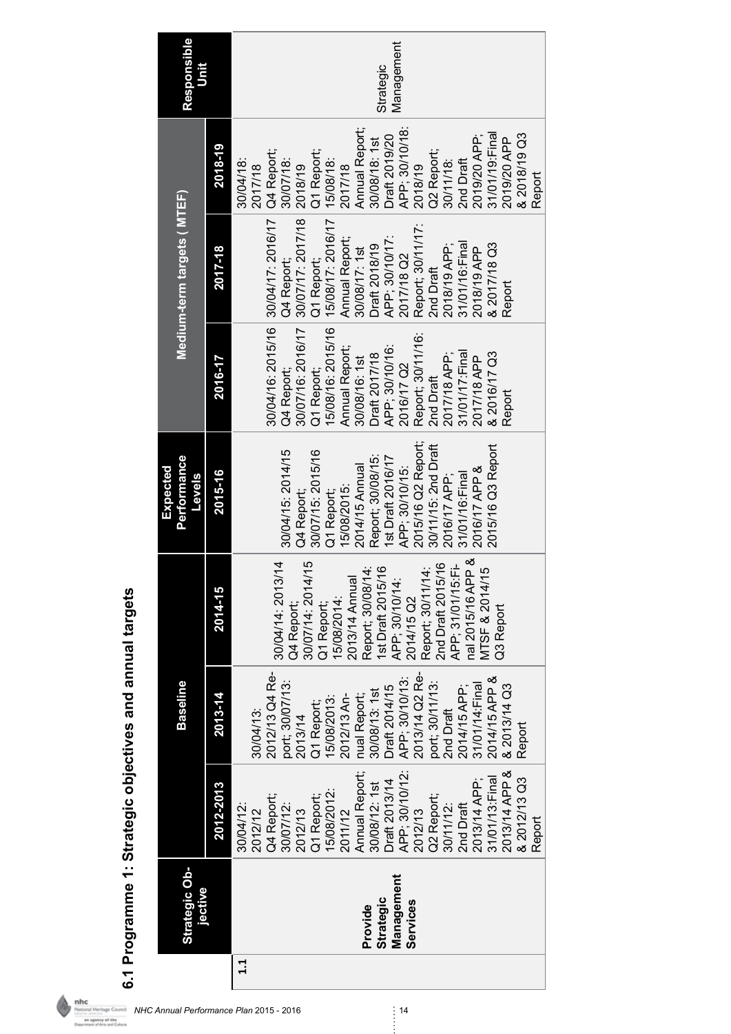## 6.1 Programme 1: Strategic objectives and annual targets

| | Strategic Objective | Baseline | | | Expected Performance Levels | Medium-term targets (MTEF) | | | Responsible Unit |
|---|---|---|---|---|---|---|---|---|---|
| | | 2012-2013 | 2013-14 | 2014-15 | 2015-16 | 2016-17 | 2017-18 | 2018-19 | |
| 1.1 | **Provide Strategic Management Services** | 30/04/12: 2012/12 Q4 Report; 30/07/12: 2012/13 Q1 Report; 15/08/2012: 2011/12 Annual Report; 30/08/12: 1st Draft 2013/14 APP; 30/10/12: 2012/13 Q2 Report; 30/11/12: 2nd Draft 2013/14 APP; 31/01/13:Final 2013/14 APP & 2012/13 Q3 Report | 30/04/13: 2012/13 Q4 Report; 30/07/13: 2013/14 Q1 Report; 15/08/2013: 2012/13 Annual Report; 30/08/13: 1st Draft 2014/15 APP; 30/10/13: 2013/14 Q2 Report; 30/11/13: 2nd Draft 2014/15 APP; 31/01/14:Final 2014/15 APP & 2013/14 Q3 Report | 30/04/14: 2013/14 Q4 Report; 30/07/14: 2014/15 Q1 Report; 15/08/2014: 2013/14 Annual Report; 30/08/14: 1st Draft 2015/16 APP; 30/10/14: 2014/15 Q2 Report; 30/11/14: 2nd Draft 2015/16 APP; 31/01/15:Final 2015/16 APP & MTSF & 2014/15 Q3 Report | 30/04/15: 2014/15 Q4 Report; 30/07/15: 2015/16 Q1 Report; 15/08/2015: 2014/15 Annual Report; 30/08/15: 1st Draft 2016/17 APP; 30/10/15: 2015/16 Q2 Report; 30/11/15: 2nd Draft 2016/17 APP; 31/01/16:Final 2016/17 APP & 2015/16 Q3 Report | 30/04/16: 2015/16 Q4 Report; 30/07/16: 2016/17 Q1 Report; 15/08/16: 2015/16 Annual Report; 30/08/16: 1st Draft 2017/18 APP; 30/10/16: 2016/17 Q2 Report; 30/11/16: 2nd Draft 2017/18 APP; 31/01/17:Final 2017/18 APP & 2016/17 Q3 Report | 30/04/17: 2016/17 Q4 Report; 30/07/17: 2017/18 Q1 Report; 15/08/17: 2016/17 Annual Report; 30/08/17: 1st Draft 2018/19 APP; 30/10/17: 2017/18 Q2 Report; 30/11/17: 2nd Draft 2018/19 APP; 31/01/16:Final 2018/19 APP & 2017/18 Q3 Report | 30/04/18: 2017/18 Q4 Report; 30/07/18: 2018/19 Q1 Report; 15/08/18: 2017/18 Annual Report; 30/08/18: 1st Draft 2019/20 APP; 30/10/18: 2018/19 Q2 Report; 30/11/18: 2nd Draft 2019/20 APP; 31/01/19:Final 2019/20 APP & 2018/19 Q3 Report | Strategic Management |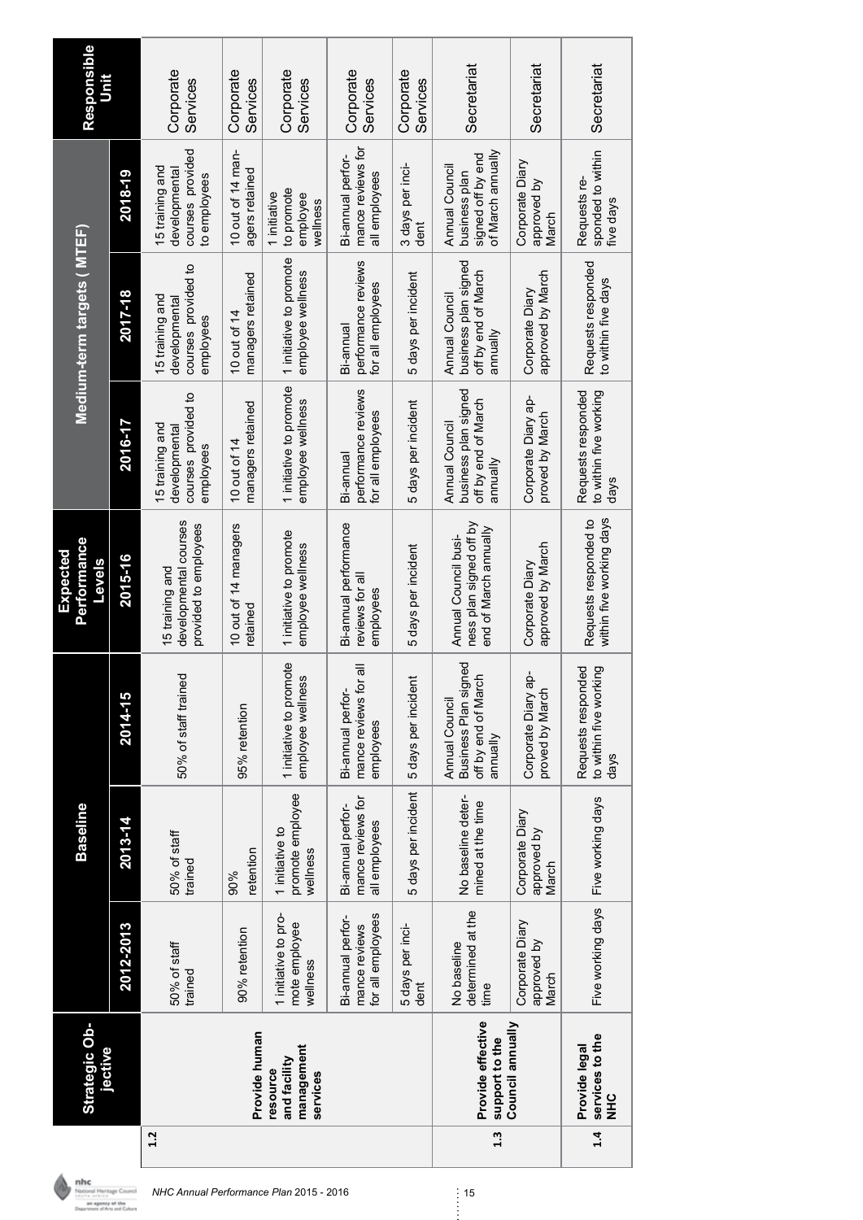| | Strategic Objective | Baseline | | | Expected Performance Levels | Medium-term targets (MTEF) | | | Responsible Unit |
|---|---|---|---|---|---|---|---|---|---|
| | | 2012-2013 | 2013-14 | 2014-15 | 2015-16 | 2016-17 | 2017-18 | 2018-19 | |
| 1.2 | Provide human resource and facility management services | 50% of staff trained | 50% of staff trained | 50% of staff trained | 15 training and developmental courses provided to employees | 15 training and developmental courses provided to employees | 15 training and developmental courses provided to employees | 15 training and developmental courses provided to employees | Corporate Services |
| | | 90% retention | 90% retention | 95% retention | 10 out of 14 managers retained | 10 out of 14 managers retained | 10 out of 14 managers retained | 10 out of 14 managers retained | Corporate Services |
| | | 1 initiative to promote employee wellness | 1 initiative to promote employee wellness | 1 initiative to promote employee wellness | 1 initiative to promote employee wellness | 1 initiative to promote employee wellness | 1 initiative to promote employee wellness | 1 initiative to promote employee wellness | Corporate Services |
| | | Bi-annual performance reviews for all employees | Bi-annual performance reviews for all employees | Bi-annual performance reviews for all employees | Bi-annual performance reviews for all employees | Bi-annual performance reviews for all employees | Bi-annual performance reviews for all employees | Bi-annual performance reviews for all employees | Corporate Services |
| | | 5 days per incident | 5 days per incident | 5 days per incident | 5 days per incident | 5 days per incident | 5 days per incident | 3 days per incident | Corporate Services |
| 1.3 | Provide effective support to the Council annually | No baseline determined at the time | No baseline determined at the time | Annual Council Business Plan signed off by end of March annually | Annual Council business plan signed off by end of March annually | Annual Council business plan signed off by end of March annually | Annual Council business plan signed off by end of March annually | Annual Council business plan signed off by end of March annually | Secretariat |
| | | Corporate Diary approved by March | Corporate Diary approved by March | Corporate Diary approved by March | Corporate Diary approved by March | Corporate Diary approved by March | Corporate Diary approved by March | Corporate Diary approved by March | Secretariat |
| 1.4 | Provide legal services to the NHC | Five working days | Five working days | Requests responded to within five working days | Requests responded to within five working days | Requests responded to within five working days | Requests responded to within five days | Requests responded to within five days | Secretariat |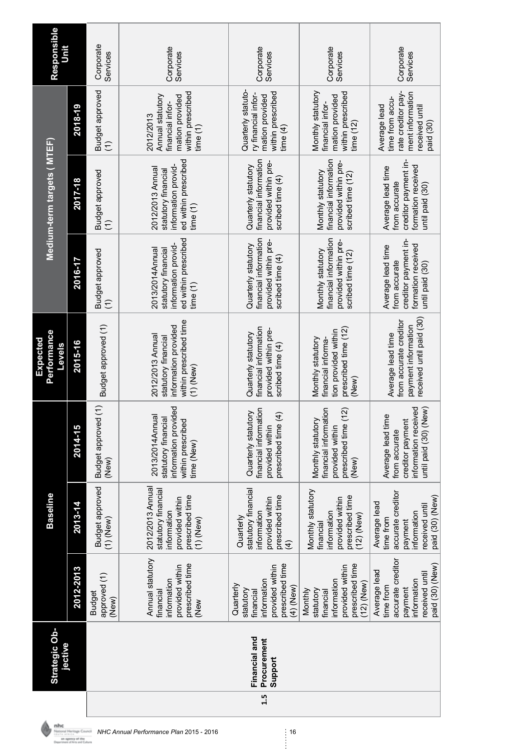| | Strategic Objective | Baseline | | | Expected Performance Levels | Medium-term targets ( MTEF) | | | Responsible Unit |
|---|---|---|---|---|---|---|---|---|---|
| | | 2012-2013 | 2013-14 | 2014-15 | 2015-16 | 2016-17 | 2017-18 | 2018-19 | |
| 1.5 | Financial and Procurement Support | Budget approved (1) (New) | Budget approved (1) (New) | Budget approved (1) (New) | Budget approved (1) | Budget approved (1) | Budget approved (1) | Budget approved (1) | Corporate Services |
| | | Annual statutory financial information provided within prescribed time (New | 2012/2013 Annual statutory financial information provided within prescribed time (1) (New) | 2013/2014Annual statutory financial information provided within prescribed time (New) | 2012/2013 Annual statutory financial information provided within prescribed time (1) (New) | 2013/2014Annual statutory financial information provided within prescribed time (1) | 2012/2013 Annual statutory financial information provided within prescribed time (1) | 2012/2013 Annual statutory financial information provided within prescribed time (1) | Corporate Services |
| | | Quarterly statutory financial information provided within prescribed time (4) (New) | Quarterly statutory financial information provided within prescribed time (4) | Quarterly statutory financial information provided within prescribed time (4) | Quarterly statutory financial information provided within prescribed time (4) | Quarterly statutory financial information provided within prescribed time (4) | Quarterly statutory financial information provided within prescribed time (4) | Quarterly statutory financial information provided within prescribed time (4) | Corporate Services |
| | | Monthly statutory financial information provided within prescribed time (12) (New) | Monthly statutory financial information provided within prescribed time (12) (New) | Monthly statutory financial information provided within prescribed time (12) (New) | Monthly statutory financial information provided within prescribed time (12) (New) | Monthly statutory financial information provided within prescribed time (12) | Monthly statutory financial information provided within prescribed time (12) | Monthly statutory financial information provided within prescribed time (12) | Corporate Services |
| | | Average lead time from accurate creditor payment information received until paid (30) (New) | Average lead time from accurate creditor payment information received until paid (30) (New) | Average lead time from accurate creditor payment information received until paid (30) (New) | Average lead time from accurate creditor payment information received until paid (30) | Average lead time from accurate creditor payment information received until paid (30) | Average lead time from accurate creditor payment information received until paid (30) | Average lead time from accurate creditor payment information received until paid (30) | Corporate Services |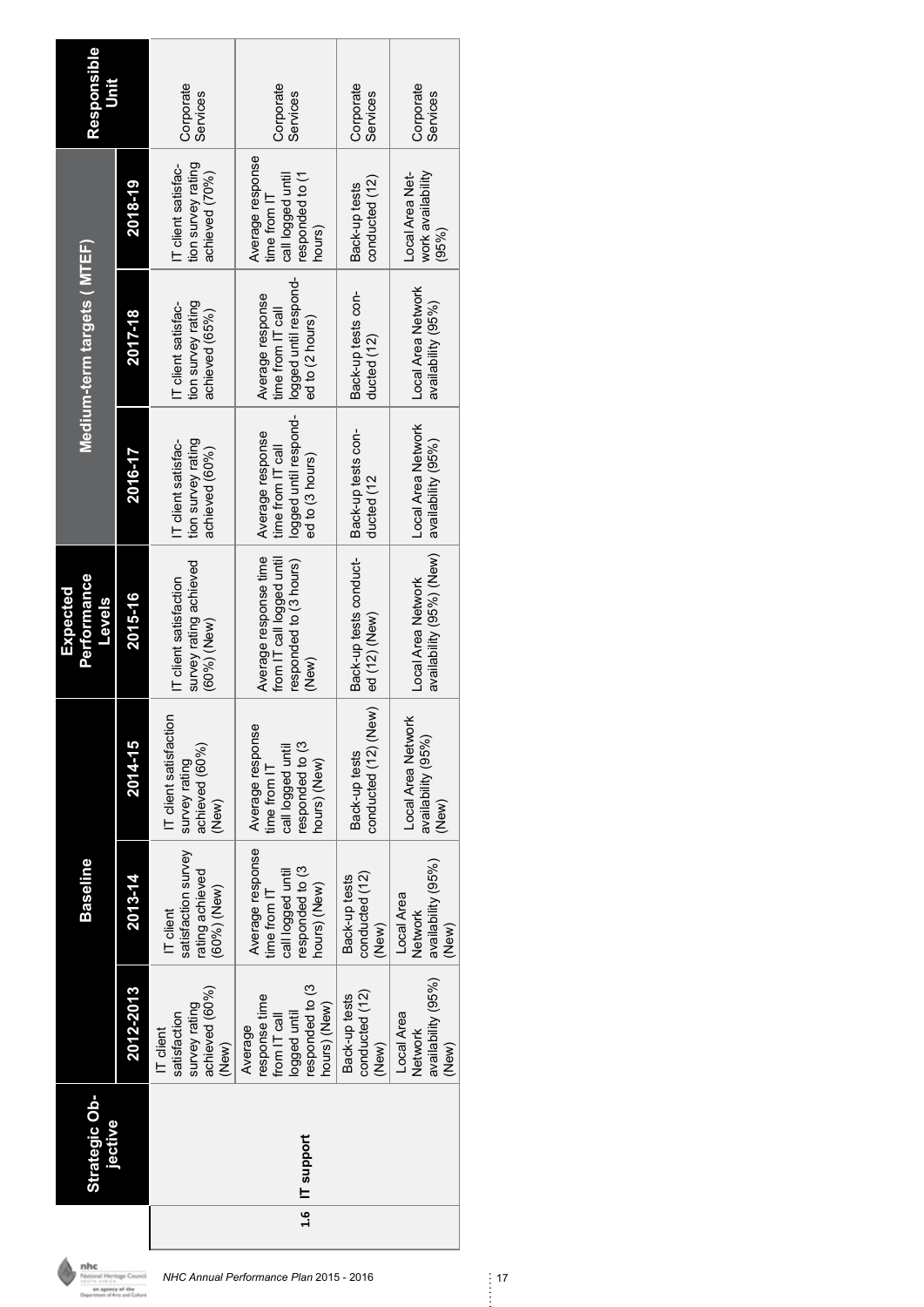| Strategic Objective | | Baseline | | Expected Performance Levels | Medium-term targets ( MTEF) | | | Responsible Unit |
|---|---|---|---|---|---|---|---|---|
| | 2012-2013 | 2013-14 | 2014-15 | 2015-16 | 2016-17 | 2017-18 | 2018-19 | |
| **1.6** | **IT support** | | | | | | | |
| | IT client satisfaction survey rating achieved (60%) (New) | IT client satisfaction survey rating achieved (60%) (New) | IT client satisfaction survey rating achieved (60%) (New) | IT client satisfaction survey rating achieved (60%) (New) | IT client satisfaction survey rating achieved (60%) | IT client satisfaction survey rating achieved (65%) | IT client satisfaction survey rating achieved (70%) | Corporate Services |
| | Average response time from IT call logged until responded to (3 hours) (New) | Average response time from IT call logged until responded to (3 hours) (New) | Average response time from IT call logged until responded to (3 hours) (New) | Average response time from IT call logged until responded to (3 hours) (New) | Average response time from IT call logged until responded to (3 hours) | Average response time from IT call logged until responded to (2 hours) | Average response time from IT call logged until responded to (1 hours) | Corporate Services |
| | Back-up tests conducted (12) (New) | Back-up tests conducted (12) (New) | Back-up tests conducted (12) (New) | Back-up tests conducted (12) (New) | Back-up tests conducted (12 | Back-up tests conducted (12) | Back-up tests conducted (12) | Corporate Services |
| | Local Area Network availability (95%) (New) | Local Area Network availability (95%) (New) | Local Area Network availability (95%) (New) | Local Area Network availability (95%) (New) | Local Area Network availability (95%) | Local Area Network availability (95%) | Local Area Network availability (95%) | Corporate Services |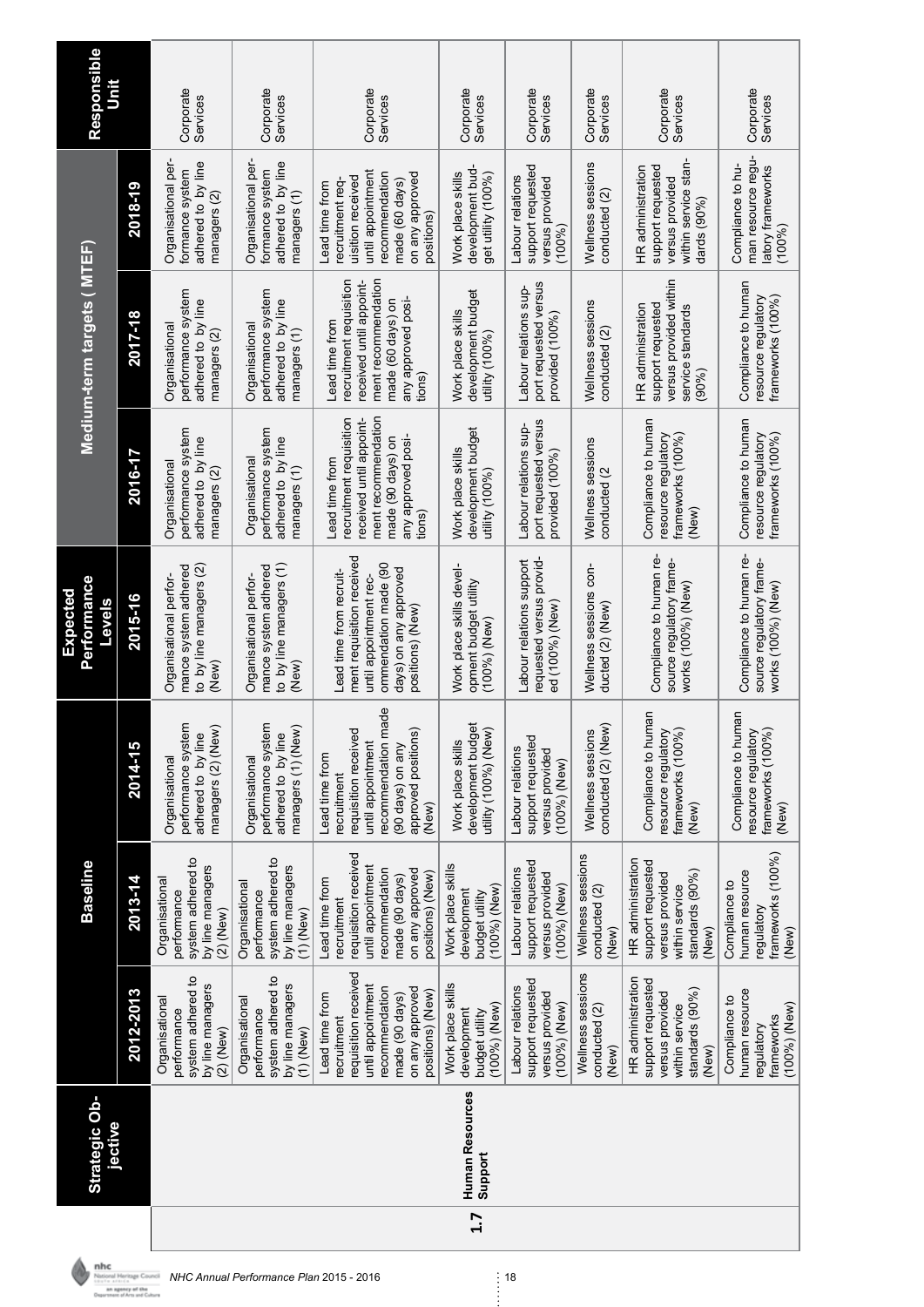| | Strategic Objective | Baseline | | Expected Performance Levels | Medium-term targets ( MTEF) | | | Responsible Unit |
|---|---|---|---|---|---|---|---|---|
| | | 2012-2013 | 2013-14 | 2014-15 / 2015-16 | 2016-17 | 2017-18 | 2018-19 | |
| 1.7 | Human Resources Support | Organisational performance system adhered to by line managers (2) (New) | Organisational performance system adhered to by line managers (2) (New) | Organisational performance system adhered to by line managers (2) (New) / Organisational performance system adhered to by line managers (2) (New) | Organisational performance system adhered to by line managers (2) | Organisational performance system adhered to by line managers (2) | Organisational performance system adhered to by line managers (2) | Corporate Services |
| | | Organisational performance system adhered to by line managers (1) (New) | Organisational performance system adhered to by line managers (1) (New) | Organisational performance system adhered to by line managers (1) (New) / Organisational performance system adhered to by line managers (1) (New) | Organisational performance system adhered to by line managers (1) | Organisational performance system adhered to by line managers (1) | Organisational performance system adhered to by line managers (1) | Corporate Services |
| | | Lead time from recruitment requisition received until appointment recommendation made (90 days) on any approved positions) (New) | Lead time from recruitment requisition received until appointment recommendation made (90 days) on any approved positions) (New) | Lead time from recruitment requisition received until appointment recommendation made (90 days) on any approved positions) (New) / Lead time from recruitment requisition received until appointment recommendation made (90 days) on any approved positions) (New) | Lead time from recruitment requisition received until appointment recommendation made (90 days) on any approved positions) | Lead time from recruitment requisition received until appointment recommendation made (60 days) on any approved positions) | Lead time from recruitment requisition received until appointment recommendation made (60 days) on any approved positions) | Corporate Services |
| | | Work place skills development budget utility (100%) (New) | Work place skills development budget utility (100%) (New) | Work place skills development budget utility (100%) (New) / Work place skills development budget utility (100%) (New) | Work place skills development budget utility (100%) | Work place skills development budget utility (100%) | Work place skills development budget utility (100%) | Corporate Services |
| | | Labour relations support requested versus provided (100%) (New) | Labour relations support requested versus provided (100%) (New) | Labour relations support requested versus provided (100%) (New) / Labour relations support requested versus provided (100%) (New) | Labour relations support requested versus provided (100%) | Labour relations support requested versus provided (100%) | Labour relations support requested versus provided (100%) | Corporate Services |
| | | Wellness sessions conducted (2) (New) | Wellness sessions conducted (2) (New) | Wellness sessions conducted (2) (New) / Wellness sessions conducted (2) (New) | Wellness sessions conducted (2 | Wellness sessions conducted (2) | Wellness sessions conducted (2) | Corporate Services |
| | | HR administration support requested versus provided within service standards (90%) (New) | HR administration support requested versus provided within service standards (90%) (New) | Compliance to human resource regulatory frameworks (100%) (New) / Compliance to human resource regulatory frameworks (100%) (New) | Compliance to human resource regulatory frameworks (100%) (New) | HR administration support requested versus provided within service standards (90%) | HR administration support requested versus provided within service standards (90%) | Corporate Services |
| | | Compliance to human resource regulatory frameworks (100%) (New) | Compliance to human resource regulatory frameworks (100%) (New) | Compliance to human resource regulatory frameworks (100%) (New) / Compliance to human resource regulatory frameworks (100%) (New) | Compliance to human resource regulatory frameworks (100%) | Compliance to human resource regulatory frameworks (100%) | Compliance to human resource regulatory frameworks (100%) | Corporate Services |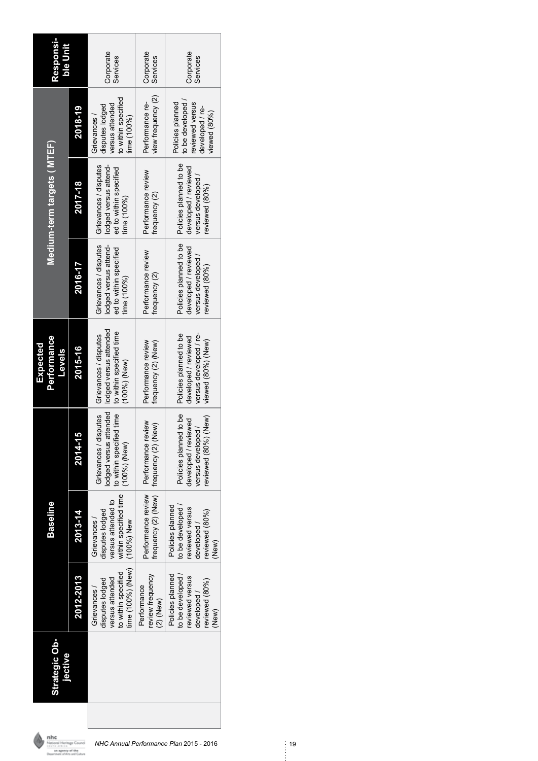| Strategic Objective | Baseline | | Baseline | Expected Performance Levels | Medium-term targets ( MTEF) | | | Responsible Unit |
|---|---|---|---|---|---|---|---|---|
| | 2012-2013 | 2013-14 | 2014-15 | 2015-16 | 2016-17 | 2017-18 | 2018-19 | |
| | Grievances / disputes lodged versus attended to within specified time (100%) (New) | Grievances / disputes lodged versus attended to within specified time (100%) New | Grievances / disputes lodged versus attended to within specified time (100%) (New) | Grievances / disputes lodged versus attended to within specified time (100%) (New) | Grievances / disputes lodged versus attended to within specified time (100%) | Grievances / disputes lodged versus attended to within specified time (100%) | Grievances / disputes lodged versus attended to within specified time (100%) | Corporate Services |
| | Performance review frequency (2) (New) | Performance review frequency (2) (New) | Performance review frequency (2) (New) | Performance review frequency (2) (New) | Performance review frequency (2) | Performance review frequency (2) | Performance review frequency (2) | Corporate Services |
| | Policies planned to be developed / reviewed versus developed / reviewed (80%) (New) | Policies planned to be developed / reviewed versus developed / reviewed (80%) (New) | Policies planned to be developed / reviewed versus developed / reviewed (80%) (New) | Policies planned to be developed / reviewed versus developed / reviewed (80%) (New) | Policies planned to be developed / reviewed versus developed / reviewed (80%) | Policies planned to be developed / reviewed versus developed / reviewed (80%) | Policies planned to be developed / reviewed versus developed / reviewed (80%) | Corporate Services |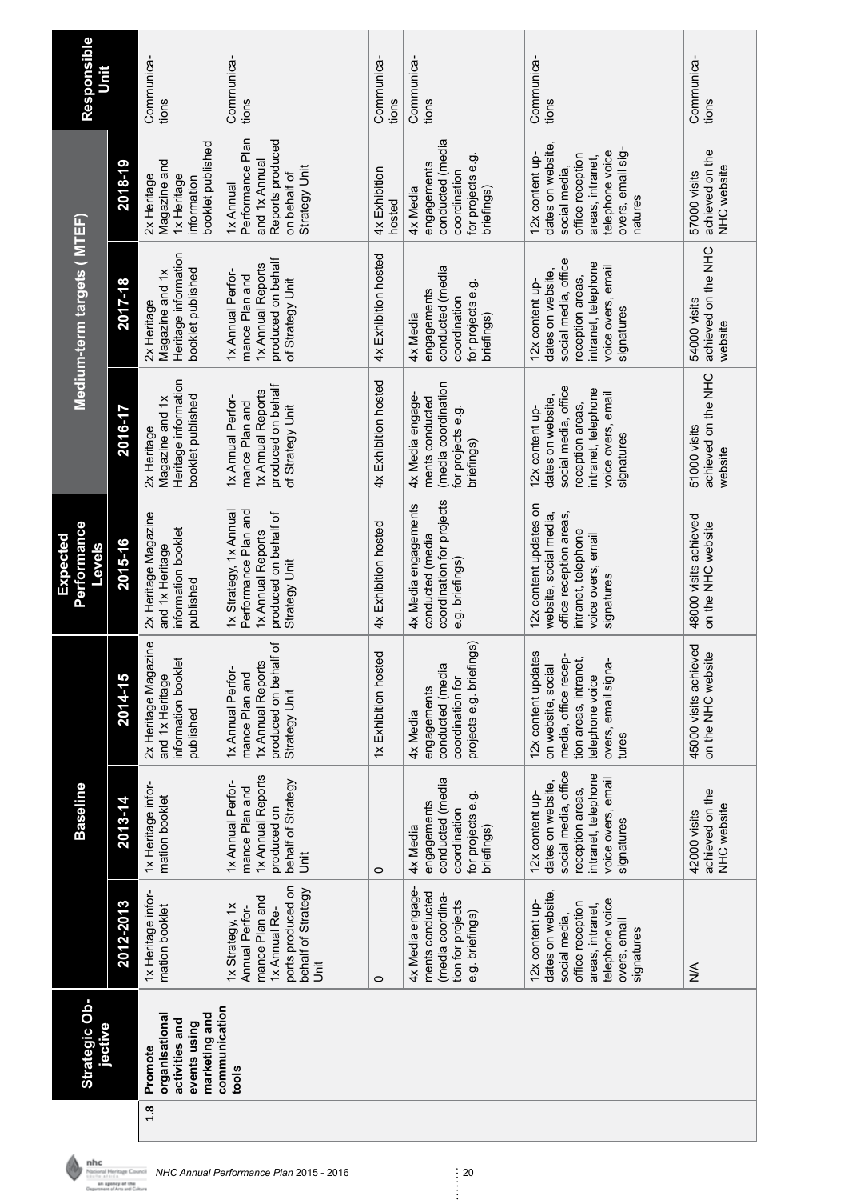| | Strategic Objective | Baseline | | Expected Performance Levels | | Medium-term targets (MTEF) | | | Responsible Unit |
|---|---|---|---|---|---|---|---|---|---|
| | | 2012-2013 | 2013-14 | 2014-15 | 2015-16 | 2016-17 | 2017-18 | 2018-19 | |
| 1.8 | Promote organisational activities and events using marketing and communication tools | 1x Heritage information booklet | 1x Heritage information booklet | 2x Heritage Magazine and 1x Heritage information booklet published | 2x Heritage Magazine and 1x Heritage information booklet published | 2x Heritage Magazine and 1x Heritage information booklet published | 2x Heritage Magazine and 1x Heritage information booklet published | 2x Heritage Magazine and 1x Heritage information booklet published | Communications |
| | | 1x Strategy, 1x Annual Performance Plan and 1x Annual Reports produced on behalf of Strategy Unit | 1x Annual Performance Plan and 1x Annual Reports produced on behalf of Strategy Unit | 1x Annual Performance Plan and 1x Annual Reports produced on behalf of Strategy Unit | 1x Strategy, 1x Annual Performance Plan and 1x Annual Reports produced on behalf of Strategy Unit | 1x Annual Performance Plan and 1x Annual Reports produced on behalf of Strategy Unit | 1x Annual Performance Plan and 1x Annual Reports produced on behalf of Strategy Unit | 1x Annual Performance Plan and 1x Annual Reports produced on behalf of Strategy Unit | Communications |
| | | 0 | 0 | 1x Exhibition hosted | 4x Exhibition hosted | 4x Exhibition hosted | 4x Exhibition hosted | 4x Exhibition hosted | Communications |
| | | 4x Media engagements conducted (media coordination for projects e.g. briefings) | 4x Media engagements conducted (media coordination for projects e.g. briefings) | 4x Media engagements conducted (media coordination for projects e.g. briefings) | 4x Media engagements conducted (media coordination for projects e.g. briefings) | 4x Media engagements conducted (media coordination for projects e.g. briefings) | 4x Media engagements conducted (media coordination for projects e.g. briefings) | 4x Media engagements conducted (media coordination for projects e.g. briefings) | Communications |
| | | 12x content updates on website, social media, office reception areas, intranet, telephone voice overs, email signatures | 12x content updates on website, social media, office reception areas, intranet, telephone voice overs, email signatures | 12x content updates on website, social media, office reception areas, intranet, telephone voice overs, email signatures | 12x content updates on website, social media, office reception areas, intranet, telephone voice overs, email signatures | 12x content updates on website, social media, office reception areas, intranet, telephone voice overs, email signatures | 12x content updates on website, social media, office reception areas, intranet, telephone voice overs, email signatures | 12x content updates on website, social media, office reception areas, intranet, telephone voice overs, email signatures | Communications |
| | | N/A | 42000 visits achieved on the NHC website | 45000 visits achieved on the NHC website | 48000 visits achieved on the NHC website | 51000 visits achieved on the NHC website | 54000 visits achieved on the NHC website | 57000 visits achieved on the NHC website | Communications |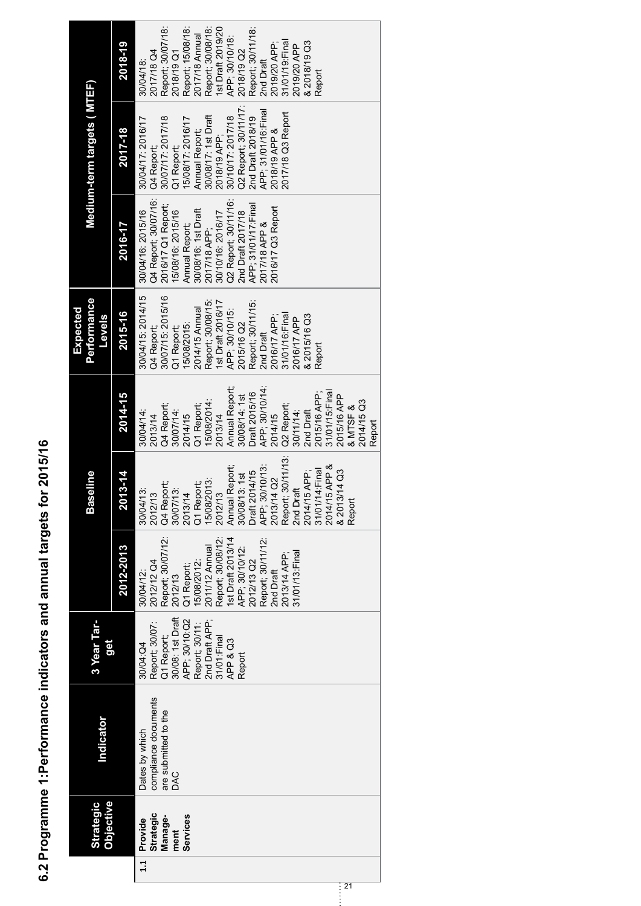## 6.2 Programme 1:Performance indicators and annual targets for 2015/16

| | Strategic Objective | Indicator | 3 Year Target | Baseline | | | Expected Performance Levels | Medium-term targets ( MTEF) | | |
|---|---|---|---|---|---|---|---|---|---|---|
| | | | | 2012-2013 | 2013-14 | 2014-15 | 2015-16 | 2016-17 | 2017-18 | 2018-19 |
| 1.1 | Provide Strategic Management Services | Dates by which compliance documents are submitted to the DAC | 30/04:Q4 Report; 30/07: Q1 Report; 30/08: 1st Draft APP; 30/10:Q2 Report; 30/11: 2nd Draft APP; 31/01:Final APP & Q3 Report | 30/04/12: 2012/12 Q4 Report; 30/07/12: 2012/13 Q1 Report; 15/08/2012: 2011/12 Annual Report; 30/08/12: 1st Draft 2013/14 APP; 30/10/12: 2012/13 Q2 Report; 30/11/12: 2nd Draft 2013/14 APP; 31/01/13:Final | 30/04/13: 2012/13 Q4 Report; 30/07/13: 2013/14 Q1 Report; 15/08/2013: 2012/13 Annual Report; 30/08/13: 1st Draft 2014/15 APP; 30/10/13: 2013/14 Q2 Report; 30/11/13: 2nd Draft 2014/15 APP; 31/01/14:Final 2014/15 APP & 2013/14 Q3 Report | 30/04/14: 2013/14 Q4 Report; 30/07/14: 2014/15 Q1 Report; 15/08/2014: 2013/14 Annual Report; 30/08/14: 1st Draft 2015/16 APP; 30/10/14: 2014/15 Q2 Report; 30/11/14: 2nd Draft 2015/16 APP; 31/01/15:Final 2015/16 APP & MTSF & 2014/15 Q3 Report | 30/04/15: 2014/15 Q4 Report; 30/07/15: 2015/16 Q1 Report; 15/08/2015: 2014/15 Annual Report; 30/08/15: 1st Draft 2016/17 APP; 30/10/15: 2015/16 Q2 Report; 30/11/15: 2nd Draft 2016/17 APP; 31/01/16:Final 2016/17 APP & 2015/16 Q3 Report | 30/04/16: 2015/16 Q4 Report; 30/07/16: 2016/17 Q1 Report; 15/08/16: 2015/16 Annual Report; 30/08/16: 1st Draft 2017/18 APP; 30/10/16: 2016/17 Q2 Report; 30/11/16: 2nd Draft 2017/18 APP: 31/01/17:Final 2017/18 APP & 2016/17 Q3 Report | 30/04/17: 2016/17 Q4 Report; 30/07/17: 2017/18 Q1 Report; 15/08/17: 2016/17 Annual Report; 30/08/17: 1st Draft 2018/19 APP; 30/10/17: 2017/18 Q2 Report; 30/11/17: 2nd Draft 2018/19 APP; 31/01/16:Final 2018/19 APP & 2017/18 Q3 Report | 30/04/18: 2017/18 Q4 Report; 30/07/18: 2018/19 Q1 Report; 15/08/18: 2017/18 Annual Report; 30/08/18: 1st Draft 2019/20 APP; 30/10/18: 2018/19 Q2 Report; 30/11/18: 2nd Draft 2019/20 APP; 31/01/19:Final 2019/20 APP & 2018/19 Q3 Report |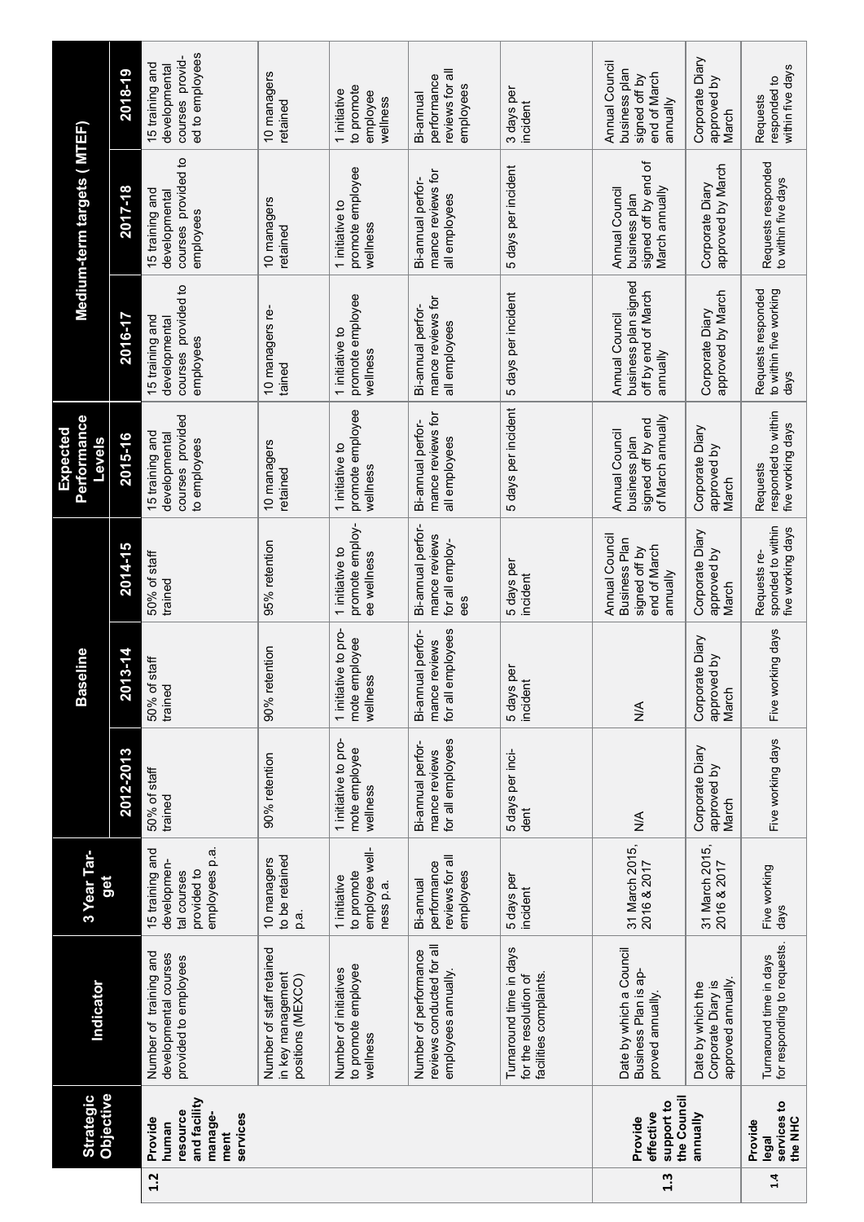| | Strategic Objective | Indicator | 3 Year Target | Baseline | | | Expected Performance Levels | Medium-term targets ( MTEF) | | |
|---|---|---|---|---|---|---|---|---|---|---|
| | | | | 2012-2013 | 2013-14 | 2014-15 | 2015-16 | 2016-17 | 2017-18 | 2018-19 |
| 1.2 | Provide human resource and facility management services | Number of training and developmental courses provided to employees | 15 training and developmental courses provided to employees p.a. | 50% of staff trained | 50% of staff trained | 50% of staff trained | 15 training and developmental courses provided to employees | 15 training and developmental courses provided to employees | 15 training and developmental courses provided to employees | 15 training and developmental courses provided to employees |
| | | Number of staff retained in key management positions (MEXCO) | 10 managers to be retained p.a. | 90% retention | 90% retention | 95% retention | 10 managers retained | 10 managers retained | 10 managers retained | 10 managers retained |
| | | Number of initiatives to promote employee wellness | 1 initiative to promote employee wellness p.a. | 1 initiative to promote employee wellness | 1 initiative to promote employee wellness | 1 initiative to promote employee wellness | 1 initiative to promote employee wellness | 1 initiative to promote employee wellness | 1 initiative to promote employee wellness | 1 initiative to promote employee wellness |
| | | Number of performance reviews conducted for all employees annually. | Bi-annual performance reviews for all employees | Bi-annual performance reviews for all employees | Bi-annual performance reviews for all employees | Bi-annual performance reviews for all employees | Bi-annual performance reviews for all employees | Bi-annual performance reviews for all employees | Bi-annual performance reviews for all employees | Bi-annual performance reviews for all employees |
| | | Turnaround time in days for the resolution of facilities complaints. | 5 days per incident | 5 days per incident | 5 days per incident | 5 days per incident | 5 days per incident | 5 days per incident | 5 days per incident | 3 days per incident |
| 1.3 | Provide effective support to the Council annually | Date by which a Council Business Plan is approved annually. | 31 March 2015, 2016 & 2017 | N/A | N/A | Annual Council Business Plan signed off by end of March annually | Annual Council business plan signed off by end of March annually | Annual Council business plan signed off by end of March annually | Annual Council business plan signed off by end of March annually | Annual Council business plan signed off by end of March annually |
| | | Date by which the Corporate Diary is approved annually. | 31 March 2015, 2016 & 2017 | Corporate Diary approved by March | Corporate Diary approved by March | Corporate Diary approved by March | Corporate Diary approved by March | Corporate Diary approved by March | Corporate Diary approved by March | Corporate Diary approved by March |
| 1.4 | Provide legal services to the NHC | Turnaround time in days for responding to requests. | Five working days | Five working days | Five working days | Requests responded to within five working days | Requests responded to within five working days | Requests responded to within five working days | Requests responded to within five days | Requests responded to within five days |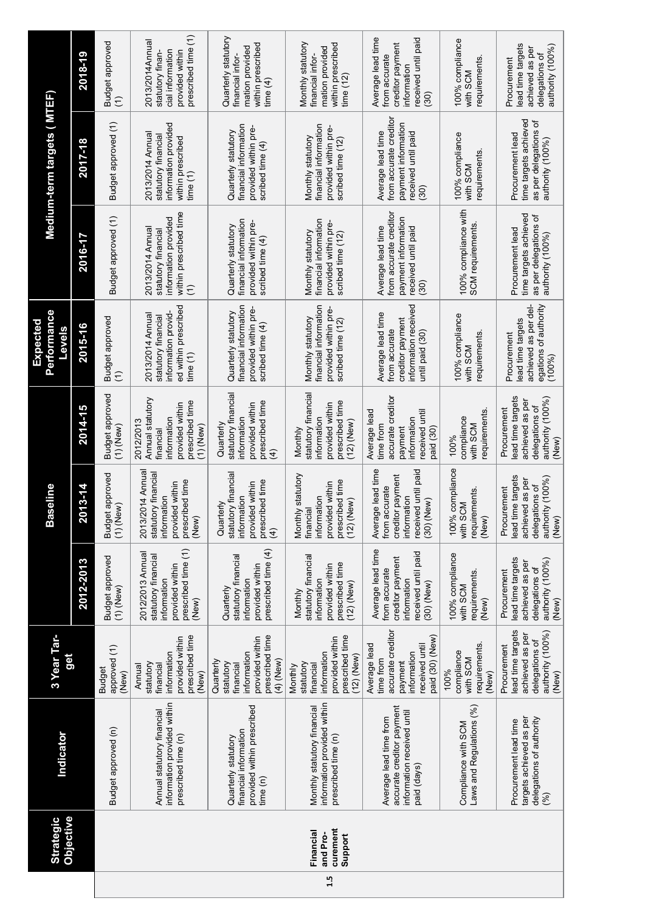| Strategic Objective | | Indicator | 3 Year Target | Baseline | | | Expected Performance Levels | Medium-term targets (MTEF) | | |
|---|---|---|---|---|---|---|---|---|---|---|
| | | | | 2012-2013 | 2013-14 | 2014-15 | 2015-16 | 2016-17 | 2017-18 | 2018-19 |
| 1.5 | Financial and Procurement Support | Budget approved (n) | Budget approved (1) (New) | Budget approved (1) (New) | Budget approved (1) (New) | Budget approved (1) (New) | Budget approved (1) | Budget approved (1) | Budget approved (1) | Budget approved (1) |
| | | Annual statutory financial information provided within prescribed time (n) | Annual statutory financial information provided within prescribed time (New) | 2012/2013 Annual statutory financial information provided within prescribed time (1) (New) | 2013/2014 Annual statutory financial information provided within prescribed time (New) | 2012/2013 Annual statutory financial information provided within prescribed time (1) (New) | 2013/2014 Annual statutory financial information provided within prescribed time (1) | 2013/2014 Annual statutory financial information provided within prescribed time (1) | 2013/2014 Annual statutory financial information provided within prescribed time (1) | 2013/2014Annual statutory financial information provided within prescribed time (1) |
| | | Quarterly statutory financial information provided within prescribed time (n) | Quarterly statutory financial information provided within prescribed time (4) (New) | Quarterly statutory financial information provided within prescribed time (4) | Quarterly statutory financial information provided within prescribed time (4) | Quarterly statutory financial information provided within prescribed time (4) | Quarterly statutory financial information provided within prescribed time (4) | Quarterly statutory financial information provided within prescribed time (4) | Quarterly statutory financial information provided within prescribed time (4) | Quarterly statutory financial information provided within prescribed time (4) |
| | | Monthly statutory financial information provided within prescribed time (n) | Monthly statutory financial information provided within prescribed time (12) (New) | Monthly statutory financial information provided within prescribed time (12) (New) | Monthly statutory financial information provided within prescribed time (12) (New) | Monthly statutory financial information provided within prescribed time (12) (New) | Monthly statutory financial information provided within prescribed time (12) | Monthly statutory financial information provided within prescribed time (12) | Monthly statutory financial information provided within prescribed time (12) | Monthly statutory financial information provided within prescribed time (12) |
| | | Average lead time from accurate creditor payment information received until paid (days) | Average lead time from accurate creditor payment information received until paid (30) (New) | Average lead time from accurate creditor payment information received until paid (30) (New) | Average lead time from accurate creditor payment information received until paid (30) (New) | Average lead time from accurate creditor payment information received until paid (30) | Average lead time from accurate creditor payment information received until paid (30) | Average lead time from accurate creditor payment information received until paid (30) | Average lead time from accurate creditor payment information received until paid (30) | Average lead time from accurate creditor payment information received until paid (30) |
| | | Compliance with SCM Laws and Regulations (%) | 100% compliance with SCM requirements. (New) | 100% compliance with SCM requirements. (New) | 100% compliance with SCM requirements. (New) | 100% compliance with SCM requirements. | 100% compliance with SCM requirements. | 100% compliance with SCM requirements. | 100% compliance with SCM requirements. | 100% compliance with SCM requirements. |
| | | Procurement lead time targets achieved as per delegations of authority (%) | Procurement lead time targets achieved as per delegations of authority (100%) (New) | Procurement lead time targets achieved as per delegations of authority (100%) (New) | Procurement lead time targets achieved as per delegations of authority (100%) (New) | Procurement lead time targets achieved as per delegations of authority (100%) (New) | Procurement lead time targets achieved as per delegations of authority (100%) | Procurement lead time targets achieved as per delegations of authority (100%) | Procurement lead time targets achieved as per delegations of authority (100%) | Procurement lead time targets achieved as per delegations of authority (100%) |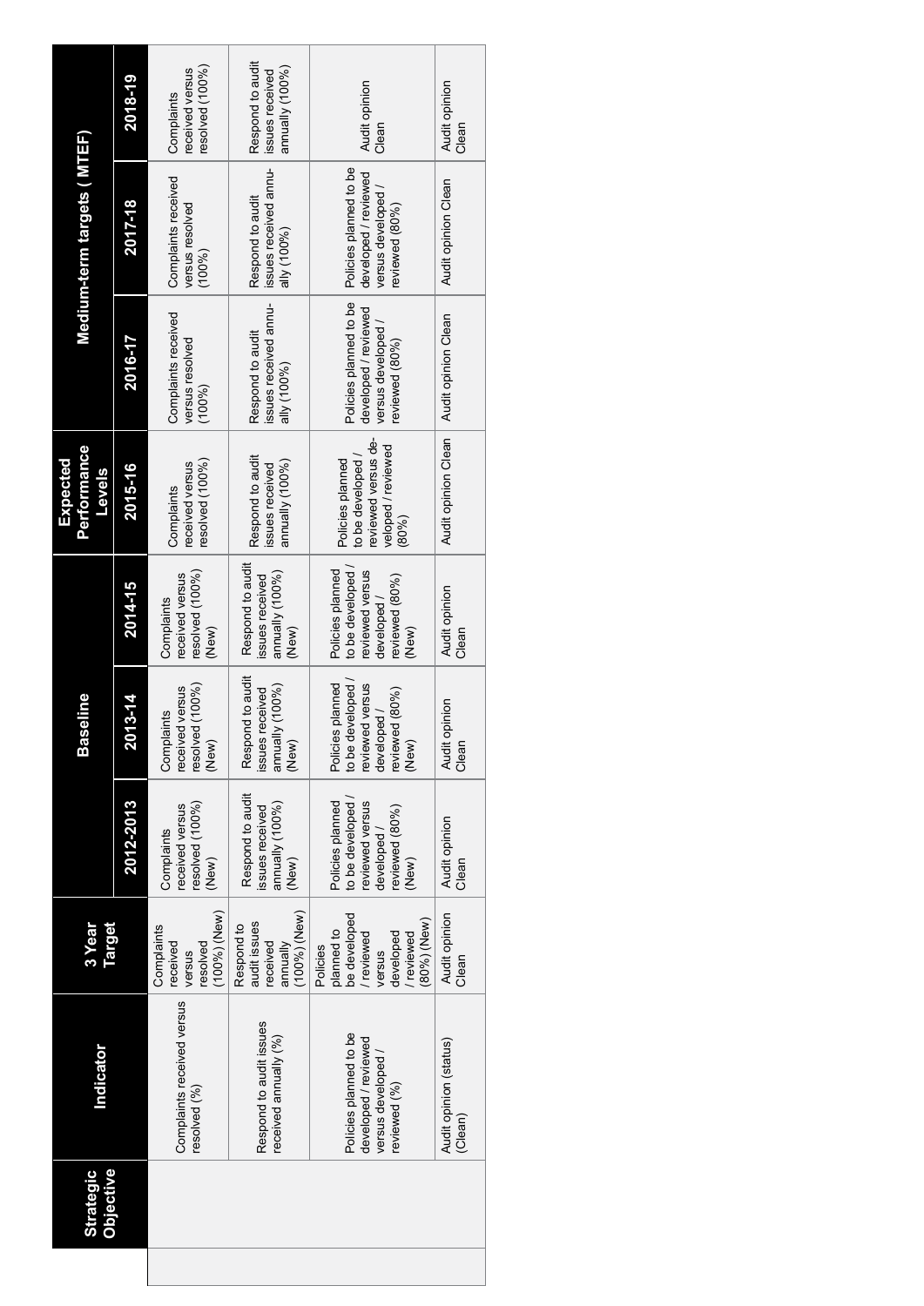| Strategic Objective | Indicator | 3 Year Target | Baseline | | | Expected Performance Levels | Medium-term targets ( MTEF) | | |
|---|---|---|---|---|---|---|---|---|---|
| | | | 2012-2013 | 2013-14 | 2014-15 | 2015-16 | 2016-17 | 2017-18 | 2018-19 |
| | Complaints received versus resolved (%) | Complaints received versus resolved (100%) (New) | Complaints received versus resolved (100%) (New) | Complaints received versus resolved (100%) (New) | Complaints received versus resolved (100%) (New) | Complaints received versus resolved (100%) | Complaints received versus resolved (100%) | Complaints received versus resolved (100%) | Complaints received versus resolved (100%) |
| | Respond to audit issues received annually (%) | Respond to audit issues received annually (100%) (New) | Respond to audit issues received annually (100%) (New) | Respond to audit issues received annually (100%) (New) | Respond to audit issues received annually (100%) (New) | Respond to audit issues received annually (100%) | Respond to audit issues received annually (100%) | Respond to audit issues received annually (100%) | Respond to audit issues received annually (100%) |
| | Policies planned to be developed / reviewed versus developed / reviewed (%) | Policies planned to be developed / reviewed versus developed / reviewed (80%) (New) | Policies planned to be developed / reviewed versus developed / reviewed (80%) (New) | Policies planned to be developed / reviewed versus developed / reviewed (80%) (New) | Policies planned to be developed / reviewed versus developed / reviewed (80%) (New) | Policies planned to be developed / reviewed versus developed / reviewed (80%) | Policies planned to be developed / reviewed versus developed / reviewed (80%) | Policies planned to be developed / reviewed versus developed / reviewed (80%) | Audit opinion Clean |
| | Audit opinion (status) (Clean) | Audit opinion Clean | Audit opinion Clean | Audit opinion Clean | Audit opinion Clean | Audit opinion Clean | Audit opinion Clean | Audit opinion Clean | Audit opinion Clean |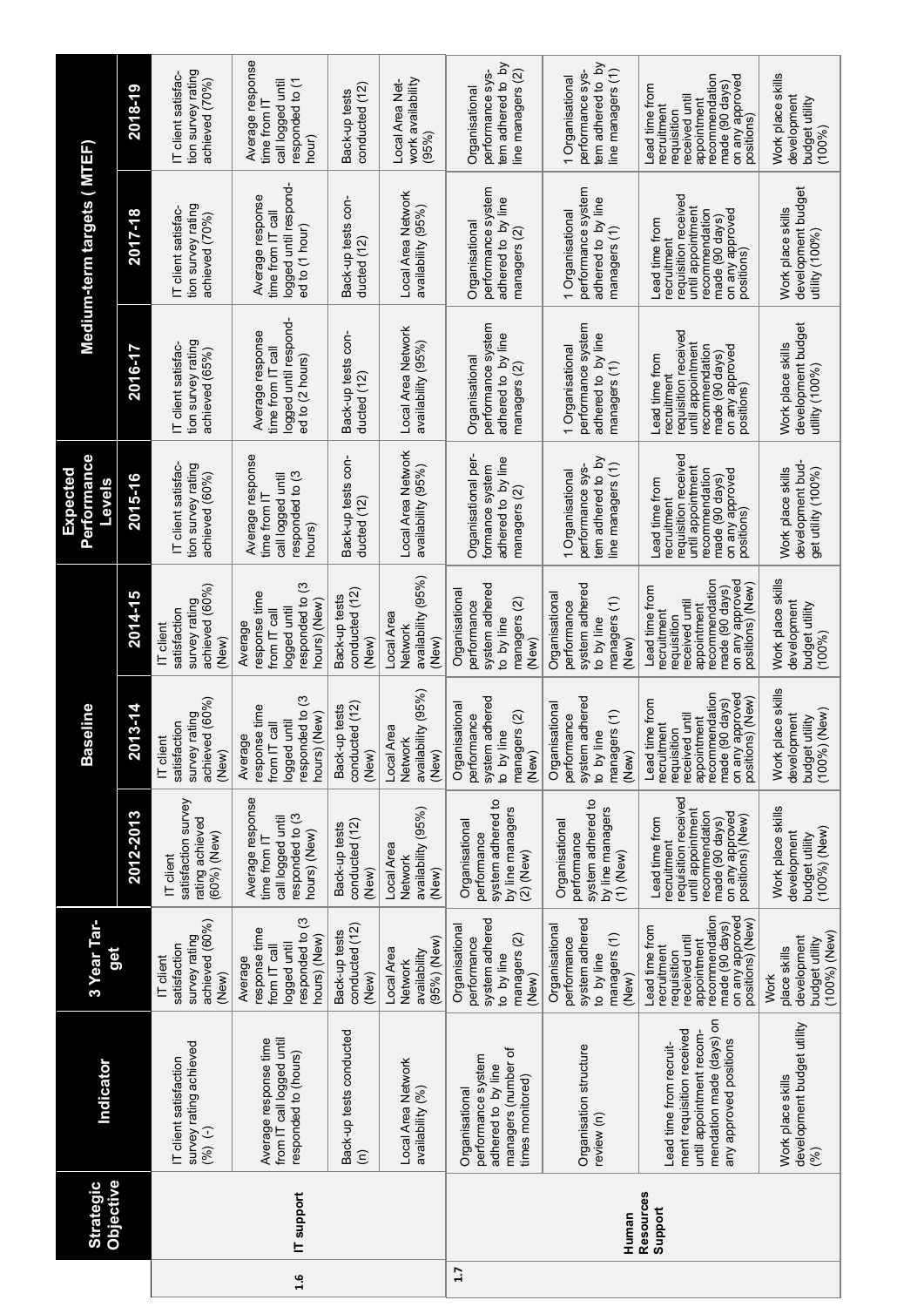| | Strategic Objective | Indicator | 3 Year Target | Baseline | | | Expected Performance Levels | Medium-term targets ( MTEF) | | |
|---|---|---|---|---|---|---|---|---|---|---|
| | | | | 2012-2013 | 2013-14 | 2014-15 | 2015-16 | 2016-17 | 2017-18 | 2018-19 |
| 1.6 | IT support | IT client satisfaction survey rating achieved (%) (-) | IT client satisfaction survey rating achieved (60%) (New) | IT client satisfaction survey rating achieved (60%) (New) | IT client satisfaction survey rating achieved (60%) (New) | IT client satisfaction survey rating achieved (60%) (New) | IT client satisfaction survey rating achieved (60%) | IT client satisfaction survey rating achieved (65%) | IT client satisfaction survey rating achieved (70%) | IT client satisfaction survey rating achieved (70%) |
| | | Average response time from IT call logged until responded to (hours) | Average response time from IT call logged until responded to (3 hours) (New) | Average response time from IT call logged until responded to (3 hours) (New) | Average response time from IT call logged until responded to (3 hours) (New) | Average response time from IT call logged until responded to (3 hours) (New) | Average response time from IT call logged until responded to (3 hours) | Average response time from IT call logged until responded to (2 hours) | Average response time from IT call logged until responded to (1 hour) | Average response time from IT call logged until responded to (1 hour) |
| | | Back-up tests conducted (n) | Back-up tests conducted (12) (New) | Back-up tests conducted (12) (New) | Back-up tests conducted (12) (New) | Back-up tests conducted (12) (New) | Back-up tests conducted (12) | Back-up tests conducted (12) | Back-up tests conducted (12) | Back-up tests conducted (12) |
| | | Local Area Network availability (%) | Local Area Network availability (95%) (New) | Local Area Network availability (95%) (New) | Local Area Network availability (95%) (New) | Local Area Network availability (95%) (New) | Local Area Network availability (95%) | Local Area Network availability (95%) | Local Area Network availability (95%) | Local Area Network availability (95%) |
| 1.7 | Human Resources Support | Organisational performance system adhered to by line managers (number of times monitored) | Organisational performance system adhered to by line managers (2) (New) | Organisational performance system adhered to by line managers (2) (New) | Organisational performance system adhered to by line managers (2) (New) | Organisational performance system adhered to by line managers (2) (New) | Organisational performance system adhered to by line managers (2) | Organisational performance system adhered to by line managers (2) | Organisational performance system adhered to by line managers (2) | Organisational performance system adhered to by line managers (2) |
| | | Organisation structure review (n) | Organisational performance system adhered to by line managers (1) (New) | Organisational performance system adhered to by line managers (1) (New) | Organisational performance system adhered to by line managers (1) (New) | Organisational performance system adhered to by line managers (1) (New) | 1 Organisational performance system adhered to by line managers (1) | 1 Organisational performance system adhered to by line managers (1) | 1 Organisational performance system adhered to by line managers (1) | 1 Organisational performance system adhered to by line managers (1) |
| | | Lead time from recruitment requisition received until appointment recommendation made (days) on any approved positions | Lead time from recruitment requisition received until appointment recommendation made (90 days) on any approved positions) (New) | Lead time from recruitment requisition received until appointment recommendation made (90 days) on any approved positions) (New) | Lead time from recruitment requisition received until appointment recommendation made (90 days) on any approved positions) (New) | Lead time from recruitment requisition received until appointment recommendation made (90 days) on any approved positions) (New) | Lead time from recruitment requisition received until appointment recommendation made (90 days) on any approved positions) | Lead time from recruitment requisition received until appointment recommendation made (90 days) on any approved positions) | Lead time from recruitment requisition received until appointment recommendation made (90 days) on any approved positions) | Lead time from recruitment requisition received until appointment recommendation made (90 days) on any approved positions) |
| | | Work place skills development budget utility (%) | Work place skills development budget utility (100%) (New) | Work place skills development budget utility (100%) (New) | Work place skills development budget utility (100%) (New) | Work place skills development budget utility (100%) | Work place skills development budget utility (100%) | Work place skills development budget utility (100%) | Work place skills development budget utility (100%) | Work place skills development budget utility (100%) |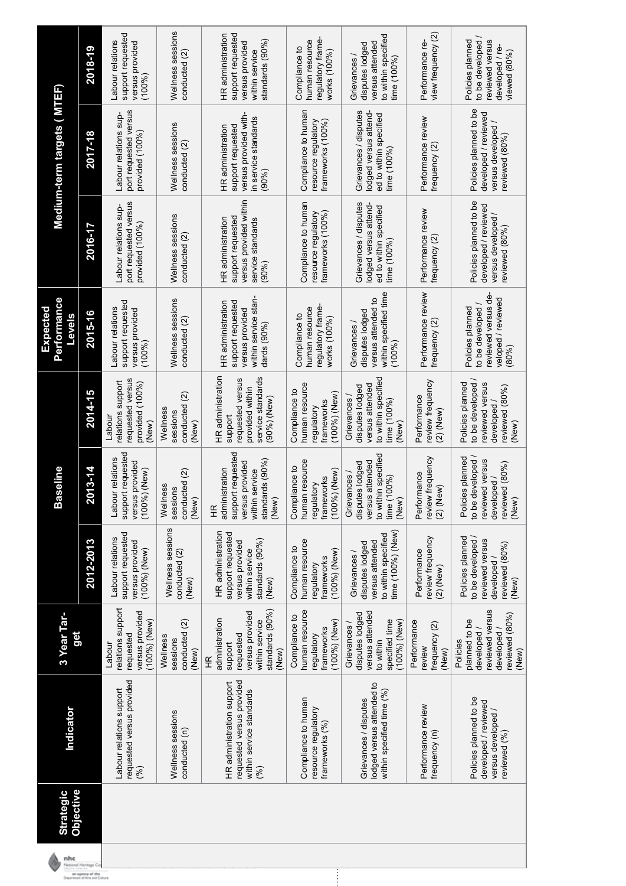| Strategic Objective | Indicator | 3 Year Target | Baseline | | | Expected Performance Levels | Medium-term targets ( MTEF) | | |
|---|---|---|---|---|---|---|---|---|---|
| | | | 2012-2013 | 2013-14 | 2014-15 | 2015-16 | 2016-17 | 2017-18 | 2018-19 |
| | Labour relations support requested versus provided (%) | Labour relations support requested versus provided (100%) (New) | Labour relations support requested versus provided (100%) (New) | Labour relations support requested versus provided (100%) (New) | Labour relations support requested versus provided (100%) (New) | Labour relations support requested versus provided (100%) | Labour relations support requested versus provided (100%) | Labour relations support requested versus provided (100%) | Labour relations support requested versus provided (100%) |
| | Wellness sessions conducted (n) | Wellness sessions conducted (2) (New) | Wellness sessions conducted (2) (New) | Wellness sessions conducted (2) (New) | Wellness sessions conducted (2) (New) | Wellness sessions conducted (2) | Wellness sessions conducted (2) | Wellness sessions conducted (2) | Wellness sessions conducted (2) |
| | HR administration support requested versus provided within service standards (%) | HR administration support requested versus provided within service standards (90%) (New) | HR administration support requested versus provided within service standards (90%) (New) | HR administration support requested versus provided within service standards (90%) (New) | HR administration support requested versus provided within service standards (90%) (New) | HR administration support requested versus provided within service standards (90%) | HR administration support requested versus provided within service standards (90%) | HR administration support requested versus provided within service standards (90%) | HR administration support requested versus provided within service standards (90%) |
| | Compliance to human resource regulatory frameworks (%) | Compliance to human resource regulatory frameworks (100%) (New) | Compliance to human resource regulatory frameworks (100%) (New) | Compliance to human resource regulatory frameworks (100%) (New) | Compliance to human resource regulatory frameworks (100%) (New) | Compliance to human resource regulatory frameworks (100%) | Compliance to human resource regulatory frameworks (100%) | Compliance to human resource regulatory frameworks (100%) | Compliance to human resource regulatory frameworks (100%) |
| | Grievances / disputes lodged versus attended to within specified time (%) | Grievances / disputes lodged versus attended to within specified time (100%) (New) | Grievances / disputes lodged versus attended to within specified time (100%) (New) | Grievances / disputes lodged versus attended to within specified time (100%) (New) | Grievances / disputes lodged versus attended to within specified time (100%) (New) | Grievances / disputes lodged versus attended to within specified time (100%) | Grievances / disputes lodged versus attended to within specified time (100%) | Grievances / disputes lodged versus attended to within specified time (100%) | Grievances / disputes lodged versus attended to within specified time (100%) |
| | Performance review frequency (n) | Performance review frequency (2) (New) | Performance review frequency (2) (New) | Performance review frequency (2) (New) | Performance review frequency (2) (New) | Performance review frequency (2) | Performance review frequency (2) | Performance review frequency (2) | Performance review frequency (2) |
| | Policies planned to be developed / reviewed versus developed / reviewed (%) | Policies planned to be developed / reviewed versus developed / reviewed (80%) (New) | Policies planned to be developed / reviewed versus developed / reviewed (80%) (New) | Policies planned to be developed / reviewed versus developed / reviewed (80%) (New) | Policies planned to be developed / reviewed versus developed / reviewed (80%) (New) | Policies planned to be developed / reviewed versus developed / reviewed (80%) | Policies planned to be developed / reviewed versus developed / reviewed (80%) | Policies planned to be developed / reviewed versus developed / reviewed (80%) | Policies planned to be developed / reviewed versus developed / reviewed (80%) |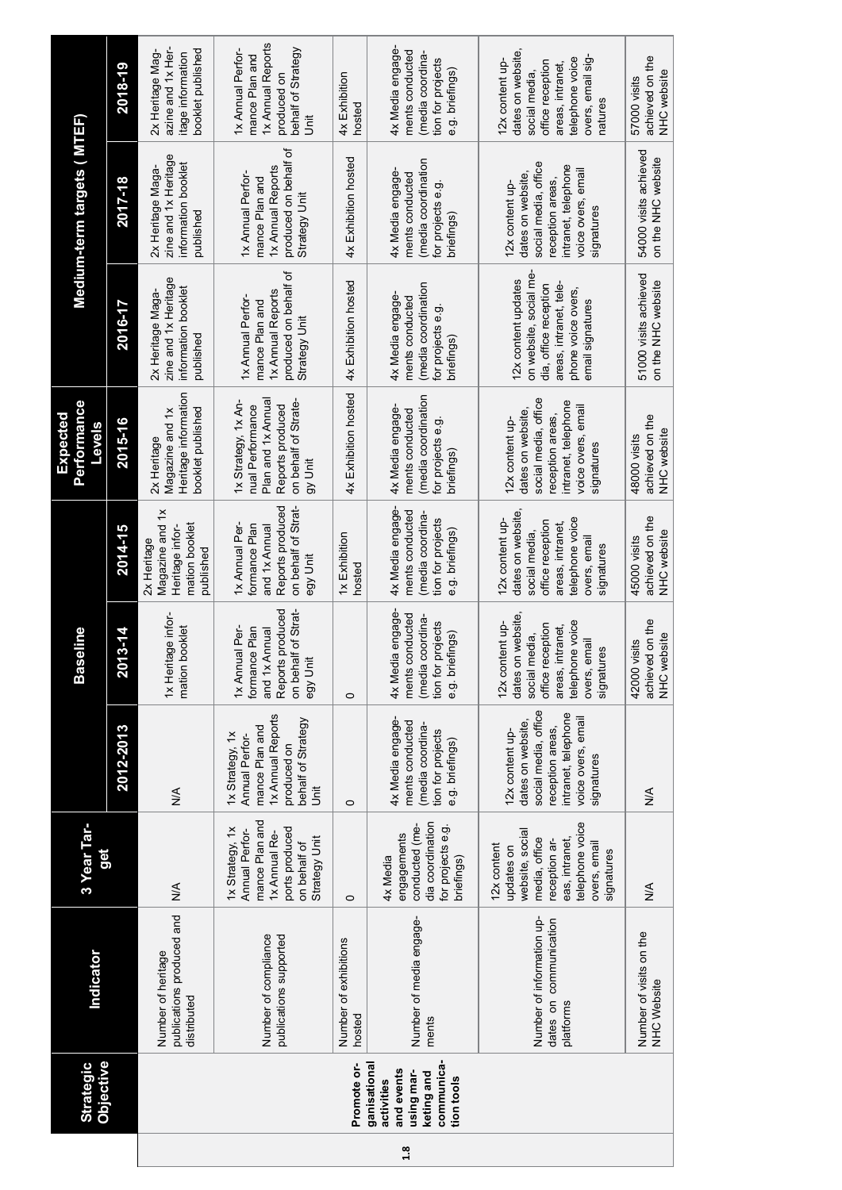| | Strategic Objective | Indicator | 3 Year Target | Baseline | | | Expected Performance Levels | Medium-term targets ( MTEF) | | |
|---|---|---|---|---|---|---|---|---|---|---|
| | | | | 2012-2013 | 2013-14 | 2014-15 | 2015-16 | 2016-17 | 2017-18 | 2018-19 |
| 1.8 | Promote organisational activities and events using marketing and communication tools | Number of heritage publications produced and distributed | N/A | N/A | 1x Heritage information booklet | 2x Heritage Magazine and 1x Heritage information booklet published | 2x Heritage Magazine and 1x Heritage information booklet published | 2x Heritage Magazine and 1x Heritage information booklet published | 2x Heritage Magazine and 1x Heritage information booklet published | 2x Heritage Magazine and 1x Heritage information booklet published |
| | | Number of compliance publications supported | 1x Strategy, 1x Annual Performance Plan and 1x Annual Reports produced on behalf of Strategy Unit | 1x Strategy, 1x Annual Performance Plan and 1x Annual Reports produced on behalf of Strategy Unit | 1x Annual Performance Plan and 1x Annual Reports produced on behalf of Strategy Unit | 1x Annual Performance Plan and 1x Annual Reports produced on behalf of Strategy Unit | 1x Strategy, 1x Annual Performance Plan and 1x Annual Reports produced on behalf of Strategy Unit | 1x Annual Performance Plan and 1x Annual Reports produced on behalf of Strategy Unit | 1x Annual Performance Plan and 1x Annual Reports produced on behalf of Strategy Unit | 1x Annual Performance Plan and 1x Annual Reports produced on behalf of Strategy Unit |
| | | Number of exhibitions hosted | 0 | 0 | 0 | 1x Exhibition hosted | 4x Exhibition hosted | 4x Exhibition hosted | 4x Exhibition hosted | 4x Exhibition hosted |
| | | Number of media engagements | 4x Media engagements conducted (media coordination for projects e.g. briefings) | 4x Media engagements conducted (media coordination for projects e.g. briefings) | 4x Media engagements conducted (media coordination for projects e.g. briefings) | 4x Media engagements conducted (media coordination for projects e.g. briefings) | 4x Media engagements conducted (media coordination for projects e.g. briefings) | 4x Media engagements conducted (media coordination for projects e.g. briefings) | 4x Media engagements conducted (media coordination for projects e.g. briefings) | 4x Media engagements conducted (media coordination for projects e.g. briefings) |
| | | Number of information updates on communication platforms | 12x content updates on website, social media, office reception areas, intranet, telephone voice overs, email signatures | 12x content updates on website, social media, office reception areas, intranet, telephone voice overs, email signatures | 12x content updates on website, social media, office reception areas, intranet, telephone voice overs, email signatures | 12x content updates on website, social media, office reception areas, intranet, telephone voice overs, email signatures | 12x content updates on website, social media, office reception areas, intranet, telephone voice overs, email signatures | 12x content updates on website, social media, office reception areas, intranet, telephone voice overs, email signatures | 12x content updates on website, social media, office reception areas, intranet, telephone voice overs, email signatures | 12x content updates on website, social media, office reception areas, intranet, telephone voice overs, email signatures |
| | | Number of visits on the NHC Website | N/A | N/A | 42000 visits achieved on the NHC website | 45000 visits achieved on the NHC website | 48000 visits achieved on the NHC website | 51000 visits achieved on the NHC website | 54000 visits achieved on the NHC website | 57000 visits achieved on the NHC website |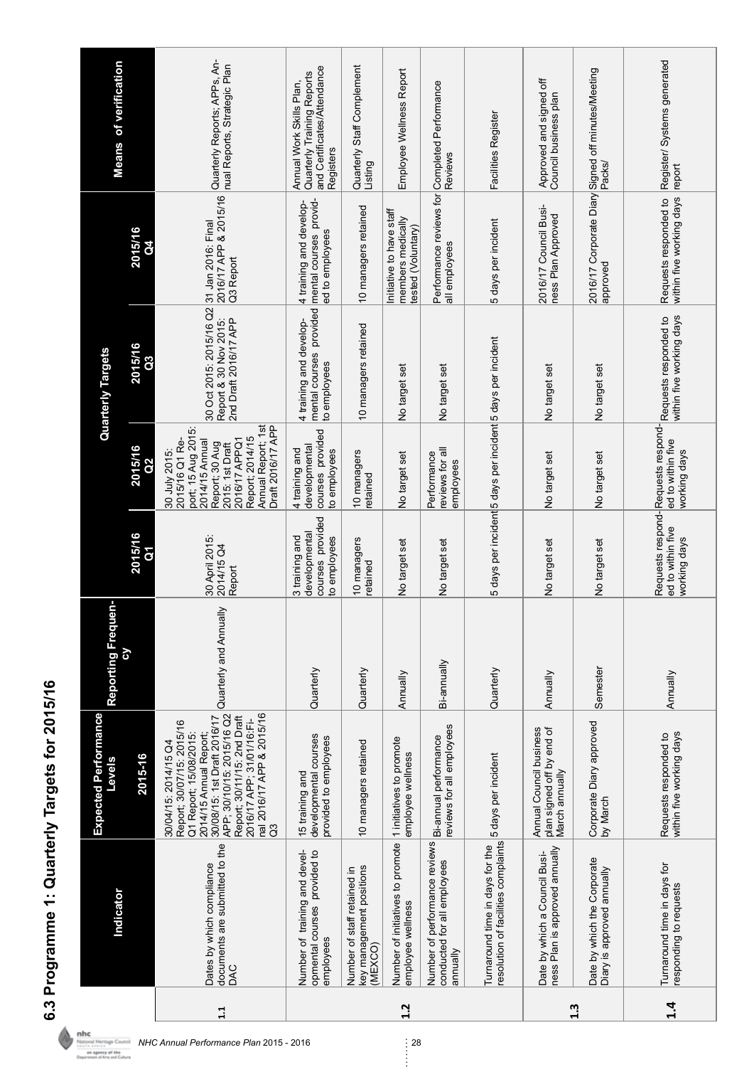# 6.3 Programme 1: Quarterly Targets for 2015/16

| | Indicator | Expected Performance Levels 2015-16 | Reporting Frequency | Quarterly Targets 2015/16 Q1 | 2015/16 Q2 | 2015/16 Q3 | 2015/16 Q4 | Means of verification |
|---|---|---|---|---|---|---|---|---|
| 1.1 | Dates by which compliance documents are submitted to the DAC | 30/04/15: 2014/15 Q4 Report; 30/07/15: 2015/16 Q1 Report; 15/08/2015: 2014/15 Annual Report; 30/08/15: 1st Draft 2016/17 APP; 30/10/15: 2015/16 Q2 Report; 30/11/15: 2nd Draft 2016/17 APP; 31/01/16: Final 2016/17 APP & 2015/16 Q3 | Quarterly and Annually | 30 April 2015: 2014/15 Q4 Report | 30 July 2015: 2015/16 Q1 Report; 15 Aug 2015: 2014/15 Annual Report; 30 Aug 2015: 1st Draft 2016/17 APPQ1 Report; 2014/15 Annual Report; 1st Draft 2016/17 APP | 30 Oct 2015: 2015/16 Q2 Report & 30 Nov 2015: 2nd Draft 2016/17 APP | 31 Jan 2016: Final 2016/17 APP & 2015/16 Q3 Report | Quarterly Reports: APPs, Annual Reports, Strategic Plan |
| 1.2 | Number of training and developmental courses provided to employees | 15 training and developmental courses provided to employees | Quarterly | 3 training and developmental courses provided to employees | 4 training and developmental courses provided to employees | 4 training and developmental courses provided to employees | 4 training and developmental courses provided to employees | Annual Work Skills Plan, Quarterly Training Reports and Certificates/Attendance Registers |
| | Number of staff retained in key management positions (MEXCO) | 10 managers retained | Quarterly | 10 managers retained | 10 managers retained | 10 managers retained | 10 managers retained | Quarterly Staff Complement Listing |
| | Number of initiatives to promote employee wellness | 1 initiatives to promote employee wellness | Annually | No target set | No target set | No target set | Initiative to have staff members medically tested (Voluntary) | Employee Wellness Report |
| | Number of performance reviews conducted for all employees annually | Bi-annual performance reviews for all employees | Bi-annually | No target set | Performance reviews for all employees | No target set | Performance reviews for all employees | Completed Performance Reviews |
| | Turnaround time in days for the resolution of facilities complaints | 5 days per incident | Quarterly | 5 days per incident | 5 days per incident | 5 days per incident | 5 days per incident | Facilities Register |
| 1.3 | Date by which a Council Business Plan is approved annually | Annual Council business plan signed off by end of March annually | Annually | No target set | No target set | No target set | 2016/17 Council Business Plan Approved | Approved and signed off Council business plan |
| | Date by which the Corporate Diary is approved annually | Corporate Diary approved by March | Semester | No target set | No target set | No target set | 2016/17 Corporate Diary approved | Signed off minutes/Meeting Packs/ |
| 1.4 | Turnaround time in days for responding to requests | Requests responded to within five working days | Annually | Requests responded to within five working days | Requests responded to within five working days | Requests responded to within five working days | Requests responded to within five working days | Register/ Systems generated report |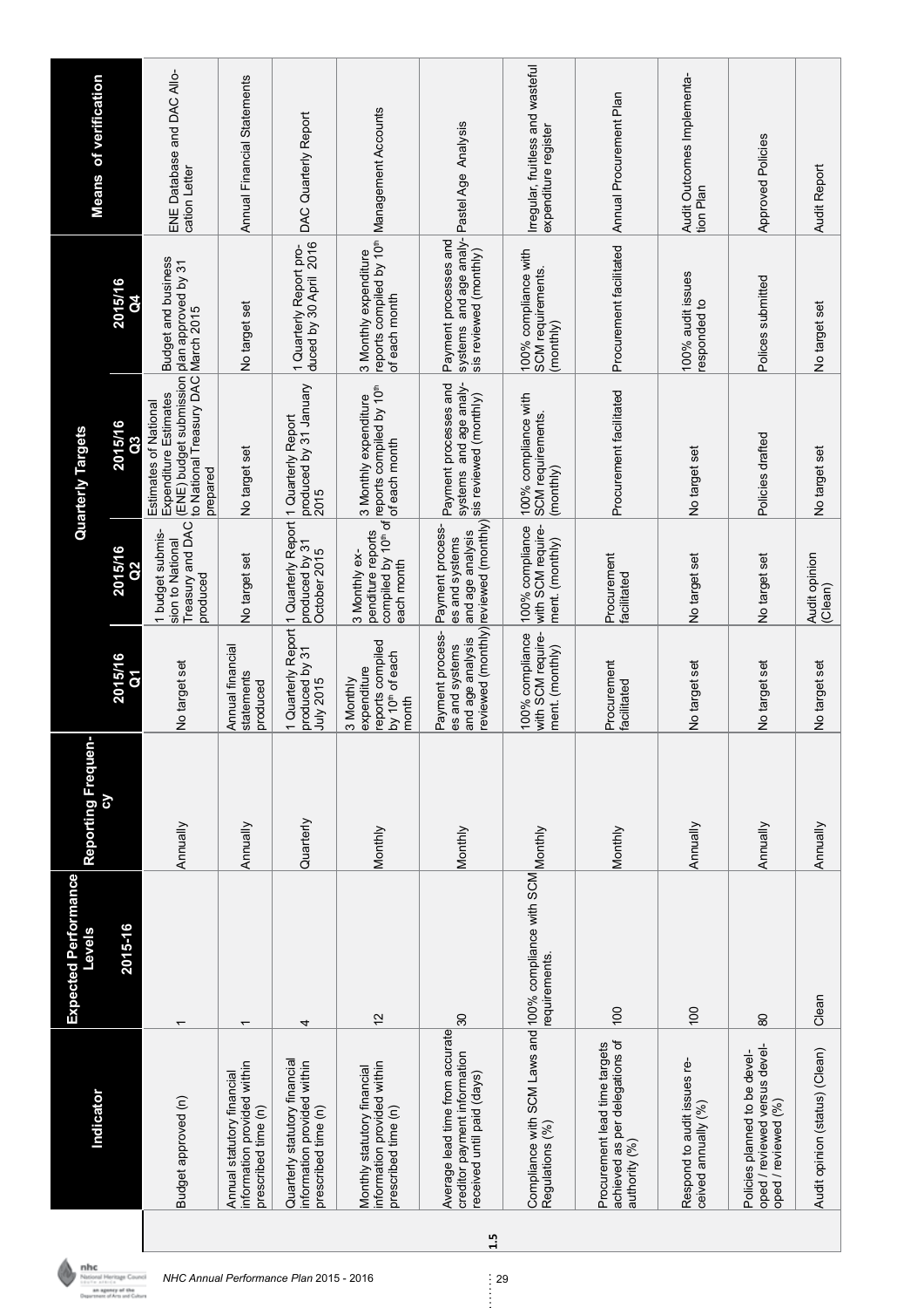| Indicator | Expected Performance Levels 2015-16 | Reporting Frequency | Quarterly Targets 2015/16 Q1 | 2015/16 Q2 | 2015/16 Q3 | 2015/16 Q4 | Means of verification |
|---|---|---|---|---|---|---|---|
| Budget approved (n) | 1 | Annually | No target set | 1 budget submission to National Treasury and DAC produced | Estimates of National Expenditure Estimates (ENE) budget submission to National Treasury DAC prepared | Budget and business plan approved by 31 March 2015 | ENE Database and DAC Allocation Letter |
| Annual statutory financial information provided within prescribed time (n) | 1 | Annually | Annual financial statements produced | No target set | No target set | No target set | Annual Financial Statements |
| Quarterly statutory financial information provided within prescribed time (n) | 4 | Quarterly | 1 Quarterly Report produced by 31 July 2015 | 1 Quarterly Report produced by 31 October 2015 | 1 Quarterly Report produced by 31 January 2015 | 1 Quarterly Report produced by 30 April 2016 | DAC Quarterly Report |
| Monthly statutory financial information provided within prescribed time (n) | 12 | Monthly | 3 Monthly expenditure reports compiled by 10th of each month | 3 Monthly expenditure reports compiled by 10th of each month | 3 Monthly expenditure reports compiled by 10th of each month | 3 Monthly expenditure reports compiled by 10th of each month | Management Accounts |
| Average lead time from accurate creditor payment information received until paid (days) | 30 | Monthly | Payment processes and systems and age analysis reviewed (monthly) | Payment processes and systems and age analysis reviewed (monthly) | Payment processes and systems and age analysis reviewed (monthly) | Payment processes and systems and age analysis reviewed (monthly) | Pastel Age Analysis |
| Compliance with SCM Laws and Regulations (%) | 100% compliance with SCM requirements. | Monthly | 100% compliance with SCM requirement. (monthly) | 100% compliance with SCM requirement. (monthly) | 100% compliance with SCM requirements. (monthly) | 100% compliance with SCM requirements. (monthly) | Irregular, fruitless and wasteful expenditure register |
| Procurement lead time targets achieved as per delegations of authority (%) | 100 | Monthly | Procurement facilitated | Procurement facilitated | Procurement facilitated | Procurement facilitated | Annual Procurement Plan |
| Respond to audit issues received annually (%) | 100 | Annually | No target set | No target set | No target set | 100% audit issues responded to | Audit Outcomes Implementation Plan |
| Policies planned to be developed / reviewed versus developed / reviewed (%) | 80 | Annually | No target set | No target set | Policies drafted | Polices submitted | Approved Policies |
| Audit opinion (status) (Clean) | Clean | Annually | No target set | Audit opinion (Clean) | No target set | No target set | Audit Report |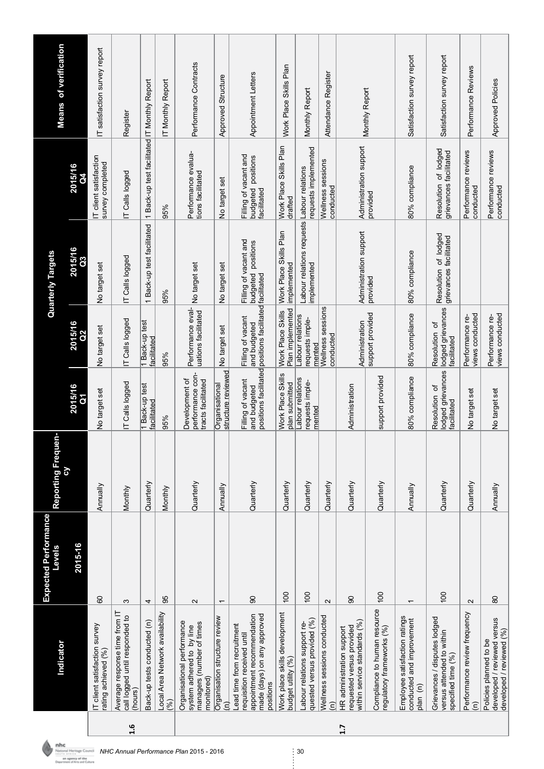| | Indicator | Expected Performance Levels 2015-16 | Reporting Frequency | 2015/16 Q1 | 2015/16 Q2 | 2015/16 Q3 | 2015/16 Q4 | Means of verification |
|---|---|---|---|---|---|---|---|---|
| 1.6 | IT client satisfaction survey rating achieved (%) | 60 | Annually | No target set | No target set | No target set | IT client satisfaction survey completed | IT satisfaction survey report |
| | Average response time from IT call logged until responded to (hours) | 3 | Monthly | IT Calls logged | IT Calls logged | IT Calls logged | IT Calls logged | Register |
| | Back-up tests conducted (n) | 4 | Quarterly | 1 Back-up test facilitated | 1 Back-up test facilitated | 1 Back-up test facilitated | 1 Back-up test facilitated | IT Monthly Report |
| | Local Area Network availability (%) | 95 | Monthly | 95% | 95% | 95% | 95% | IT Monthly Report |
| 1.7 | Organisational performance system adhered to by line managers (number of times monitored) | 2 | Quarterly | Development of performance contracts facilitated | Performance evaluations facilitated | No target set | Performance evaluations facilitated | Performance Contracts |
| | Organisation structure review (n) | 1 | Annually | Organisational structure reviewed | No target set | No target set | No target set | Approved Structure |
| | Lead time from recruitment requisition received until appointment recommendation made (days) on any approved positions | 90 | Quarterly | Filling of vacant and budgeted positions facilitated | Filling of vacant and budgeted positions facilitated | Filling of vacant and budgeted positions facilitated | Filling of vacant and budgeted positions facilitated | Appointment Letters |
| | Work place skills development budget utility (%) | 100 | Quarterly | Work Place Skills plan submitted | Work Place Skills Plan implemented | Work Place Skills Plan implemented | Work Place Skills Plan drafted | Work Place Skills Plan |
| | Labour relations support requested versus provided (%) | 100 | Quarterly | Labour relations requests implemented | Labour relations requests implemented | Labour relations requests implemented | Labour relations requests implemented | Monthly Report |
| | Wellness sessions conducted (n) | 2 | Quarterly | | Wellness sessions conducted | | Wellness sessions conducted | Attendance Register |
| | HR administration support requested versus provided within service standards (%) | 90 | Quarterly | Administration | Administration support provided | Administration support provided | Administration support provided | Monthly Report |
| | Compliance to human resource regulatory frameworks (%) | 100 | Quarterly | support provided | | | | |
| | Employee satisfaction ratings conducted and improvement plan (n) | 1 | Annually | 80% compliance | 80% compliance | 80% compliance | 80% compliance | Satisfaction survey report |
| | Grievances / disputes lodged versus attended to within specified time (%) | 100 | Quarterly | Resolution of lodged grievances facilitated | Resolution of lodged grievances facilitated | Resolution of lodged grievances facilitated | Resolution of lodged grievances facilitated | Satisfaction survey report |
| | Performance review frequency (n) | 2 | Quarterly | No target set | Performance reviews conducted | | Performance reviews conducted | Performance Reviews |
| | Policies planned to be developed / reviewed versus developed / reviewed (%) | 80 | Annually | No target set | Performance reviews conducted | | Performance reviews conducted | Approved Policies |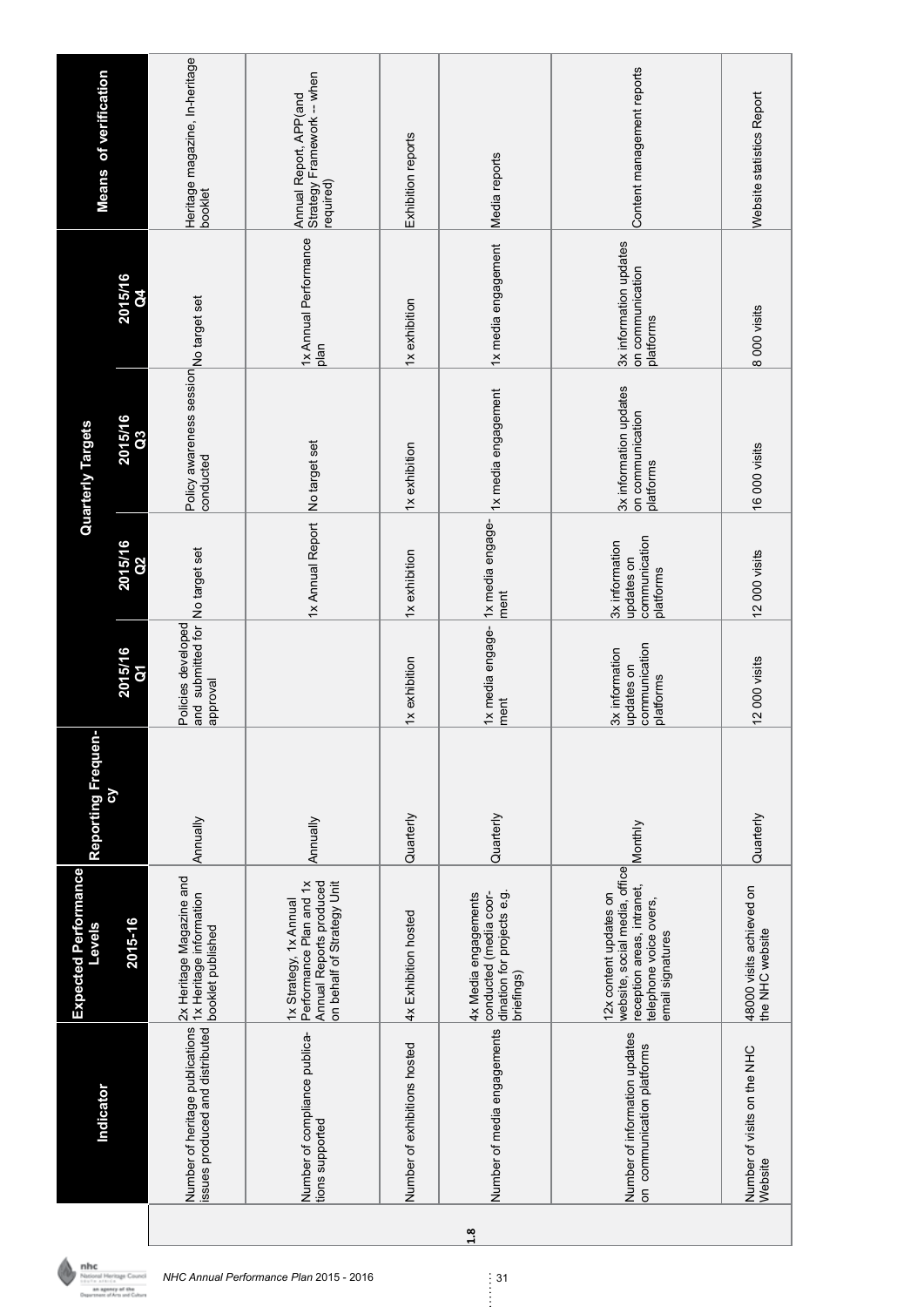| | Indicator | Expected Performance Levels 2015-16 | Reporting Frequency | Quarterly Targets 2015/16 Q1 | 2015/16 Q2 | 2015/16 Q3 | 2015/16 Q4 | Means of verification |
|---|---|---|---|---|---|---|---|---|
| 1.8 | Number of heritage publications issues produced and distributed | 2x Heritage Magazine and 1x Heritage information booklet published | Annually | Policies developed and submitted for approval | No target set | Policy awareness session conducted | No target set | Heritage magazine, In-heritage booklet |
| | Number of compliance publications supported | 1x Strategy, 1x Annual Performance Plan and 1x Annual Reports produced on behalf of Strategy Unit | Annually | | 1x Annual Report | No target set | 1x Annual Performance plan | Annual Report, APP(and Strategy Framework -- when required) |
| | Number of exhibitions hosted | 4x Exhibition hosted | Quarterly | 1x exhibition | 1x exhibition | 1x exhibition | 1x exhibition | Exhibition reports |
| | Number of media engagements | 4x Media engagements conducted (media coordination for projects e.g. briefings) | Quarterly | 1x media engagement | 1x media engagement | 1x media engagement | 1x media engagement | Media reports |
| | Number of information updates on communication platforms | 12x content updates on website, social media, office reception areas, intranet, telephone voice overs, email signatures | Monthly | 3x information updates on communication platforms | 3x information updates on communication platforms | 3x information updates on communication platforms | 3x information updates on communication platforms | Content management reports |
| | Number of visits on the NHC Website | 48000 visits achieved on the NHC website | Quarterly | 12 000 visits | 12 000 visits | 16 000 visits | 8 000 visits | Website statistics Report |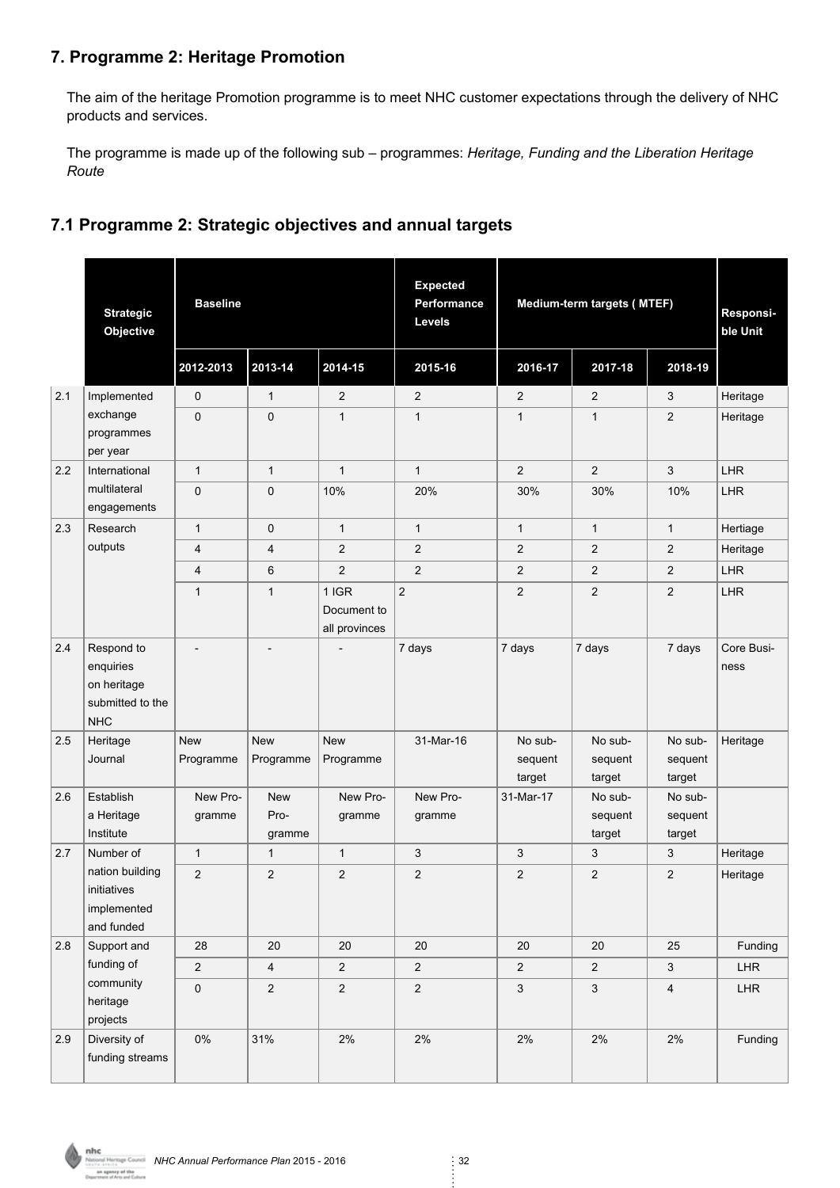## 7. Programme 2: Heritage Promotion

The aim of the heritage Promotion programme is to meet NHC customer expectations through the delivery of NHC products and services.

The programme is made up of the following sub – programmes: *Heritage, Funding and the Liberation Heritage Route*

## 7.1 Programme 2: Strategic objectives and annual targets

| | Strategic Objective | Baseline | | | Expected Performance Levels | Medium-term targets ( MTEF) | | | Responsible Unit |
|---|---|---|---|---|---|---|---|---|---|
| | | 2012-2013 | 2013-14 | 2014-15 | 2015-16 | 2016-17 | 2017-18 | 2018-19 | |
| 2.1 | Implemented exchange programmes per year | 0 | 1 | 2 | 2 | 2 | 2 | 3 | Heritage |
| | | 0 | 0 | 1 | 1 | 1 | 1 | 2 | Heritage |
| 2.2 | International multilateral engagements | 1 | 1 | 1 | 1 | 2 | 2 | 3 | LHR |
| | | 0 | 0 | 10% | 20% | 30% | 30% | 10% | LHR |
| 2.3 | Research outputs | 1 | 0 | 1 | 1 | 1 | 1 | 1 | Hertiage |
| | | 4 | 4 | 2 | 2 | 2 | 2 | 2 | Heritage |
| | | 4 | 6 | 2 | 2 | 2 | 2 | 2 | LHR |
| | | 1 | 1 | 1 IGR Document to all provinces | 2 | 2 | 2 | 2 | LHR |
| 2.4 | Respond to enquiries on heritage submitted to the NHC | - | - | - | 7 days | 7 days | 7 days | 7 days | Core Business |
| 2.5 | Heritage Journal | New Programme | New Programme | New Programme | 31-Mar-16 | No subsequent target | No subsequent target | No subsequent target | Heritage |
| 2.6 | Establish a Heritage Institute | New Programme | New Programme | New Programme | New Programme | 31-Mar-17 | No subsequent target | No subsequent target | |
| 2.7 | Number of nation building initiatives implemented and funded | 1 | 1 | 1 | 3 | 3 | 3 | 3 | Heritage |
| | | 2 | 2 | 2 | 2 | 2 | 2 | 2 | Heritage |
| 2.8 | Support and funding of community heritage projects | 28 | 20 | 20 | 20 | 20 | 20 | 25 | Funding |
| | | 2 | 4 | 2 | 2 | 2 | 2 | 3 | LHR |
| | | 0 | 2 | 2 | 2 | 3 | 3 | 4 | LHR |
| 2.9 | Diversity of funding streams | 0% | 31% | 2% | 2% | 2% | 2% | 2% | Funding |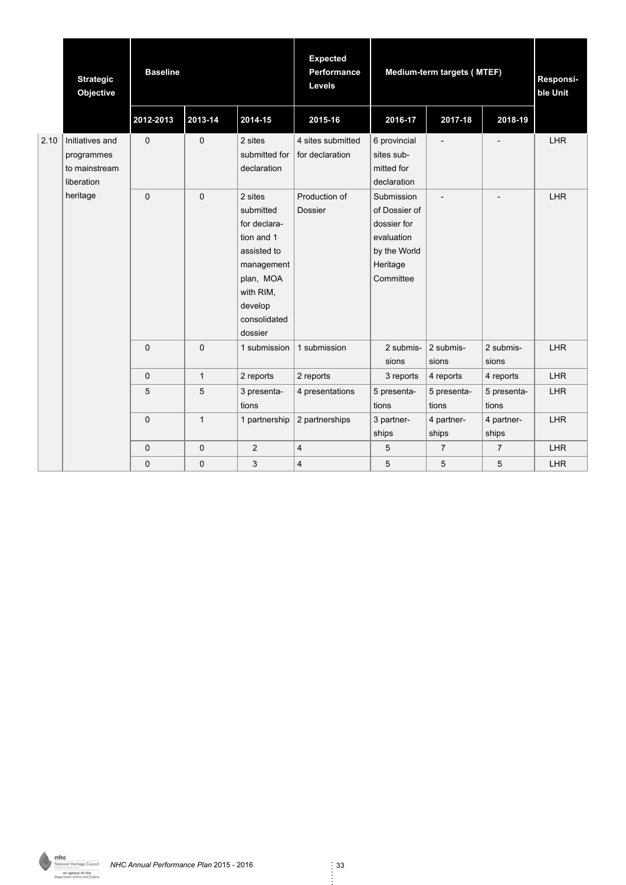| | Strategic Objective | Baseline | | | Expected Performance Levels | Medium-term targets ( MTEF) | | | Responsible Unit |
|---|---|---|---|---|---|---|---|---|---|
| | | 2012-2013 | 2013-14 | 2014-15 | 2015-16 | 2016-17 | 2017-18 | 2018-19 | |
| 2.10 | Initiatives and programmes to mainstream liberation heritage | 0 | 0 | 2 sites submitted for declaration | 4 sites submitted for declaration | 6 provincial sites submitted for declaration | - | - | LHR |
| | | 0 | 0 | 2 sites submitted for declaration and 1 assisted to management plan, MOA with RIM, develop consolidated dossier | Production of Dossier | Submission of Dossier of dossier for evaluation by the World Heritage Committee | - | - | LHR |
| | | 0 | 0 | 1 submission | 1 submission | 2 submissions | 2 submissions | 2 submissions | LHR |
| | | 0 | 1 | 2 reports | 2 reports | 3 reports | 4 reports | 4 reports | LHR |
| | | 5 | 5 | 3 presentations | 4 presentations | 5 presentations | 5 presentations | 5 presentations | LHR |
| | | 0 | 1 | 1 partnership | 2 partnerships | 3 partnerships | 4 partnerships | 4 partnerships | LHR |
| | | 0 | 0 | 2 | 4 | 5 | 7 | 7 | LHR |
| | | 0 | 0 | 3 | 4 | 5 | 5 | 5 | LHR |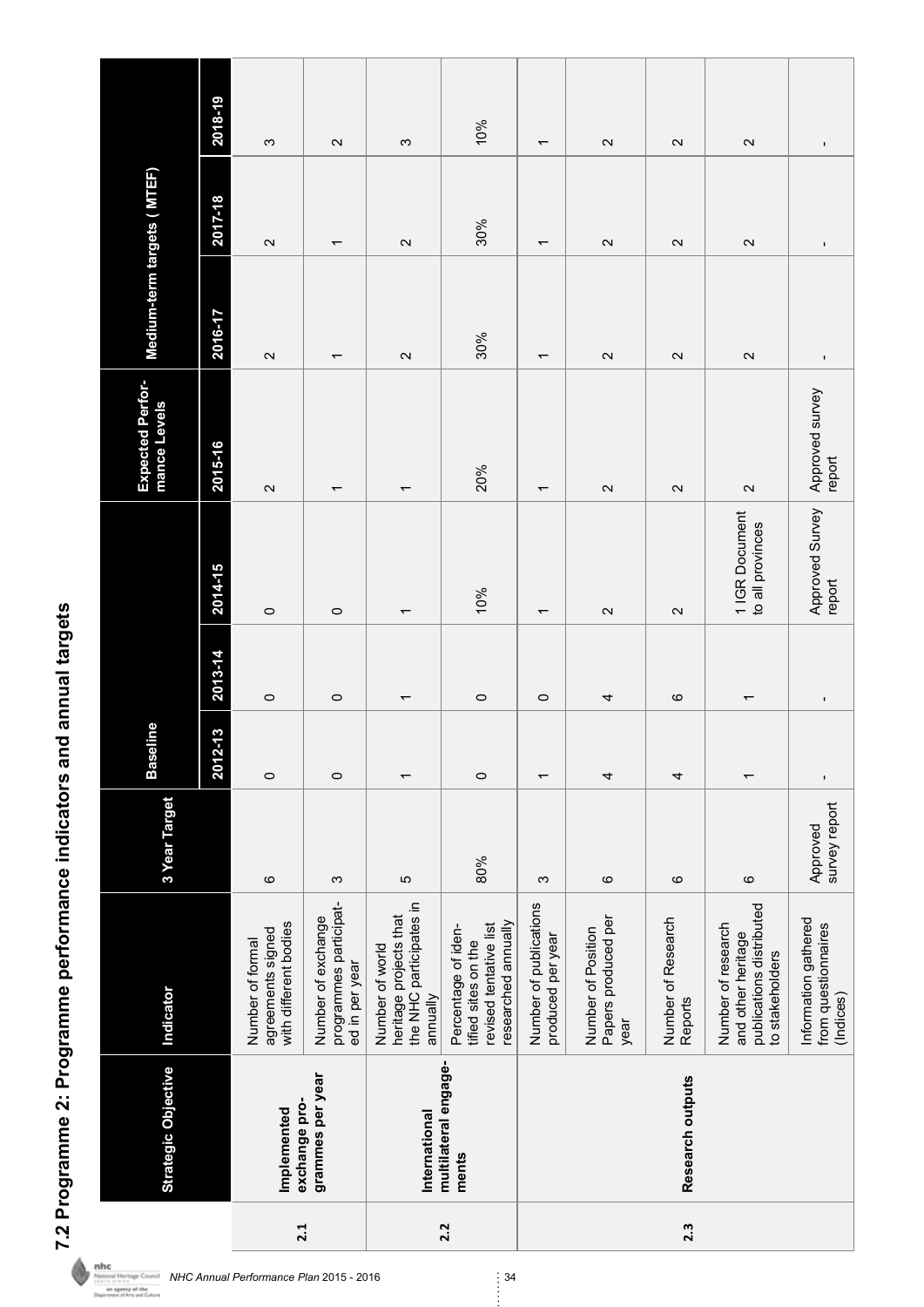## 7.2 Programme 2: Programme performance indicators and annual targets

| | Strategic Objective | Indicator | 3 Year Target | Baseline | | | Expected Performance Levels | Medium-term targets ( MTEF) | | |
|---|---|---|---|---|---|---|---|---|---|---|
| | | | | 2012-13 | 2013-14 | 2014-15 | 2015-16 | 2016-17 | 2017-18 | 2018-19 |
| 2.1 | Implemented exchange programmes per year | Number of formal agreements signed with different bodies | 6 | 0 | 0 | 0 | 2 | 2 | 2 | 3 |
| | | Number of exchange programmes participated in per year | 3 | 0 | 0 | 0 | 1 | 1 | 1 | 2 |
| 2.2 | International multilateral engagements | Number of world heritage projects that the NHC participates in annually | 5 | 1 | 1 | 1 | 1 | 2 | 2 | 3 |
| | | Percentage of identified sites on the revised tentative list researched annually | 80% | 0 | 0 | 10% | 20% | 30% | 30% | 10% |
| 2.3 | Research outputs | Number of publications produced per year | 3 | 1 | 0 | 1 | 1 | 1 | 1 | 1 |
| | | Number of Position Papers produced per year | 6 | 4 | 4 | 2 | 2 | 2 | 2 | 2 |
| | | Number of Research Reports | 6 | 4 | 6 | 2 | 2 | 2 | 2 | 2 |
| | | Number of research and other heritage publications distributed to stakeholders | 6 | 1 | 1 | 1 IGR Document to all provinces | 2 | 2 | 2 | 2 |
| | | Information gathered from questionnaires (Indices) | Approved survey report | - | - | Approved Survey report | Approved survey report | - | - | - |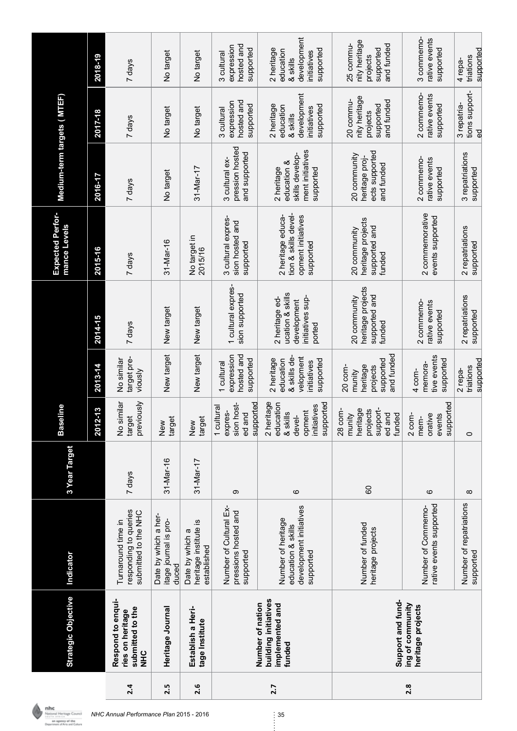| | Strategic Objective | Indicator | 3 Year Target | Baseline | | | Expected Performance Levels | Medium-term targets (MTEF) | | |
|---|---|---|---|---|---|---|---|---|---|---|
| | | | | 2012-13 | 2013-14 | 2014-15 | 2015-16 | 2016-17 | 2017-18 | 2018-19 |
| 2.4 | Respond to enquiries on heritage submitted to the NHC | Turnaround time in responding to queries submitted to the NHC | 7 days | No similar target previously | No similar target previously | 7 days | 7 days | 7 days | 7 days | 7 days |
| 2.5 | Heritage Journal | Date by which a heritage journal is produced | 31-Mar-16 | New target | New target | New target | 31-Mar-16 | No target | No target | No target |
| 2.6 | Establish a Heritage Institute | Date by which a heritage institute is established | 31-Mar-17 | New target | New target | New target | No target in 2015/16 | 31-Mar-17 | No target | No target |
| 2.7 | Number of nation building initiatives implemented and funded | Number of Cultural Expressions hosted and supported | 9 | 1 cultural expression hosted and supported | 1 cultural expression hosted and supported | 1 cultural expression supported | 3 cultural expression hosted and supported | 3 cultural expression hosted and supported | 3 cultural expression hosted and supported | 3 cultural expression hosted and supported |
| | | Number of heritage education & skills development initiatives supported | 6 | 2 heritage education & skills development initiatives supported | 2 heritage education & skills development initiatives supported | 2 heritage education & skills development initiatives supported | 2 heritage education & skills development initiatives supported | 2 heritage education & skills development initiatives supported | 2 heritage education & skills development initiatives supported | 2 heritage education & skills development initiatives supported |
| 2.8 | Support and funding of community heritage projects | Number of funded heritage projects | 60 | 28 community heritage projects supported and funded | 20 community heritage projects supported and funded | 20 community heritage projects supported and funded | 20 community heritage projects supported and funded | 20 community heritage projects supported and funded | 20 community heritage projects supported and funded | 25 community heritage projects supported and funded |
| | | Number of Commemorative events supported | 6 | 2 commemorative events supported | 4 commemorative events supported | 2 commemorative events supported | 2 commemorative events supported | 2 commemorative events supported | 2 commemorative events supported | 3 commemorative events supported |
| | | Number of repatriations supported | 8 | 0 | 2 repatriations supported | 2 repatriations supported | 2 repatriations supported | 3 repatriations supported | 3 repatriations supported | 4 repatriations supported |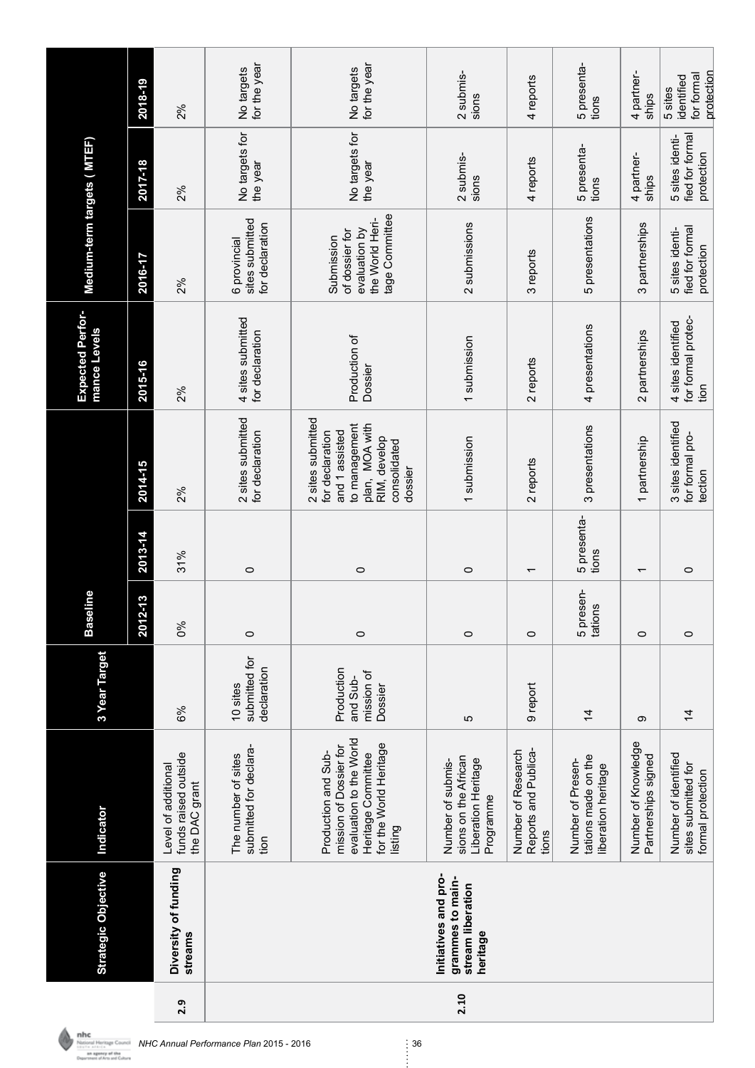| | Strategic Objective | Indicator | 3 Year Target | Baseline | | Expected Performance Levels | | Medium-term targets ( MTEF) | | |
|---|---|---|---|---|---|---|---|---|---|---|
| | | | | 2012-13 | 2013-14 | 2014-15 | 2015-16 | 2016-17 | 2017-18 | 2018-19 |
| 2.9 | Diversity of funding streams | Level of additional funds raised outside the DAC grant | 6% | 0% | 31% | 2% | 2% | 2% | 2% | 2% |
| | | The number of sites submitted for declaration | 10 sites submitted for declaration | 0 | 0 | 2 sites submitted for declaration | 4 sites submitted for declaration | 6 provincial sites submitted for declaration | No targets for the year | No targets for the year |
| | | Production and Submission of Dossier for evaluation to the World Heritage Committee for the World Heritage listing | Production and Submission of Dossier | 0 | 0 | 2 sites submitted for declaration and 1 assisted to management plan, MOA with RIM, develop consolidated dossier | Production of Dossier | Submission of dossier for evaluation by the World Heritage Committee | No targets for the year | No targets for the year |
| 2.10 | Initiatives and programmes to mainstream liberation heritage | Number of submissions on the African Liberation Heritage Programme | 5 | 0 | 0 | 1 submission | 1 submission | 2 submissions | 2 submissions | 2 submissions |
| | | Number of Research Reports and Publications | 9 report | 0 | 1 | 2 reports | 2 reports | 3 reports | 4 reports | 4 reports |
| | | Number of Presentations made on the liberation heritage | 14 | 5 presentations | 5 presentations | 3 presentations | 4 presentations | 5 presentations | 5 presentations | 5 presentations |
| | | Number of Knowledge Partnerships signed | 9 | 0 | 1 | 1 partnership | 2 partnerships | 3 partnerships | 4 partnerships | 4 partnerships |
| | | Number of identified sites submitted for formal protection | 14 | 0 | 0 | 3 sites identified for formal protection | 4 sites identified for formal protection | 5 sites identified for formal protection | 5 sites identified for formal protection | 5 sites identified for formal protection |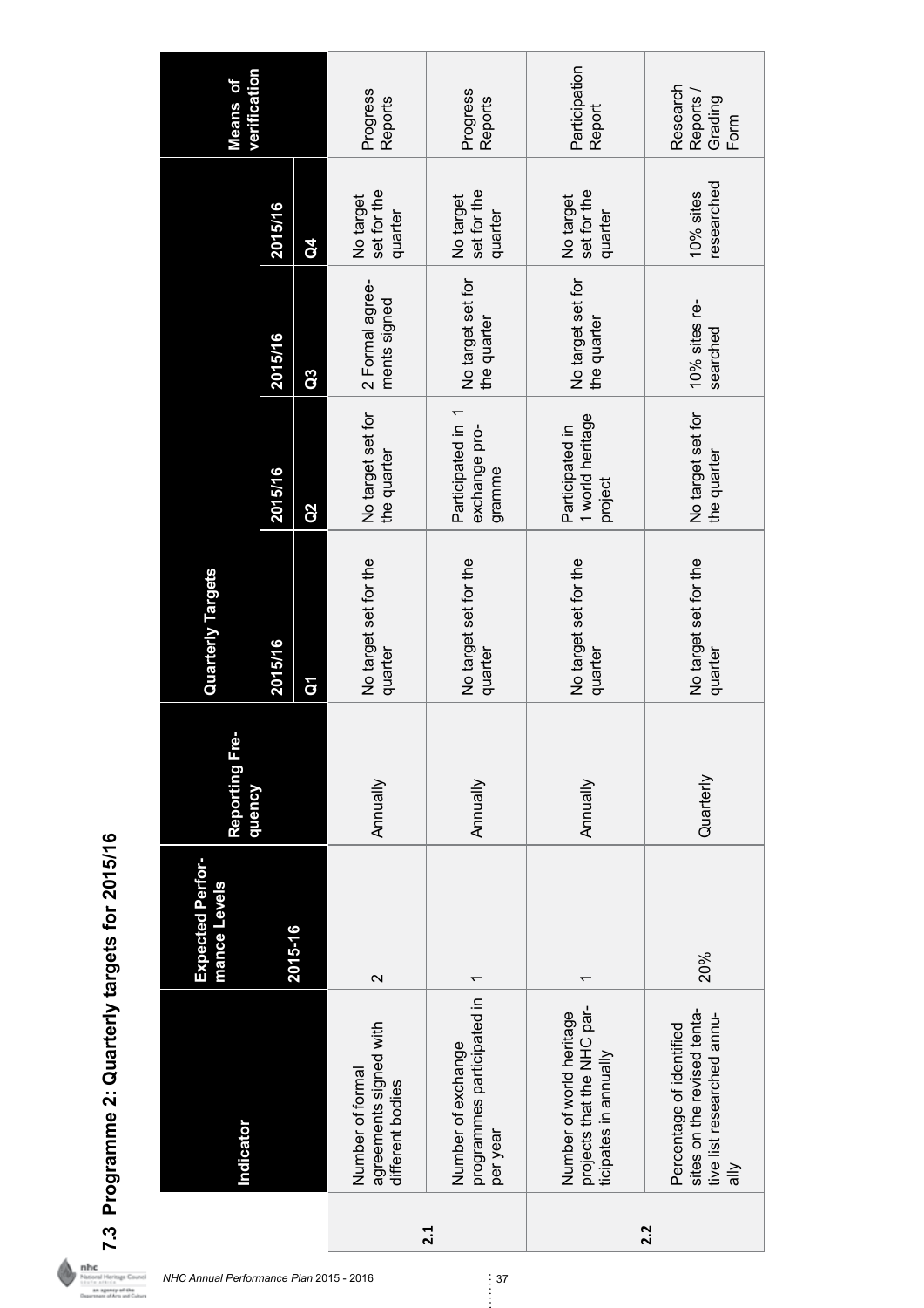## 7.3 Programme 2: Quarterly targets for 2015/16

| | Indicator | Expected Performance Levels | Reporting Frequency | Quarterly Targets | | | | Means of verification |
|---|---|---|---|---|---|---|---|---|
| | | 2015-16 | | 2015/16 Q1 | 2015/16 Q2 | 2015/16 Q3 | 2015/16 Q4 | |
| 2.1 | Number of formal agreements signed with different bodies | 2 | Annually | No target set for the quarter | No target set for the quarter | 2 Formal agreements signed | No target set for the quarter | Progress Reports |
| | Number of exchange programmes participated in per year | 1 | Annually | No target set for the quarter | Participated in 1 exchange programme | No target set for the quarter | No target set for the quarter | Progress Reports |
| 2.2 | Number of world heritage projects that the NHC participates in annually | 1 | Annually | No target set for the quarter | Participated in 1 world heritage project | No target set for the quarter | No target set for the quarter | Participation Report |
| | Percentage of identified sites on the revised tentative list researched annually | 20% | Quarterly | No target set for the quarter | No target set for the quarter | 10% sites researched | 10% sites researched | Research Reports / Grading Form |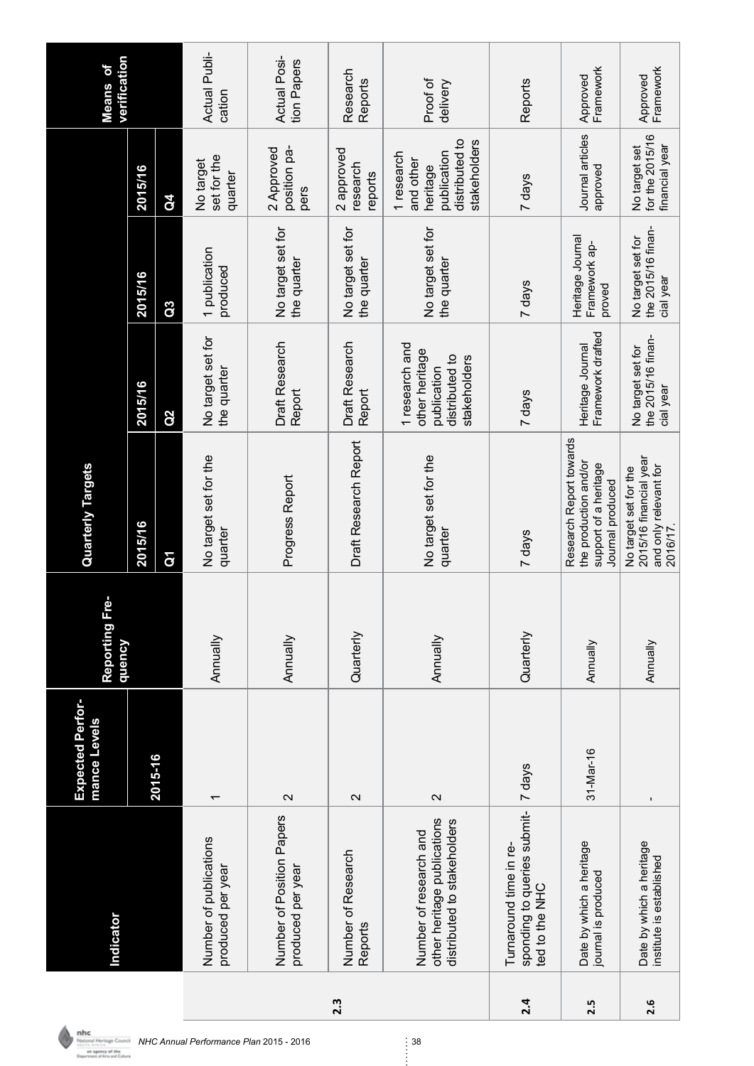| | Indicator | Expected Performance Levels | Reporting Frequency | Quarterly Targets | | | | Means of verification |
|---|---|---|---|---|---|---|---|---|
| | | 2015-16 | | 2015/16 Q1 | 2015/16 Q2 | 2015/16 Q3 | 2015/16 Q4 | |
| 2.3 | Number of publications produced per year | 1 | Annually | No target set for the quarter | No target set for the quarter | 1 publication produced | No target set for the quarter | Actual Publication |
| | Number of Position Papers produced per year | 2 | Annually | Progress Report | Draft Research Report | No target set for the quarter | 2 Approved position papers | Actual Position Papers |
| | Number of Research Reports | 2 | Quarterly | Draft Research Report | Draft Research Report | No target set for the quarter | 2 approved research reports | Research Reports |
| | Number of research and other heritage publications distributed to stakeholders | 2 | Annually | No target set for the quarter | 1 research and other heritage publication distributed to stakeholders | No target set for the quarter | 1 research and other heritage publication distributed to stakeholders | Proof of delivery |
| 2.4 | Turnaround time in responding to queries submitted to the NHC | 7 days | Quarterly | 7 days | 7 days | 7 days | 7 days | Reports |
| 2.5 | Date by which a heritage journal is produced | 31-Mar-16 | Annually | Research Report towards the production and/or support of a heritage Journal produced | Heritage Journal Framework drafted | Heritage Journal Framework approved | Journal articles approved | Approved Framework |
| 2.6 | Date by which a heritage institute is established | - | Annually | No target set for the 2015/16 financial year and only relevant for 2016/17. | No target set for the 2015/16 financial year | No target set for the 2015/16 financial year | No target set for the 2015/16 financial year | Approved Framework |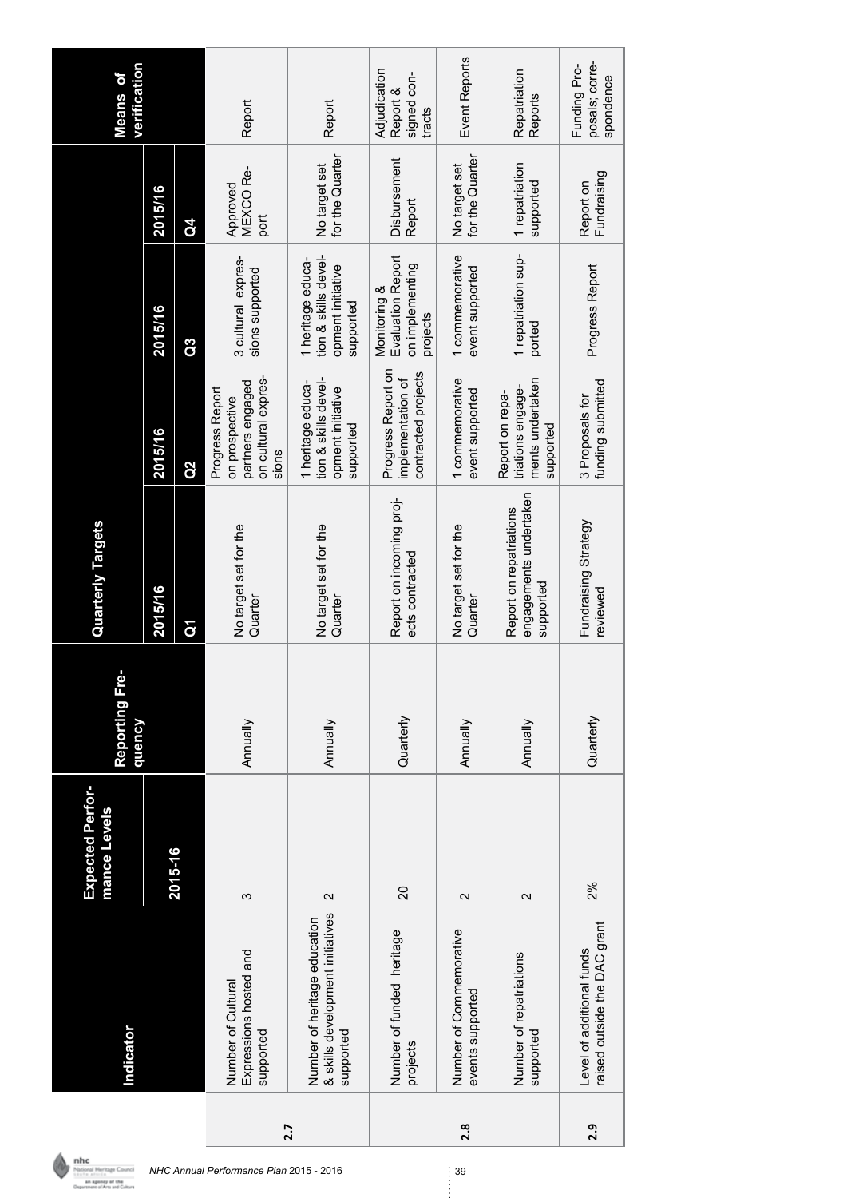| | Indicator | Expected Performance Levels | Reporting Frequency | Quarterly Targets | | | | Means of verification |
|---|---|---|---|---|---|---|---|---|
| | | 2015-16 | | 2015/16 Q1 | 2015/16 Q2 | 2015/16 Q3 | 2015/16 Q4 | |
| 2.7 | Number of Cultural Expressions hosted and supported | 3 | Annually | No target set for the Quarter | Progress Report on prospective partners engaged on cultural expressions | 3 cultural expressions supported | Approved MEXCO Report | Report |
| | Number of heritage education & skills development initiatives supported | 2 | Annually | No target set for the Quarter | 1 heritage education & skills development initiative supported | 1 heritage education & skills development initiative supported | No target set for the Quarter | Report |
| | Number of funded heritage projects | 20 | Quarterly | Report on incoming projects contracted | Progress Report on implementation of contracted projects | Monitoring & Evaluation Report on implementing projects | Disbursement Report | Adjudication Report & signed contracts |
| 2.8 | Number of Commemorative events supported | 2 | Annually | No target set for the Quarter | 1 commemorative event supported | 1 commemorative event supported | No target set for the Quarter | Event Reports |
| | Number of repatriations supported | 2 | Annually | Report on repatriations engagements undertaken supported | Report on repatriations engagements undertaken supported | 1 repatriation supported | 1 repatriation supported | Repatriation Reports |
| 2.9 | Level of additional funds raised outside the DAC grant | 2% | Quarterly | Fundraising Strategy reviewed | 3 Proposals for funding submitted | Progress Report | Report on Fundraising | Funding Proposals; correspondence |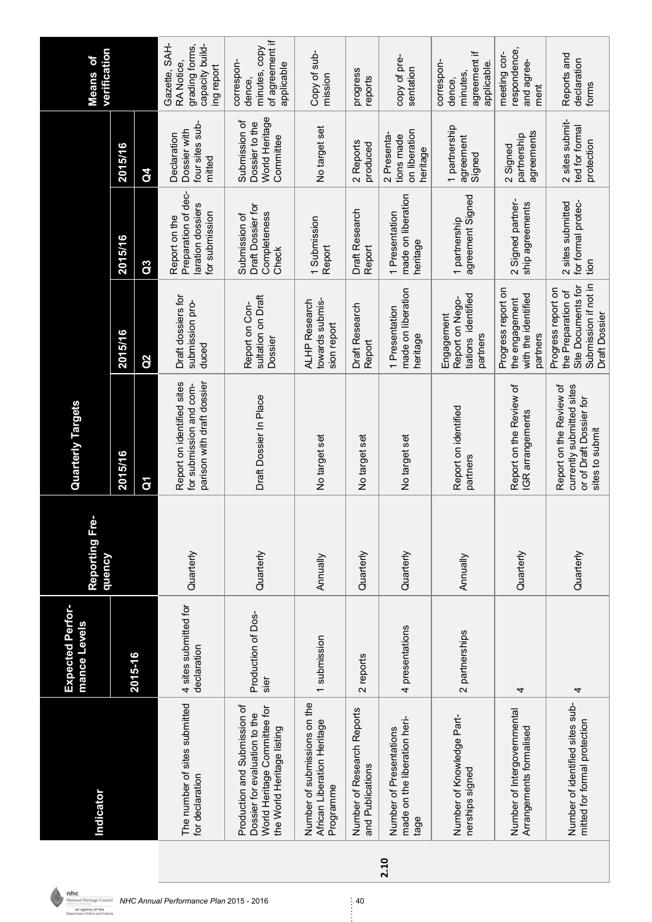## 2.10

| Indicator | Expected Performance Levels | Reporting Frequency | Quarterly Targets | | | | Means of verification |
|---|---|---|---|---|---|---|---|
| | 2015-16 | | 2015/16 | 2015/16 | 2015/16 | 2015/16 | |
| | | | Q1 | Q2 | Q3 | Q4 | |
| The number of sites submitted for declaration | 4 sites submitted for declaration | Quarterly | Report on identified sites for submission and comparison with draft dossier | Draft dossiers for submission produced | Report on the Preparation of declaration dossiers for submission | Declaration Dossier with four sites submitted | Gazette, SAHRA Notice, grading forms, capacity building report |
| Production and Submission of Dossier for evaluation to the World Heritage Committee for the World Heritage listing | Production of Dossier | Quarterly | Draft Dossier In Place | Report on Consultation on Draft Dossier | Submission of Draft Dossier for Completeness Check | Submission of Dossier to the World Heritage Committee | correspondence, minutes, copy of agreement if applicable |
| Number of submissions on the African Liberation Heritage Programme | 1 submission | Annually | No target set | ALHP Research towards submission report | 1 Submission Report | No target set | Copy of submission |
| Number of Research Reports and Publications | 2 reports | Quarterly | No target set | Draft Research Report | Draft Research Report | 2 Reports produced | progress reports |
| Number of Presentations made on the liberation heritage | 4 presentations | Quarterly | No target set | 1 Presentation made on liberation heritage | 1 Presentation made on liberation heritage | 2 Presentations made on liberation heritage | copy of presentation |
| Number of Knowledge Partnerships signed | 2 partnerships | Annually | Report on identified partners | Engagement Report on Negotiations identified partners | 1 partnership agreement Signed | 1 partnership agreement Signed | correspondence, minutes, agreement if applicable. |
| Number of Intergovernmental Arrangements formalised | 4 | Quarterly | Report on the Review of IGR arrangements | Progress report on the engagement with the identified partners | 2 Signed partnership agreements | 2 Signed partnership agreements | meeting correspondence, and agreement |
| Number of identified sites submitted for formal protection | 4 | Quarterly | Report on the Review of currently submitted sites or of Draft Dossier for sites to submit | Progress report on the Preparation of Site Documents for Submission if not in Draft Dossier | 2 sites submitted for formal protection | 2 sites submitted for formal protection | Reports and declaration forms |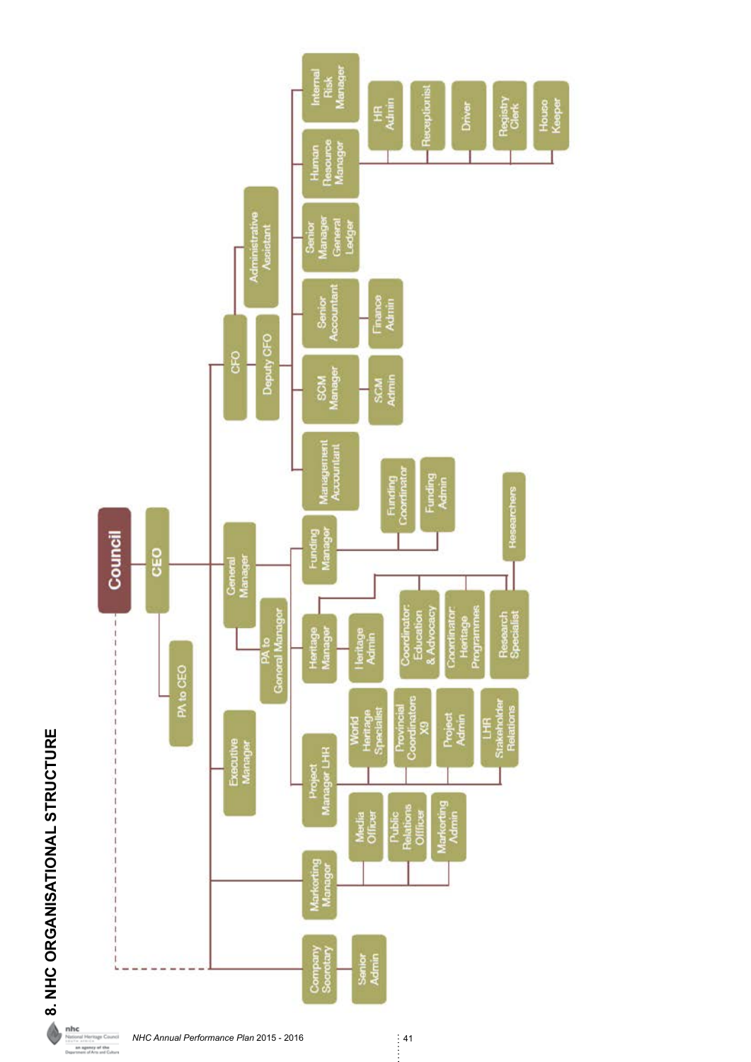# 8. NHC ORGANISATIONAL STRUCTURE

- **Council**
  - Company Secretary (dashed line to Council)
    - Senior Admin
- **CEO**
  - PA to CEO
  - Executive Manager
  - Marketing Manager
    - Media Officer
    - Public Relations Officer
    - Marketing Admin
  - General Manager
    - PA to General Manager
    - Project Manager LHR
      - World Heritage Specialist
      - Provincial Coordinators X9
      - Project Admin
      - LHR Stakeholder Relations
    - Heritage Manager
      - Heritage Admin
      - Coordinator: Education & Advocacy
      - Coordinator: Heritage Programmes
      - Research Specialist
        - Researchers
    - Funding Manager
      - Funding Coordinator
      - Funding Admin
  - CFO
    - Administrative Assistant
    - Deputy CFO
      - Management Accountant
      - SCM Manager
        - SCM Admin
      - Senior Accountant
        - Finance Admin
      - Senior Manager General Ledger
      - Human Resource Manager
        - HR Admin
        - Receptionist
        - Driver
        - Registry Clerk
        - House Keeper
      - Internal Risk Manager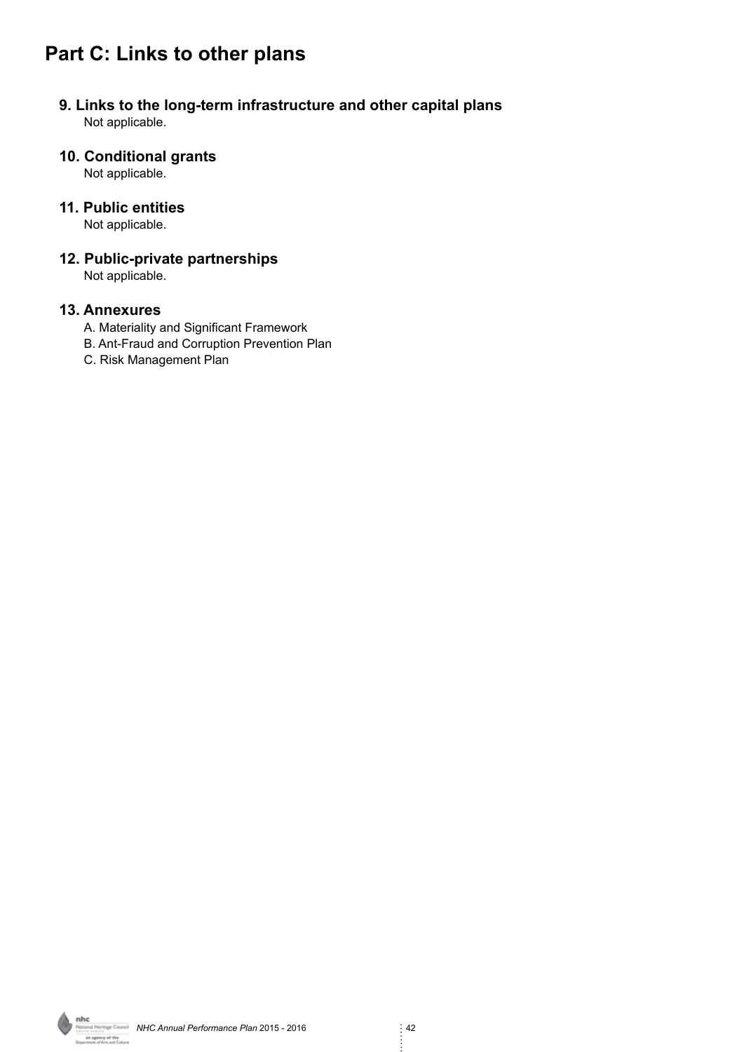# Part C: Links to other plans

## 9. Links to the long-term infrastructure and other capital plans

Not applicable.

## 10. Conditional grants

Not applicable.

## 11. Public entities

Not applicable.

## 12. Public-private partnerships

Not applicable.

## 13. Annexures

A. Materiality and Significant Framework

B. Ant-Fraud and Corruption Prevention Plan

C. Risk Management Plan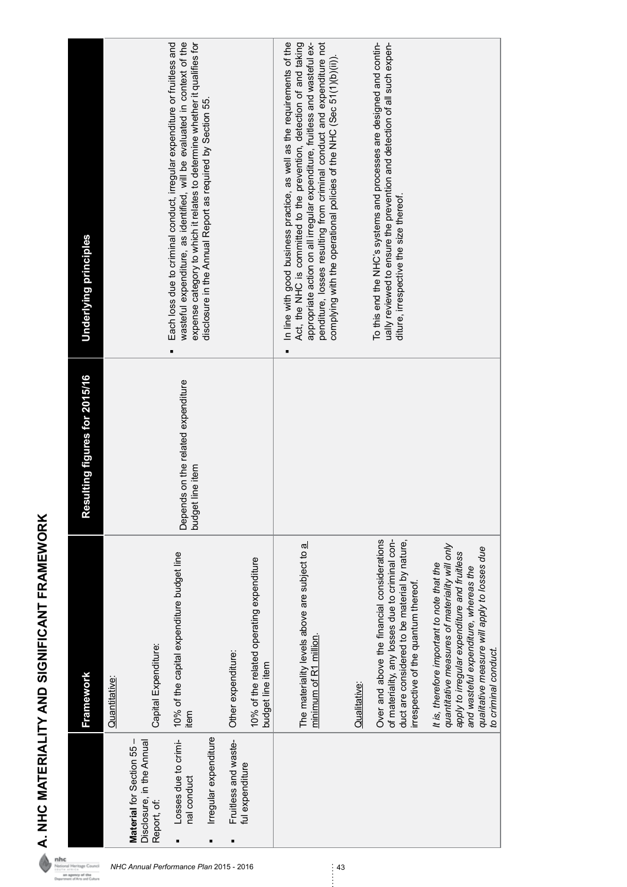# A. NHC MATERIALITY AND SIGNIFICANT FRAMEWORK

| | Framework | Resulting figures for 2015/16 | Underlying principles |
|---|---|---|---|
| **Material** for Section 55 – Disclosure, in the Annual Report, of:<br>▪ Losses due to criminal conduct<br>▪ Irregular expenditure<br>▪ Fruitless and wasteful expenditure | Quantitative:<br><br>Capital Expenditure:<br>10% of the capital expenditure budget line item<br><br>Other expenditure:<br>10% of the related operating expenditure budget line item | Depends on the related expenditure budget line item | ▪ Each loss due to criminal conduct, irregular expenditure or fruitless and wasteful expenditure, as identified, will be evaluated in context of the expense category to which it relates to determine whether it qualifies for disclosure in the Annual Report as required by Section 55. |
| | The materiality levels above are subject to a minimum of R1 million.<br><br>Qualitative:<br>Over and above the financial considerations of materiality, any losses due to criminal conduct are considered to be material by nature, irrespective of the quantum thereof.<br><br>*It is, therefore important to note that the quantitative measures of materiality will only apply to irregular expenditure and fruitless and wasteful expenditure, whereas the qualitative measure will apply to losses due to criminal conduct.* | | ▪ In line with good business practice, as well as the requirements of the Act, the NHC is committed to the prevention, detection of and taking appropriate action on all irregular expenditure, fruitless and wasteful expenditure, losses resulting from criminal conduct and expenditure not complying with the operational policies of the NHC (Sec 51(1)(b)(ii)).<br><br>To this end the NHC's systems and processes are designed and continually reviewed to ensure the prevention and detection of all such expenditure, irrespective the size thereof. |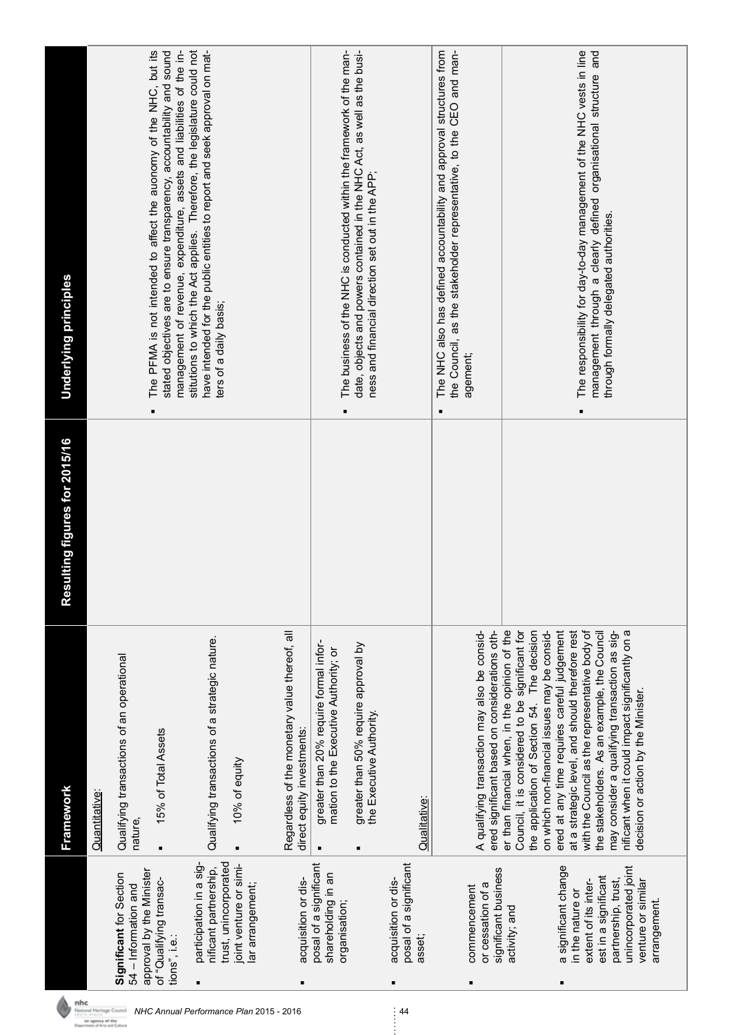| | Framework | Resulting figures for 2015/16 | Underlying principles |
|---|---|---|---|
| **Significant** for Section 54 – Information and approval by the Minister of "Qualifying transactions", i.e.:<br><br>▪ participation in a significant partnership, trust, unincorporated joint venture or similar arrangement;<br><br>▪ acquisition or disposal of a significant shareholding in an organisation;<br><br>▪ acquisition or disposal of a significant asset; | Quantitative:<br><br>Qualifying transactions of an operational nature,<br><br>▪ 15% of Total Assets<br><br>Qualifying transactions of a strategic nature.<br><br>▪ 10% of equity<br><br>Regardless of the monetary value thereof, all direct equity investments:<br><br>▪ greater than 20% require formal information to the Executive Authority; or<br><br>▪ greater than 50% require approval by the Executive Authority.<br><br>Qualitative: | | ▪ The PFMA is not intended to affect the auonomy of the NHC, but its stated objectives are to ensure transparency, accountability and sound management of revenue, expenditure, assets and liabilities of the institutions to which the Act applies. Therefore, the legislature could not have intended for the public entities to report and seek approval on matters of a daily basis;<br><br>▪ The business of the NHC is conducted within the framework of the mandate, objects and powers contained in the NHC Act, as well as the business and financial direction set out in the APP; |
| ▪ commencement or cessation of a significant business activity; and | A qualifying transaction may also be considered significant based on considerations other than financial when, in the opinion of the Council, it is considered to be significant for the application of Section 54. The decision on which non-financial issues may be considered at any time requires careful judgement at a strategic level, and should therefore rest with the Council as the representative body of the stakeholders. As an example, the Council may consider a qualifying transaction as significant when it could impact significantly on a decision or action by the Minister. | | ▪ The NHC also has defined accountability and approval structures from the Council, as the stakeholder representative, to the CEO and management; |
| ▪ a significant change in the nature or extent of its interest in a significant partnership, trust, unincorporated joint venture or similar arrangement. | | | ▪ The responsibility for day-to-day management of the NHC vests in line management through a clearly defined organisational structure and through formally delegated authorities. |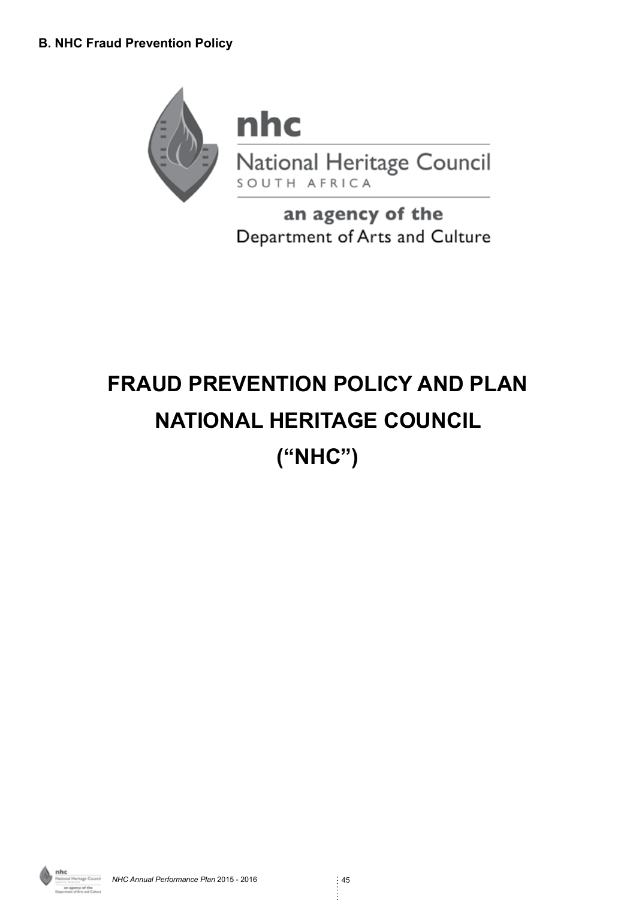**B. NHC Fraud Prevention Policy**

nhc

National Heritage Council

SOUTH AFRICA

an agency of the

Department of Arts and Culture

# FRAUD PREVENTION POLICY AND PLAN

# NATIONAL HERITAGE COUNCIL

# (“NHC”)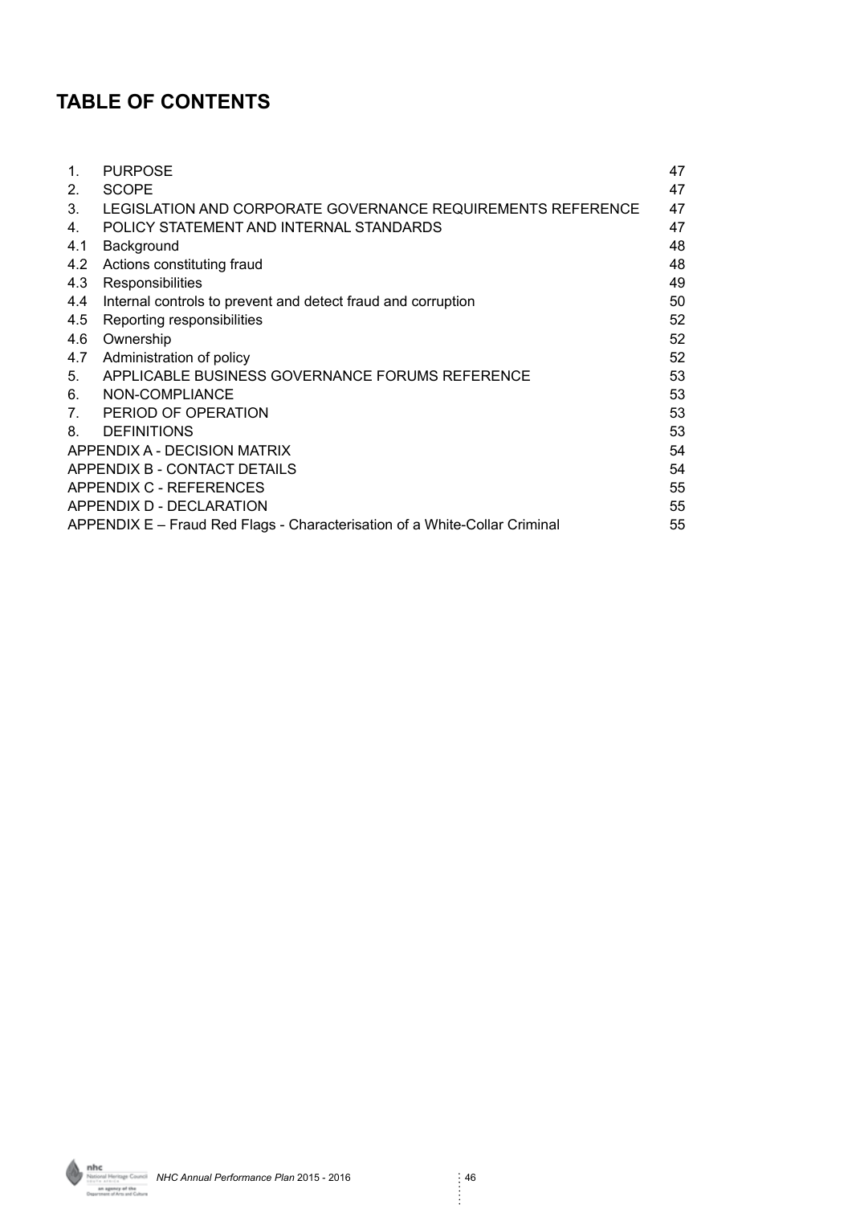## TABLE OF CONTENTS

| | | |
|---|---|---|
| 1. | PURPOSE | 47 |
| 2. | SCOPE | 47 |
| 3. | LEGISLATION AND CORPORATE GOVERNANCE REQUIREMENTS REFERENCE | 47 |
| 4. | POLICY STATEMENT AND INTERNAL STANDARDS | 47 |
| 4.1 | Background | 48 |
| 4.2 | Actions constituting fraud | 48 |
| 4.3 | Responsibilities | 49 |
| 4.4 | Internal controls to prevent and detect fraud and corruption | 50 |
| 4.5 | Reporting responsibilities | 52 |
| 4.6 | Ownership | 52 |
| 4.7 | Administration of policy | 52 |
| 5. | APPLICABLE BUSINESS GOVERNANCE FORUMS REFERENCE | 53 |
| 6. | NON-COMPLIANCE | 53 |
| 7. | PERIOD OF OPERATION | 53 |
| 8. | DEFINITIONS | 53 |
| APPENDIX A - DECISION MATRIX | | 54 |
| APPENDIX B - CONTACT DETAILS | | 54 |
| APPENDIX C - REFERENCES | | 55 |
| APPENDIX D - DECLARATION | | 55 |
| APPENDIX E – Fraud Red Flags - Characterisation of a White-Collar Criminal | | 55 |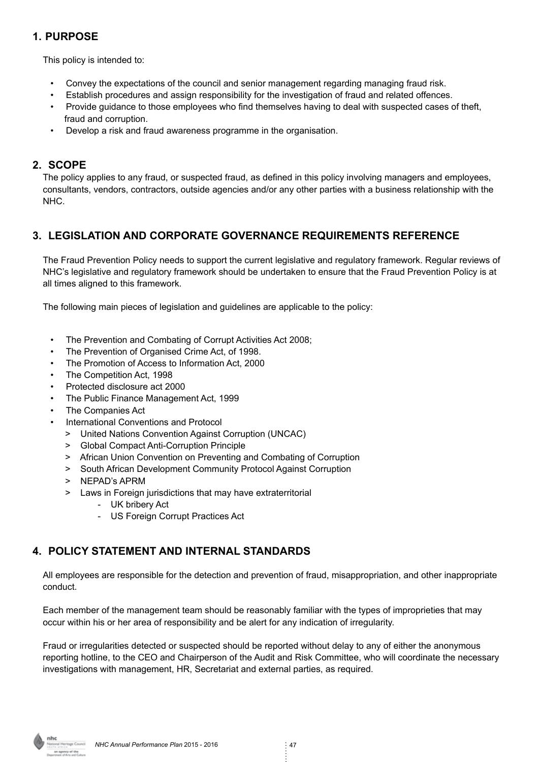## 1. PURPOSE

This policy is intended to:

- Convey the expectations of the council and senior management regarding managing fraud risk.
- Establish procedures and assign responsibility for the investigation of fraud and related offences.
- Provide guidance to those employees who find themselves having to deal with suspected cases of theft, fraud and corruption.
- Develop a risk and fraud awareness programme in the organisation.

## 2. SCOPE

The policy applies to any fraud, or suspected fraud, as defined in this policy involving managers and employees, consultants, vendors, contractors, outside agencies and/or any other parties with a business relationship with the NHC.

## 3. LEGISLATION AND CORPORATE GOVERNANCE REQUIREMENTS REFERENCE

The Fraud Prevention Policy needs to support the current legislative and regulatory framework. Regular reviews of NHC's legislative and regulatory framework should be undertaken to ensure that the Fraud Prevention Policy is at all times aligned to this framework.

The following main pieces of legislation and guidelines are applicable to the policy:

- The Prevention and Combating of Corrupt Activities Act 2008;
- The Prevention of Organised Crime Act, of 1998.
- The Promotion of Access to Information Act, 2000
- The Competition Act, 1998
- Protected disclosure act 2000
- The Public Finance Management Act, 1999
- The Companies Act
- International Conventions and Protocol
  - United Nations Convention Against Corruption (UNCAC)
  - Global Compact Anti-Corruption Principle
  - African Union Convention on Preventing and Combating of Corruption
  - South African Development Community Protocol Against Corruption
  - NEPAD's APRM
  - Laws in Foreign jurisdictions that may have extraterritorial
    - UK bribery Act
    - US Foreign Corrupt Practices Act

## 4. POLICY STATEMENT AND INTERNAL STANDARDS

All employees are responsible for the detection and prevention of fraud, misappropriation, and other inappropriate conduct.

Each member of the management team should be reasonably familiar with the types of improprieties that may occur within his or her area of responsibility and be alert for any indication of irregularity.

Fraud or irregularities detected or suspected should be reported without delay to any of either the anonymous reporting hotline, to the CEO and Chairperson of the Audit and Risk Committee, who will coordinate the necessary investigations with management, HR, Secretariat and external parties, as required.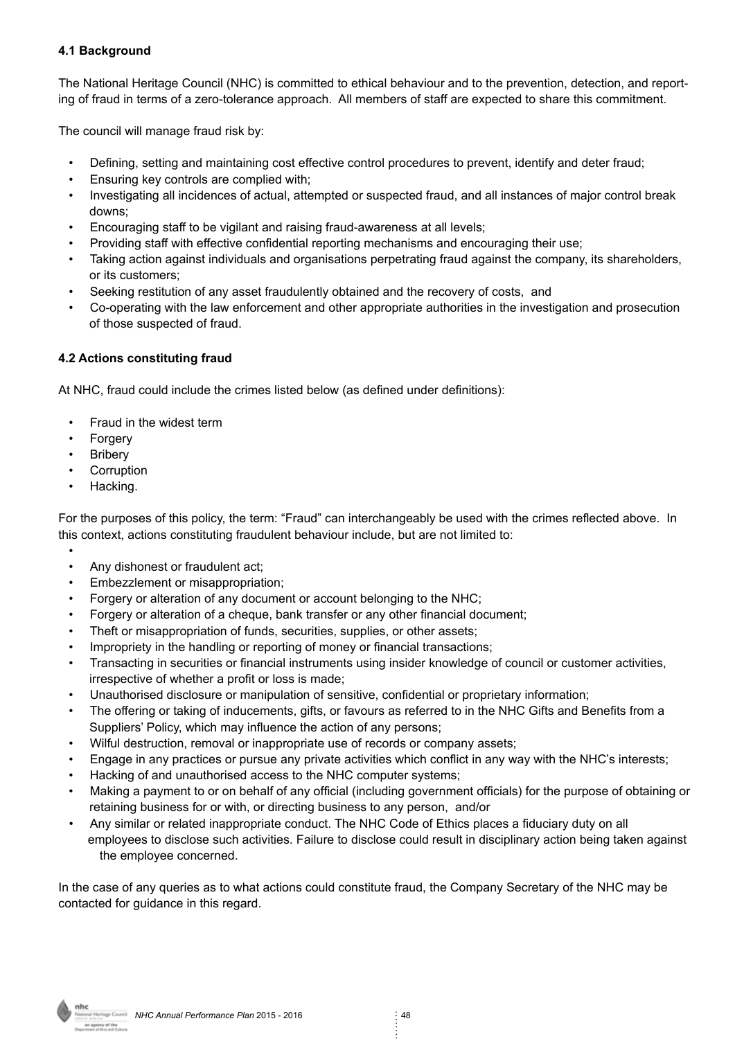**4.1 Background**

The National Heritage Council (NHC) is committed to ethical behaviour and to the prevention, detection, and reporting of fraud in terms of a zero-tolerance approach. All members of staff are expected to share this commitment.

The council will manage fraud risk by:

- Defining, setting and maintaining cost effective control procedures to prevent, identify and deter fraud;
- Ensuring key controls are complied with;
- Investigating all incidences of actual, attempted or suspected fraud, and all instances of major control break downs;
- Encouraging staff to be vigilant and raising fraud-awareness at all levels;
- Providing staff with effective confidential reporting mechanisms and encouraging their use;
- Taking action against individuals and organisations perpetrating fraud against the company, its shareholders, or its customers;
- Seeking restitution of any asset fraudulently obtained and the recovery of costs, and
- Co-operating with the law enforcement and other appropriate authorities in the investigation and prosecution of those suspected of fraud.

**4.2 Actions constituting fraud**

At NHC, fraud could include the crimes listed below (as defined under definitions):

- Fraud in the widest term
- Forgery
- Bribery
- Corruption
- Hacking.

For the purposes of this policy, the term: "Fraud" can interchangeably be used with the crimes reflected above. In this context, actions constituting fraudulent behaviour include, but are not limited to:

- Any dishonest or fraudulent act;
- Embezzlement or misappropriation;
- Forgery or alteration of any document or account belonging to the NHC;
- Forgery or alteration of a cheque, bank transfer or any other financial document;
- Theft or misappropriation of funds, securities, supplies, or other assets;
- Impropriety in the handling or reporting of money or financial transactions;
- Transacting in securities or financial instruments using insider knowledge of council or customer activities, irrespective of whether a profit or loss is made;
- Unauthorised disclosure or manipulation of sensitive, confidential or proprietary information;
- The offering or taking of inducements, gifts, or favours as referred to in the NHC Gifts and Benefits from a Suppliers' Policy, which may influence the action of any persons;
- Wilful destruction, removal or inappropriate use of records or company assets;
- Engage in any practices or pursue any private activities which conflict in any way with the NHC's interests;
- Hacking of and unauthorised access to the NHC computer systems;
- Making a payment to or on behalf of any official (including government officials) for the purpose of obtaining or retaining business for or with, or directing business to any person, and/or
- Any similar or related inappropriate conduct. The NHC Code of Ethics places a fiduciary duty on all employees to disclose such activities. Failure to disclose could result in disciplinary action being taken against the employee concerned.

In the case of any queries as to what actions could constitute fraud, the Company Secretary of the NHC may be contacted for guidance in this regard.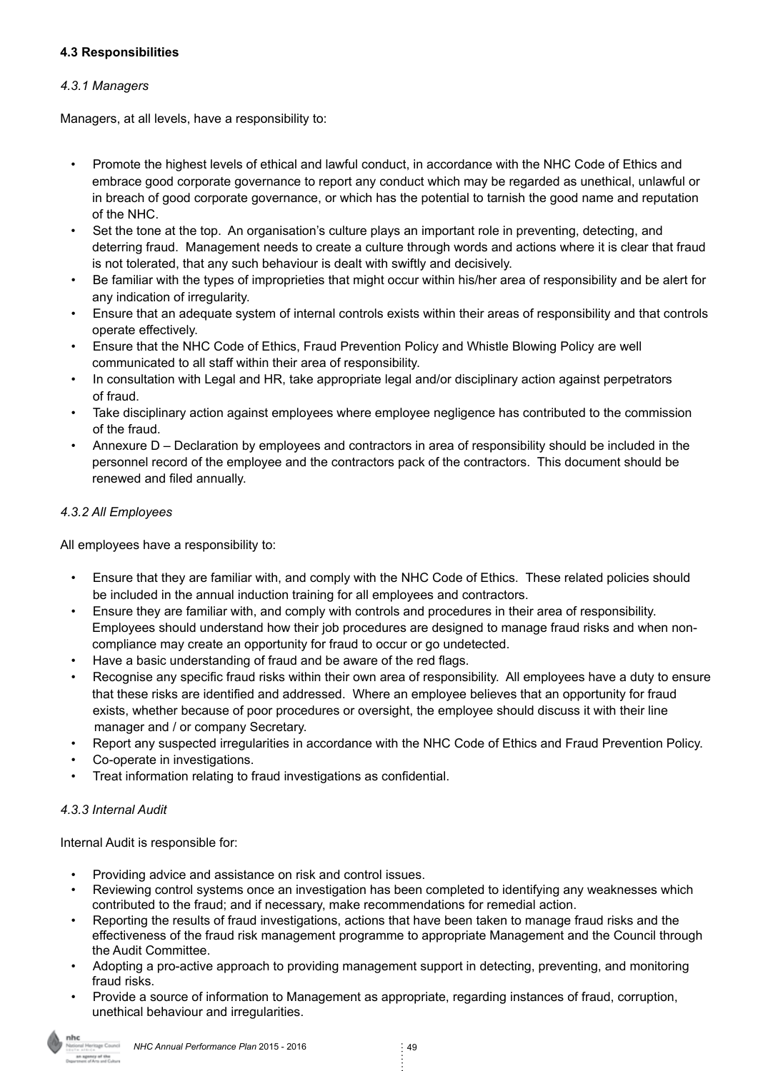### 4.3 Responsibilities

*4.3.1 Managers*

Managers, at all levels, have a responsibility to:

- Promote the highest levels of ethical and lawful conduct, in accordance with the NHC Code of Ethics and embrace good corporate governance to report any conduct which may be regarded as unethical, unlawful or in breach of good corporate governance, or which has the potential to tarnish the good name and reputation of the NHC.
- Set the tone at the top. An organisation's culture plays an important role in preventing, detecting, and deterring fraud. Management needs to create a culture through words and actions where it is clear that fraud is not tolerated, that any such behaviour is dealt with swiftly and decisively.
- Be familiar with the types of improprieties that might occur within his/her area of responsibility and be alert for any indication of irregularity.
- Ensure that an adequate system of internal controls exists within their areas of responsibility and that controls operate effectively.
- Ensure that the NHC Code of Ethics, Fraud Prevention Policy and Whistle Blowing Policy are well communicated to all staff within their area of responsibility.
- In consultation with Legal and HR, take appropriate legal and/or disciplinary action against perpetrators of fraud.
- Take disciplinary action against employees where employee negligence has contributed to the commission of the fraud.
- Annexure D – Declaration by employees and contractors in area of responsibility should be included in the personnel record of the employee and the contractors pack of the contractors. This document should be renewed and filed annually.

*4.3.2 All Employees*

All employees have a responsibility to:

- Ensure that they are familiar with, and comply with the NHC Code of Ethics. These related policies should be included in the annual induction training for all employees and contractors.
- Ensure they are familiar with, and comply with controls and procedures in their area of responsibility. Employees should understand how their job procedures are designed to manage fraud risks and when non-compliance may create an opportunity for fraud to occur or go undetected.
- Have a basic understanding of fraud and be aware of the red flags.
- Recognise any specific fraud risks within their own area of responsibility. All employees have a duty to ensure that these risks are identified and addressed. Where an employee believes that an opportunity for fraud exists, whether because of poor procedures or oversight, the employee should discuss it with their line manager and / or company Secretary.
- Report any suspected irregularities in accordance with the NHC Code of Ethics and Fraud Prevention Policy.
- Co-operate in investigations.
- Treat information relating to fraud investigations as confidential.

*4.3.3 Internal Audit*

Internal Audit is responsible for:

- Providing advice and assistance on risk and control issues.
- Reviewing control systems once an investigation has been completed to identifying any weaknesses which contributed to the fraud; and if necessary, make recommendations for remedial action.
- Reporting the results of fraud investigations, actions that have been taken to manage fraud risks and the effectiveness of the fraud risk management programme to appropriate Management and the Council through the Audit Committee.
- Adopting a pro-active approach to providing management support in detecting, preventing, and monitoring fraud risks.
- Provide a source of information to Management as appropriate, regarding instances of fraud, corruption, unethical behaviour and irregularities.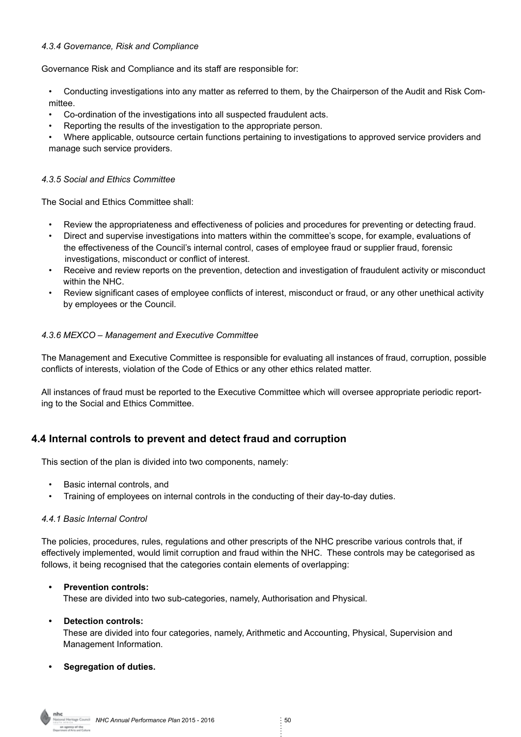#### *4.3.4 Governance, Risk and Compliance*

Governance Risk and Compliance and its staff are responsible for:

- Conducting investigations into any matter as referred to them, by the Chairperson of the Audit and Risk Committee.
- Co-ordination of the investigations into all suspected fraudulent acts.
- Reporting the results of the investigation to the appropriate person.
- Where applicable, outsource certain functions pertaining to investigations to approved service providers and manage such service providers.

#### *4.3.5 Social and Ethics Committee*

The Social and Ethics Committee shall:

- Review the appropriateness and effectiveness of policies and procedures for preventing or detecting fraud.
- Direct and supervise investigations into matters within the committee's scope, for example, evaluations of the effectiveness of the Council's internal control, cases of employee fraud or supplier fraud, forensic investigations, misconduct or conflict of interest.
- Receive and review reports on the prevention, detection and investigation of fraudulent activity or misconduct within the NHC.
- Review significant cases of employee conflicts of interest, misconduct or fraud, or any other unethical activity by employees or the Council.

#### *4.3.6 MEXCO – Management and Executive Committee*

The Management and Executive Committee is responsible for evaluating all instances of fraud, corruption, possible conflicts of interests, violation of the Code of Ethics or any other ethics related matter.

All instances of fraud must be reported to the Executive Committee which will oversee appropriate periodic reporting to the Social and Ethics Committee.

## 4.4 Internal controls to prevent and detect fraud and corruption

This section of the plan is divided into two components, namely:

- Basic internal controls, and
- Training of employees on internal controls in the conducting of their day-to-day duties.

#### *4.4.1 Basic Internal Control*

The policies, procedures, rules, regulations and other prescripts of the NHC prescribe various controls that, if effectively implemented, would limit corruption and fraud within the NHC. These controls may be categorised as follows, it being recognised that the categories contain elements of overlapping:

- **Prevention controls:**
  These are divided into two sub-categories, namely, Authorisation and Physical.
- **Detection controls:**
  These are divided into four categories, namely, Arithmetic and Accounting, Physical, Supervision and Management Information.
- **Segregation of duties.**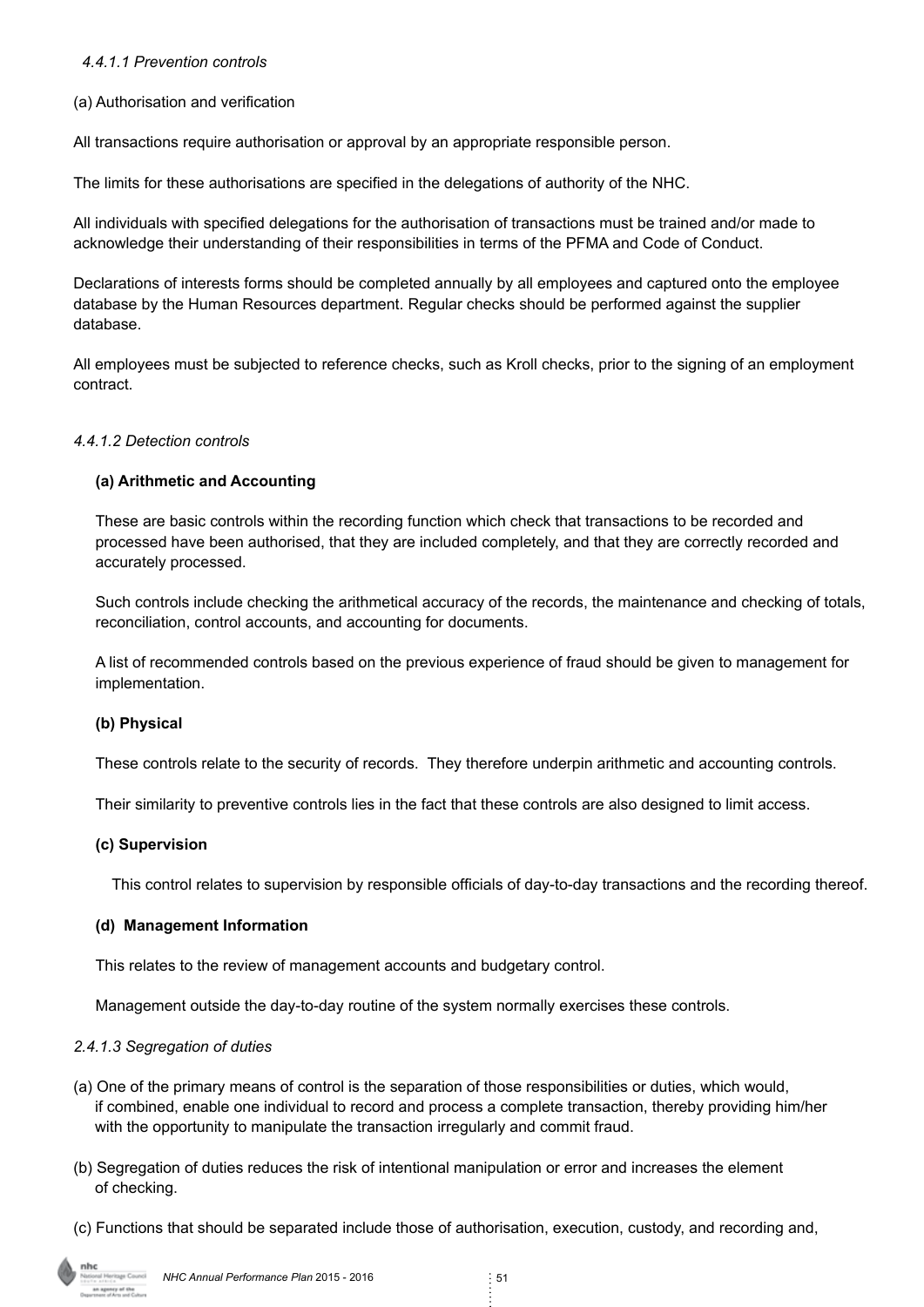*4.4.1.1 Prevention controls*

(a) Authorisation and verification

All transactions require authorisation or approval by an appropriate responsible person.

The limits for these authorisations are specified in the delegations of authority of the NHC.

All individuals with specified delegations for the authorisation of transactions must be trained and/or made to acknowledge their understanding of their responsibilities in terms of the PFMA and Code of Conduct.

Declarations of interests forms should be completed annually by all employees and captured onto the employee database by the Human Resources department. Regular checks should be performed against the supplier database.

All employees must be subjected to reference checks, such as Kroll checks, prior to the signing of an employment contract.

*4.4.1.2 Detection controls*

**(a) Arithmetic and Accounting**

These are basic controls within the recording function which check that transactions to be recorded and processed have been authorised, that they are included completely, and that they are correctly recorded and accurately processed.

Such controls include checking the arithmetical accuracy of the records, the maintenance and checking of totals, reconciliation, control accounts, and accounting for documents.

A list of recommended controls based on the previous experience of fraud should be given to management for implementation.

**(b) Physical**

These controls relate to the security of records. They therefore underpin arithmetic and accounting controls.

Their similarity to preventive controls lies in the fact that these controls are also designed to limit access.

**(c) Supervision**

This control relates to supervision by responsible officials of day-to-day transactions and the recording thereof.

**(d) Management Information**

This relates to the review of management accounts and budgetary control.

Management outside the day-to-day routine of the system normally exercises these controls.

*2.4.1.3 Segregation of duties*

(a) One of the primary means of control is the separation of those responsibilities or duties, which would, if combined, enable one individual to record and process a complete transaction, thereby providing him/her with the opportunity to manipulate the transaction irregularly and commit fraud.

(b) Segregation of duties reduces the risk of intentional manipulation or error and increases the element of checking.

(c) Functions that should be separated include those of authorisation, execution, custody, and recording and,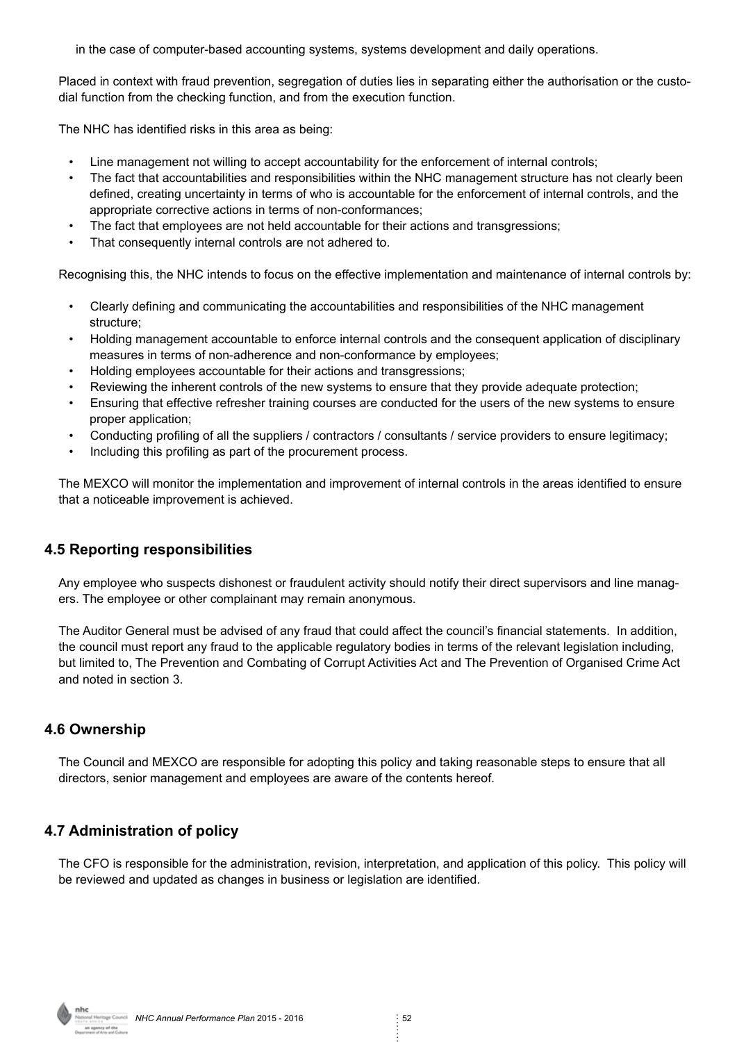in the case of computer-based accounting systems, systems development and daily operations.

Placed in context with fraud prevention, segregation of duties lies in separating either the authorisation or the custodial function from the checking function, and from the execution function.

The NHC has identified risks in this area as being:

- Line management not willing to accept accountability for the enforcement of internal controls;
- The fact that accountabilities and responsibilities within the NHC management structure has not clearly been defined, creating uncertainty in terms of who is accountable for the enforcement of internal controls, and the appropriate corrective actions in terms of non-conformances;
- The fact that employees are not held accountable for their actions and transgressions;
- That consequently internal controls are not adhered to.

Recognising this, the NHC intends to focus on the effective implementation and maintenance of internal controls by:

- Clearly defining and communicating the accountabilities and responsibilities of the NHC management structure;
- Holding management accountable to enforce internal controls and the consequent application of disciplinary measures in terms of non-adherence and non-conformance by employees;
- Holding employees accountable for their actions and transgressions;
- Reviewing the inherent controls of the new systems to ensure that they provide adequate protection;
- Ensuring that effective refresher training courses are conducted for the users of the new systems to ensure proper application;
- Conducting profiling of all the suppliers / contractors / consultants / service providers to ensure legitimacy;
- Including this profiling as part of the procurement process.

The MEXCO will monitor the implementation and improvement of internal controls in the areas identified to ensure that a noticeable improvement is achieved.

## 4.5 Reporting responsibilities

Any employee who suspects dishonest or fraudulent activity should notify their direct supervisors and line managers. The employee or other complainant may remain anonymous.

The Auditor General must be advised of any fraud that could affect the council's financial statements. In addition, the council must report any fraud to the applicable regulatory bodies in terms of the relevant legislation including, but limited to, The Prevention and Combating of Corrupt Activities Act and The Prevention of Organised Crime Act and noted in section 3.

## 4.6 Ownership

The Council and MEXCO are responsible for adopting this policy and taking reasonable steps to ensure that all directors, senior management and employees are aware of the contents hereof.

## 4.7 Administration of policy

The CFO is responsible for the administration, revision, interpretation, and application of this policy. This policy will be reviewed and updated as changes in business or legislation are identified.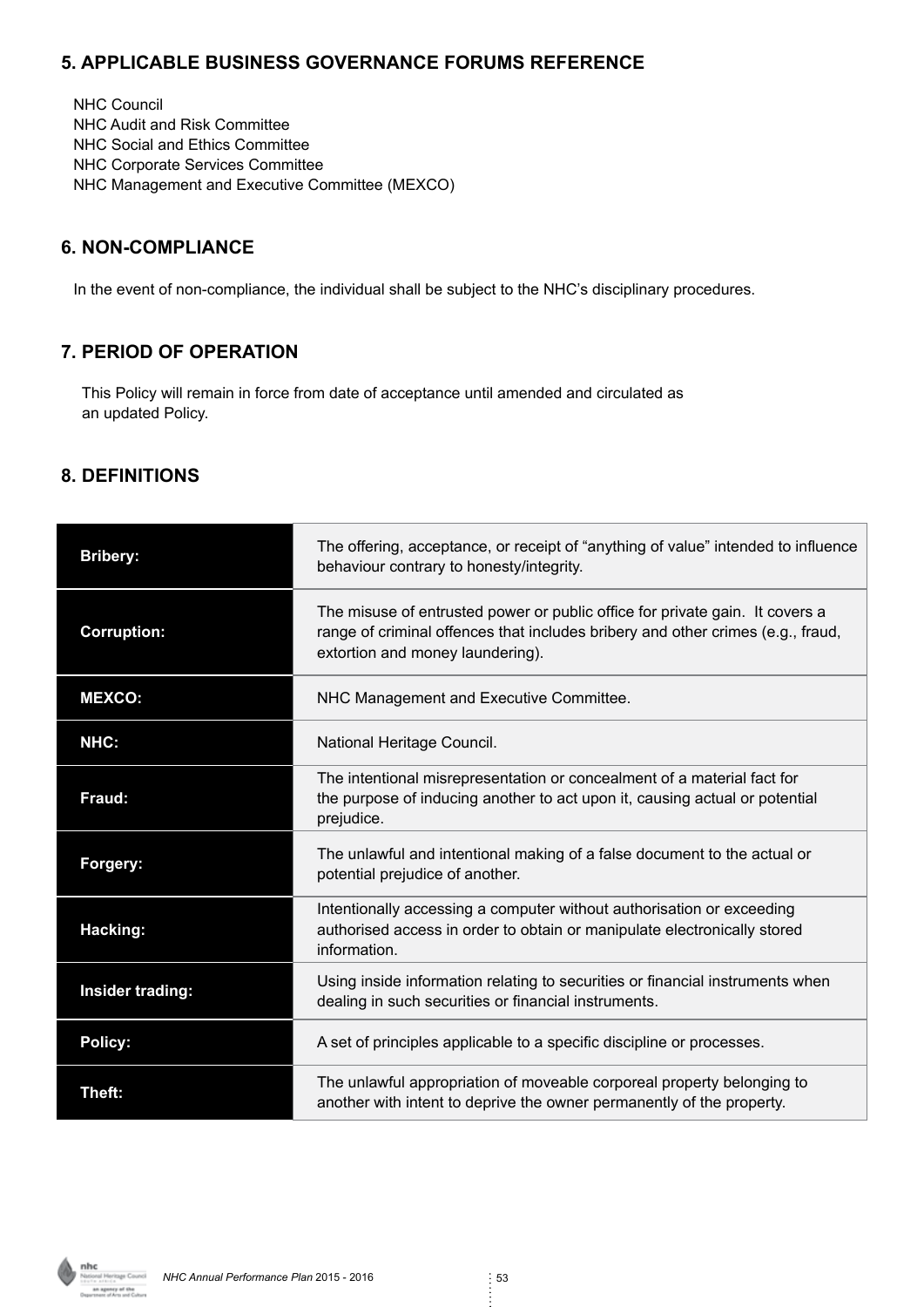## 5. APPLICABLE BUSINESS GOVERNANCE FORUMS REFERENCE

NHC Council
NHC Audit and Risk Committee
NHC Social and Ethics Committee
NHC Corporate Services Committee
NHC Management and Executive Committee (MEXCO)

## 6. NON-COMPLIANCE

In the event of non-compliance, the individual shall be subject to the NHC's disciplinary procedures.

## 7. PERIOD OF OPERATION

This Policy will remain in force from date of acceptance until amended and circulated as an updated Policy.

## 8. DEFINITIONS

| | |
|---|---|
| **Bribery:** | The offering, acceptance, or receipt of "anything of value" intended to influence behaviour contrary to honesty/integrity. |
| **Corruption:** | The misuse of entrusted power or public office for private gain. It covers a range of criminal offences that includes bribery and other crimes (e.g., fraud, extortion and money laundering). |
| **MEXCO:** | NHC Management and Executive Committee. |
| **NHC:** | National Heritage Council. |
| **Fraud:** | The intentional misrepresentation or concealment of a material fact for the purpose of inducing another to act upon it, causing actual or potential prejudice. |
| **Forgery:** | The unlawful and intentional making of a false document to the actual or potential prejudice of another. |
| **Hacking:** | Intentionally accessing a computer without authorisation or exceeding authorised access in order to obtain or manipulate electronically stored information. |
| **Insider trading:** | Using inside information relating to securities or financial instruments when dealing in such securities or financial instruments. |
| **Policy:** | A set of principles applicable to a specific discipline or processes. |
| **Theft:** | The unlawful appropriation of moveable corporeal property belonging to another with intent to deprive the owner permanently of the property. |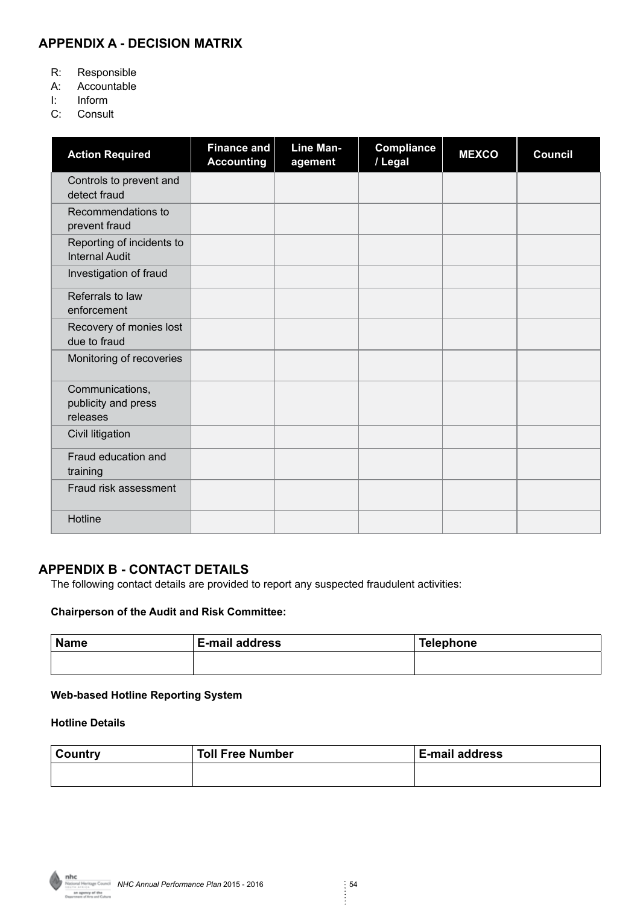## APPENDIX A - DECISION MATRIX

R: Responsible
A: Accountable
I: Inform
C: Consult

| Action Required | Finance and Accounting | Line Management | Compliance / Legal | MEXCO | Council |
|---|---|---|---|---|---|
| Controls to prevent and detect fraud | | | | | |
| Recommendations to prevent fraud | | | | | |
| Reporting of incidents to Internal Audit | | | | | |
| Investigation of fraud | | | | | |
| Referrals to law enforcement | | | | | |
| Recovery of monies lost due to fraud | | | | | |
| Monitoring of recoveries | | | | | |
| Communications, publicity and press releases | | | | | |
| Civil litigation | | | | | |
| Fraud education and training | | | | | |
| Fraud risk assessment | | | | | |
| Hotline | | | | | |

## APPENDIX B - CONTACT DETAILS

The following contact details are provided to report any suspected fraudulent activities:

**Chairperson of the Audit and Risk Committee:**

| Name | E-mail address | Telephone |
|---|---|---|
| | | |

**Web-based Hotline Reporting System**

**Hotline Details**

| Country | Toll Free Number | E-mail address |
|---|---|---|
| | | |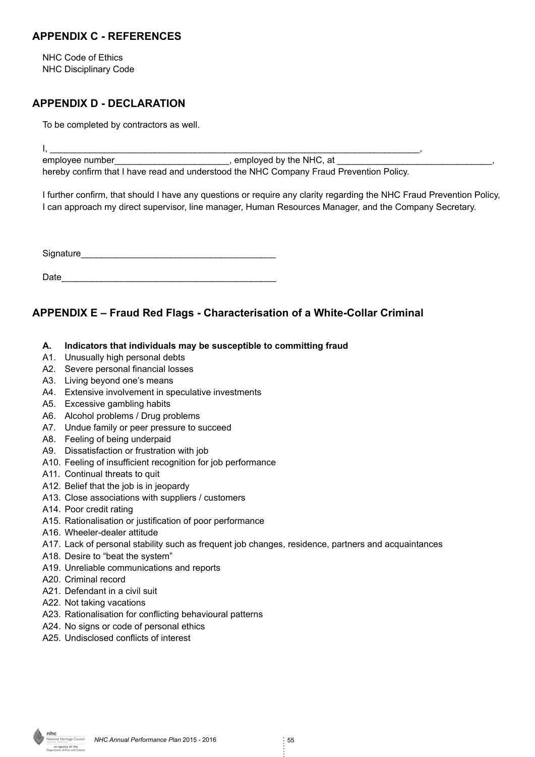## APPENDIX C - REFERENCES

NHC Code of Ethics
NHC Disciplinary Code

## APPENDIX D - DECLARATION

To be completed by contractors as well.

I, ____________________________________________________________________________,
employee number_______________________, employed by the NHC, at _______________________________,
hereby confirm that I have read and understood the NHC Company Fraud Prevention Policy.

I further confirm, that should I have any questions or require any clarity regarding the NHC Fraud Prevention Policy, I can approach my direct supervisor, line manager, Human Resources Manager, and the Company Secretary.

Signature_______________________________________

Date___________________________________________

## APPENDIX E – Fraud Red Flags - Characterisation of a White-Collar Criminal

**A. Indicators that individuals may be susceptible to committing fraud**

- A1. Unusually high personal debts
- A2. Severe personal financial losses
- A3. Living beyond one's means
- A4. Extensive involvement in speculative investments
- A5. Excessive gambling habits
- A6. Alcohol problems / Drug problems
- A7. Undue family or peer pressure to succeed
- A8. Feeling of being underpaid
- A9. Dissatisfaction or frustration with job
- A10. Feeling of insufficient recognition for job performance
- A11. Continual threats to quit
- A12. Belief that the job is in jeopardy
- A13. Close associations with suppliers / customers
- A14. Poor credit rating
- A15. Rationalisation or justification of poor performance
- A16. Wheeler-dealer attitude
- A17. Lack of personal stability such as frequent job changes, residence, partners and acquaintances
- A18. Desire to "beat the system"
- A19. Unreliable communications and reports
- A20. Criminal record
- A21. Defendant in a civil suit
- A22. Not taking vacations
- A23. Rationalisation for conflicting behavioural patterns
- A24. No signs or code of personal ethics
- A25. Undisclosed conflicts of interest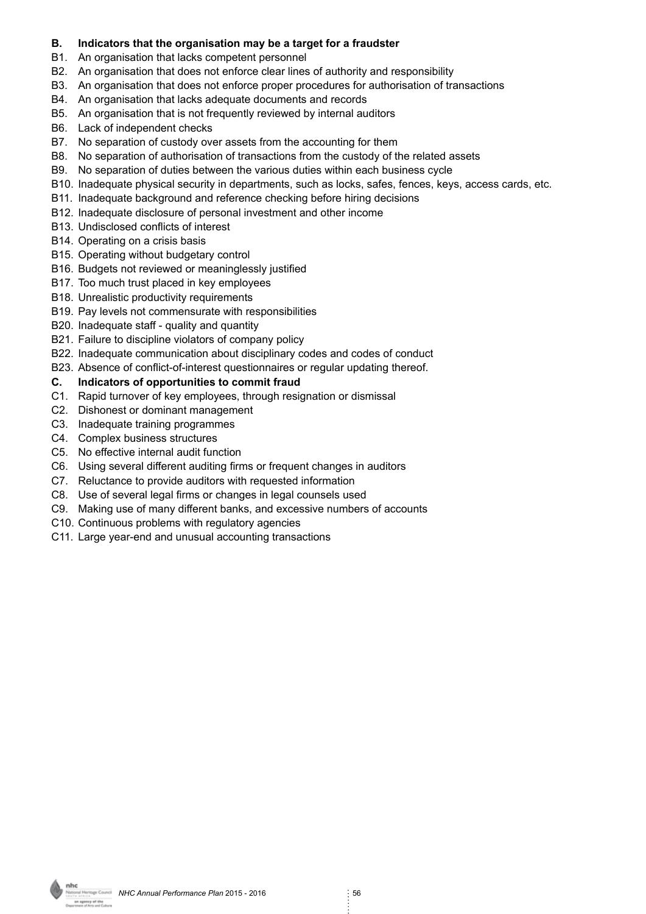**B. Indicators that the organisation may be a target for a fraudster**

B1. An organisation that lacks competent personnel
B2. An organisation that does not enforce clear lines of authority and responsibility
B3. An organisation that does not enforce proper procedures for authorisation of transactions
B4. An organisation that lacks adequate documents and records
B5. An organisation that is not frequently reviewed by internal auditors
B6. Lack of independent checks
B7. No separation of custody over assets from the accounting for them
B8. No separation of authorisation of transactions from the custody of the related assets
B9. No separation of duties between the various duties within each business cycle
B10. Inadequate physical security in departments, such as locks, safes, fences, keys, access cards, etc.
B11. Inadequate background and reference checking before hiring decisions
B12. Inadequate disclosure of personal investment and other income
B13. Undisclosed conflicts of interest
B14. Operating on a crisis basis
B15. Operating without budgetary control
B16. Budgets not reviewed or meaninglessly justified
B17. Too much trust placed in key employees
B18. Unrealistic productivity requirements
B19. Pay levels not commensurate with responsibilities
B20. Inadequate staff - quality and quantity
B21. Failure to discipline violators of company policy
B22. Inadequate communication about disciplinary codes and codes of conduct
B23. Absence of conflict-of-interest questionnaires or regular updating thereof.

**C. Indicators of opportunities to commit fraud**

C1. Rapid turnover of key employees, through resignation or dismissal
C2. Dishonest or dominant management
C3. Inadequate training programmes
C4. Complex business structures
C5. No effective internal audit function
C6. Using several different auditing firms or frequent changes in auditors
C7. Reluctance to provide auditors with requested information
C8. Use of several legal firms or changes in legal counsels used
C9. Making use of many different banks, and excessive numbers of accounts
C10. Continuous problems with regulatory agencies
C11. Large year-end and unusual accounting transactions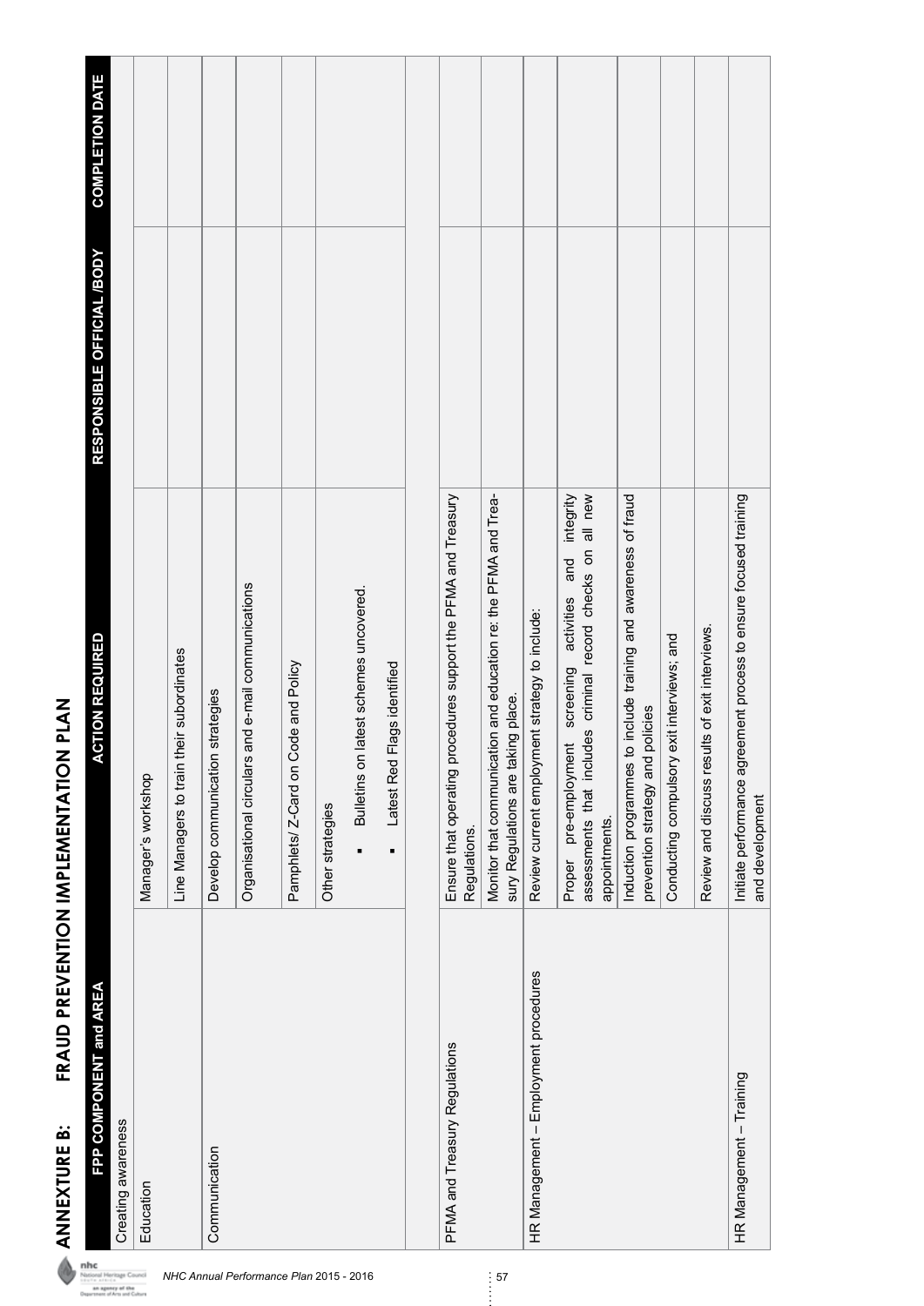# ANNEXURE B: FRAUD PREVENTION IMPLEMENTATION PLAN

| FPP COMPONENT and AREA | ACTION REQUIRED | RESPONSIBLE OFFICIAL /BODY | COMPLETION DATE |
|---|---|---|---|
| Creating awareness | | | |
| Education | Manager's workshop | | |
| | Line Managers to train their subordinates | | |
| Communication | Develop communication strategies | | |
| | Organisational circulars and e-mail communications | | |
| | Pamphlets/ Z-Card on Code and Policy | | |
| | Other strategies<br>▪ Bulletins on latest schemes uncovered.<br>▪ Latest Red Flags identified | | |
| | | | |
| PFMA and Treasury Regulations | Ensure that operating procedures support the PFMA and Treasury Regulations. | | |
| | Monitor that communication and education re: the PFMA and Treasury Regulations are taking place. | | |
| HR Management – Employment procedures | Review current employment strategy to include: | | |
| | Proper pre-employment screening activities and integrity assessments that includes criminal record checks on all new appointments. | | |
| | Induction programmes to include training and awareness of fraud prevention strategy and policies | | |
| | Conducting compulsory exit interviews; and | | |
| | Review and discuss results of exit interviews. | | |
| HR Management – Training | Initiate performance agreement process to ensure focused training and development | | |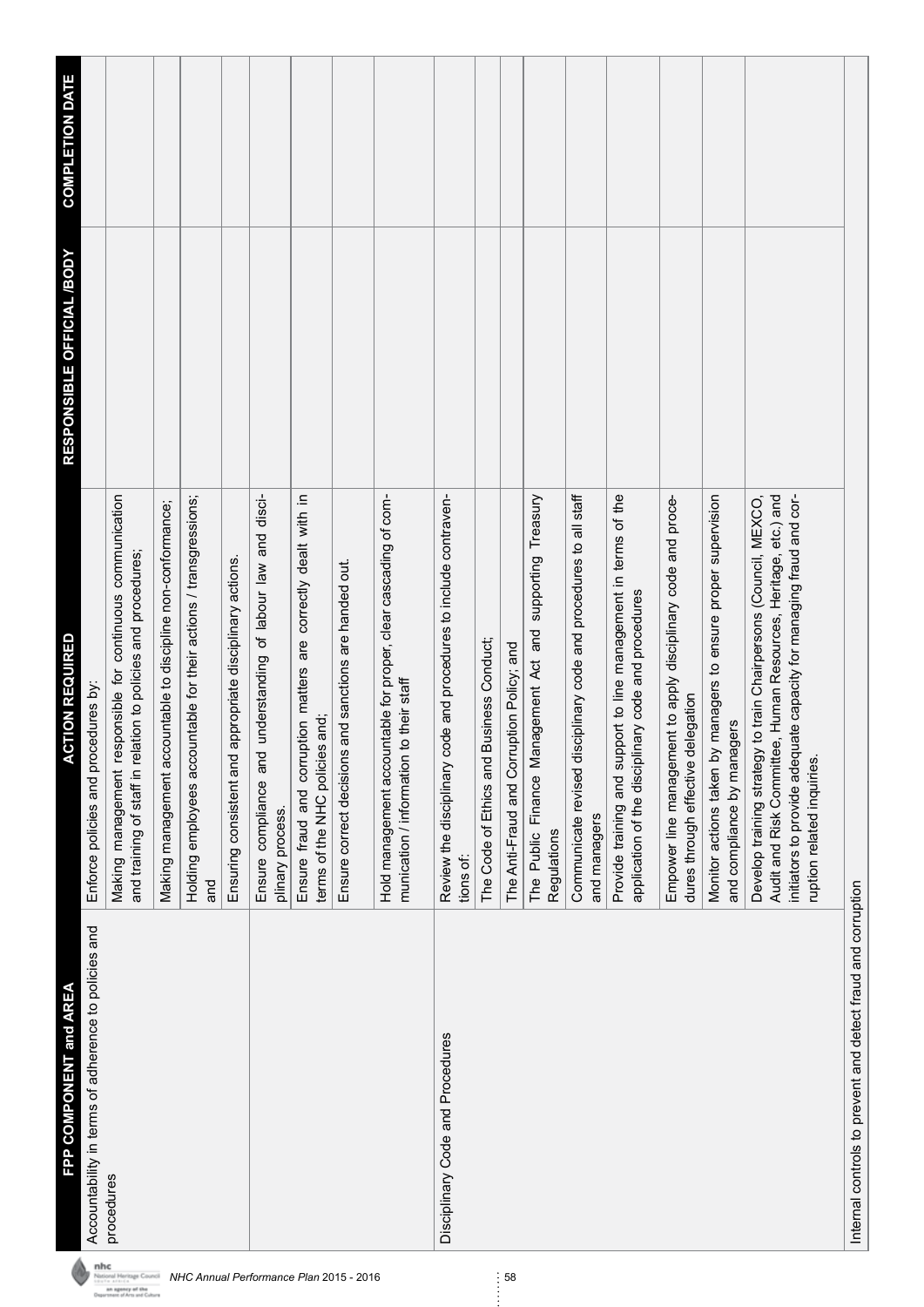| FPP COMPONENT and AREA | ACTION REQUIRED | RESPONSIBLE OFFICIAL /BODY | COMPLETION DATE |
|---|---|---|---|
| Accountability in terms of adherence to policies and procedures | Enforce policies and procedures by: | | |
| | Making management responsible for continuous communication and training of staff in relation to policies and procedures; | | |
| | Making management accountable to discipline non-conformance; | | |
| | Holding employees accountable for their actions / transgressions; and | | |
| | Ensuring consistent and appropriate disciplinary actions. | | |
| | Ensure compliance and understanding of labour law and disciplinary process. | | |
| | Ensure fraud and corruption matters are correctly dealt with in terms of the NHC policies and; | | |
| | Ensure correct decisions and sanctions are handed out. | | |
| | Hold management accountable for proper, clear cascading of communication / information to their staff | | |
| Disciplinary Code and Procedures | Review the disciplinary code and procedures to include contraventions of: | | |
| | The Code of Ethics and Business Conduct; | | |
| | The Anti-Fraud and Corruption Policy; and | | |
| | The Public Finance Management Act and supporting Treasury Regulations | | |
| | Communicate revised disciplinary code and procedures to all staff and managers | | |
| | Provide training and support to line management in terms of the application of the disciplinary code and procedures | | |
| | Empower line management to apply disciplinary code and procedures through effective delegation | | |
| | Monitor actions taken by managers to ensure proper supervision and compliance by managers | | |
| | Develop training strategy to train Chairpersons (Council, MEXCO, Audit and Risk Committee, Human Resources, Heritage, etc.) and initiators to provide adequate capacity for managing fraud and corruption related inquiries. | | |
| Internal controls to prevent and detect fraud and corruption | | | |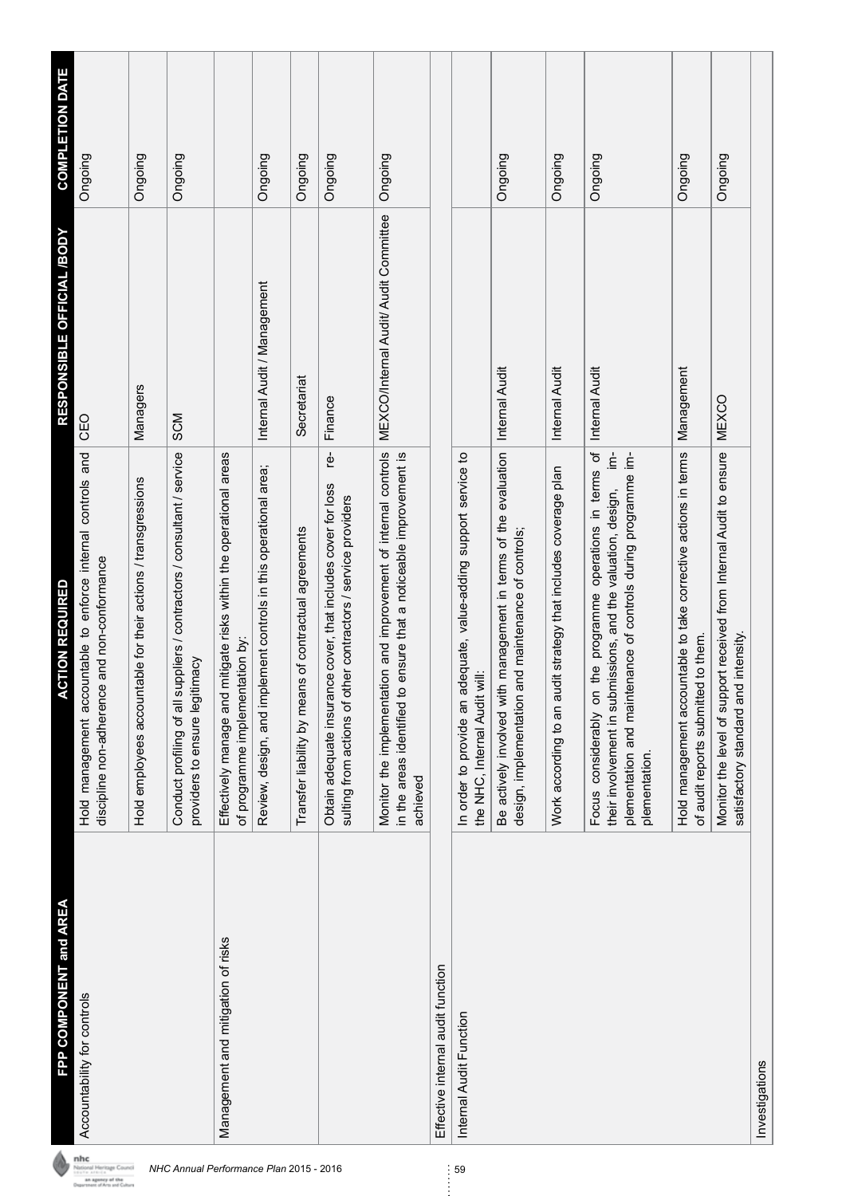| FPP COMPONENT and AREA | ACTION REQUIRED | RESPONSIBLE OFFICIAL /BODY | COMPLETION DATE |
|---|---|---|---|
| Accountability for controls | Hold management accountable to enforce internal controls and discipline non-adherence and non-conformance | CEO | Ongoing |
| | Hold employees accountable for their actions / transgressions | Managers | Ongoing |
| | Conduct profiling of all suppliers / contractors / consultant / service providers to ensure legitimacy | SCM | Ongoing |
| Management and mitigation of risks | Effectively manage and mitigate risks within the operational areas of programme implementation by: | | |
| | Review, design, and implement controls in this operational area; | Internal Audit / Management | Ongoing |
| | Transfer liability by means of contractual agreements | Secretariat | Ongoing |
| | Obtain adequate insurance cover, that includes cover for loss resulting from actions of other contractors / service providers | Finance | Ongoing |
| | Monitor the implementation and improvement of internal controls in the areas identified to ensure that a noticeable improvement is achieved | MEXCO/Internal Audit/ Audit Committee | Ongoing |
| Effective internal audit function | | | |
| Internal Audit Function | In order to provide an adequate, value-adding support service to the NHC, Internal Audit will: | | |
| | Be actively involved with management in terms of the evaluation design, implementation and maintenance of controls; | Internal Audit | Ongoing |
| | Work according to an audit strategy that includes coverage plan | Internal Audit | Ongoing |
| | Focus considerably on the programme operations in terms of their involvement in submissions, and the valuation, design, implementation and maintenance of controls during programme implementation. | Internal Audit | Ongoing |
| | Hold management accountable to take corrective actions in terms of audit reports submitted to them. | Management | Ongoing |
| | Monitor the level of support received from Internal Audit to ensure satisfactory standard and intensity. | MEXCO | Ongoing |
| Investigations | | | |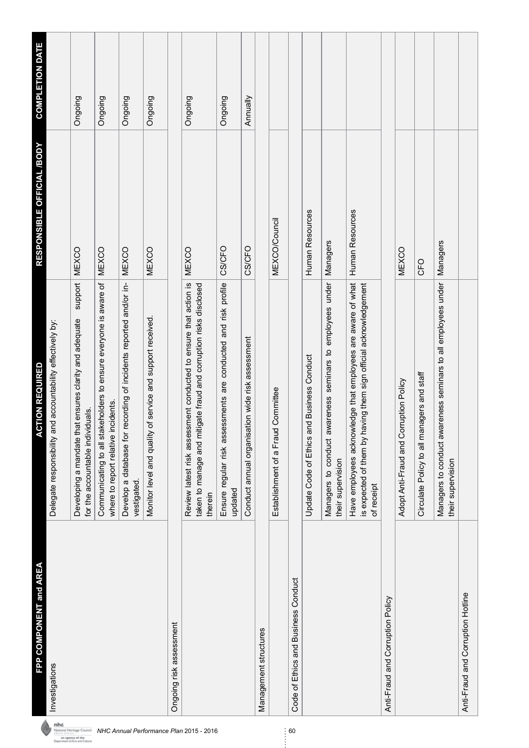| FPP COMPONENT and AREA | ACTION REQUIRED | RESPONSIBLE OFFICIAL /BODY | COMPLETION DATE |
| --- | --- | --- | --- |
| Investigations | Delegate responsibility and accountability effectively by: | | |
| | Developing a mandate that ensures clarity and adequate support for the accountable individuals. | MEXCO | Ongoing |
| | Communicating to all stakeholders to ensure everyone is aware of where to report relative incidents. | MEXCO | Ongoing |
| | Develop a database for recording of incidents reported and/or in-vestigated. | MEXCO | Ongoing |
| | Monitor level and quality of service and support received. | MEXCO | Ongoing |
| Ongoing risk assessment | | | |
| | Review latest risk assessment conducted to ensure that action is taken to manage and mitigate fraud and corruption risks disclosed therein | MEXCO | Ongoing |
| | Ensure regular risk assessments are conducted and risk profile updated | CS/CFO | Ongoing |
| | Conduct annual organisation wide risk assessment | CS/CFO | Annually |
| Management structures | | | |
| | Establishment of a Fraud Committee | MEXCO/Council | |
| Code of Ethics and Business Conduct | | | |
| | Update Code of Ethics and Business Conduct | Human Resources | |
| | Managers to conduct awareness seminars to employees under their supervision | Managers | |
| | Have employees acknowledge that employees are aware of what is expected of them by having them sign official acknowledgement of receipt | Human Resources | |
| Anti-Fraud and Corruption Policy | | | |
| | Adopt Anti-Fraud and Corruption Policy | MEXCO | |
| | Circulate Policy to all managers and staff | CFO | |
| | Managers to conduct awareness seminars to all employees under their supervision | Managers | |
| Anti-Fraud and Corruption Hotline | | | |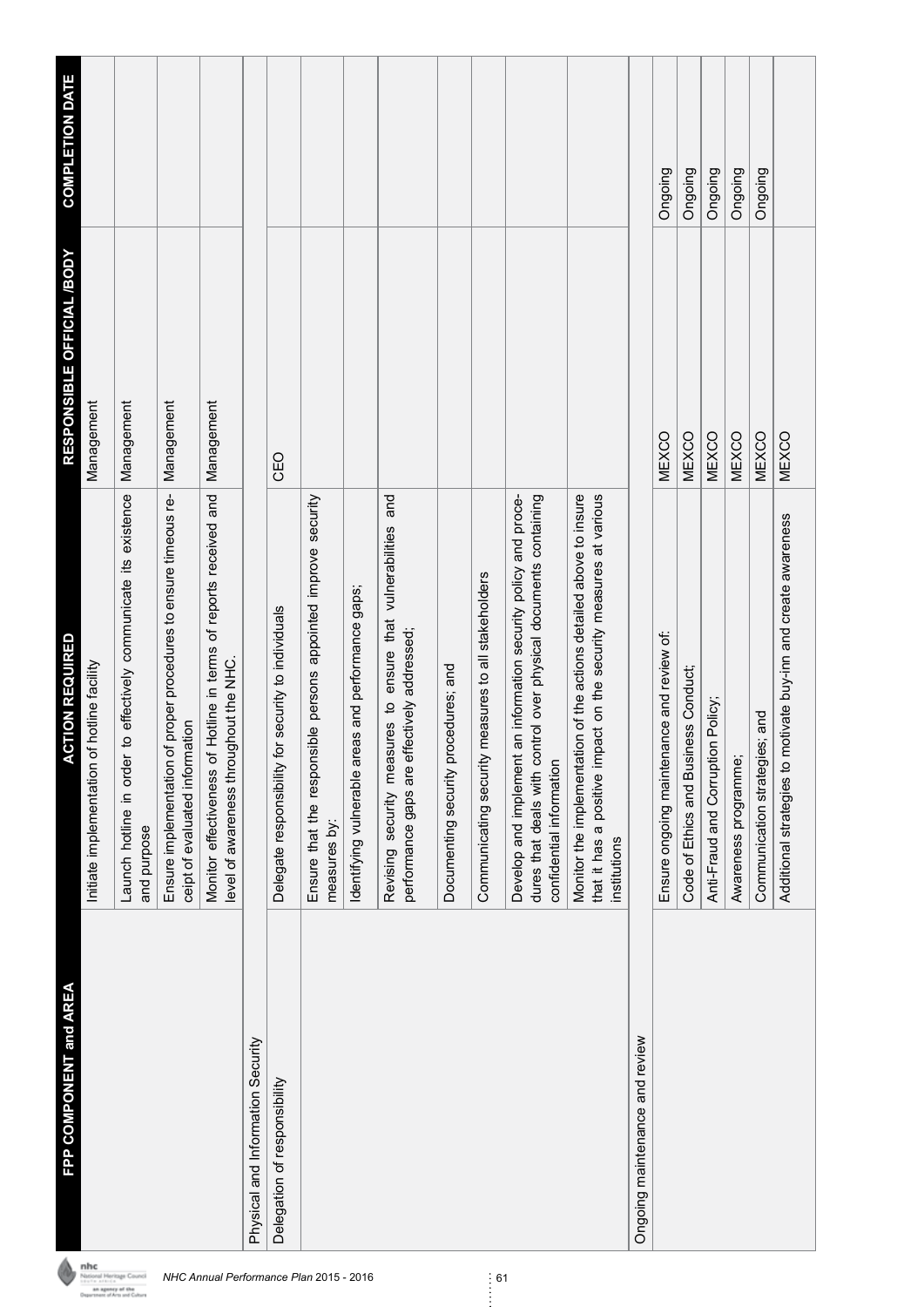| FPP COMPONENT and AREA | ACTION REQUIRED | RESPONSIBLE OFFICIAL /BODY | COMPLETION DATE |
|---|---|---|---|
| | Initiate implementation of hotline facility | Management | |
| | Launch hotline in order to effectively communicate its existence and purpose | Management | |
| | Ensure implementation of proper procedures to ensure timeous receipt of evaluated information | Management | |
| | Monitor effectiveness of Hotline in terms of reports received and level of awareness throughout the NHC. | Management | |
| Physical and Information Security | | | |
| Delegation of responsibility | Delegate responsibility for security to individuals | CEO | |
| | Ensure that the responsible persons appointed improve security measures by: | | |
| | Identifying vulnerable areas and performance gaps; | | |
| | Revising security measures to ensure that vulnerabilities and performance gaps are effectively addressed; | | |
| | Documenting security procedures; and | | |
| | Communicating security measures to all stakeholders | | |
| | Develop and implement an information security policy and procedures that deals with control over physical documents containing confidential information | | |
| | Monitor the implementation of the actions detailed above to insure that it has a positive impact on the security measures at various institutions | | |
| Ongoing maintenance and review | | | |
| | Ensure ongoing maintenance and review of: | MEXCO | Ongoing |
| | Code of Ethics and Business Conduct; | MEXCO | Ongoing |
| | Anti-Fraud and Corruption Policy; | MEXCO | Ongoing |
| | Awareness programme; | MEXCO | Ongoing |
| | Communication strategies; and | MEXCO | Ongoing |
| | Additional strategies to motivate buy-inn and create awareness | MEXCO | |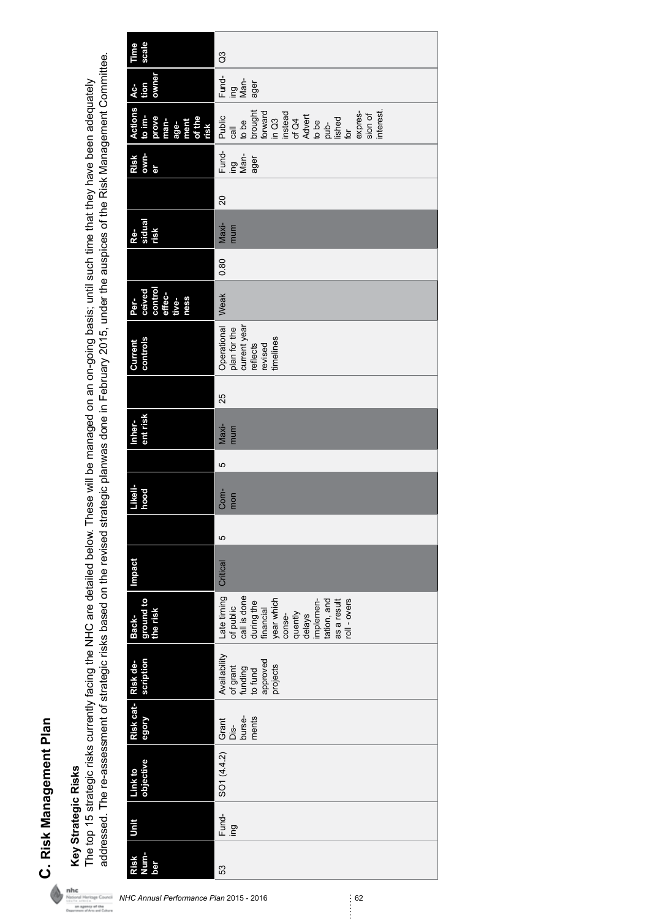## C. Risk Management Plan

### Key Strategic Risks

The top 15 strategic risks currently facing the NHC are detailed below. These will be managed on an on-going basis; until such time that they have been adequately addressed. The re-assessment of strategic risks based on the revised strategic planwas done in February 2015, under the auspices of the Risk Management Committee.

| Risk Number | Unit | Link to objective | Risk category | Risk description | Background to the risk | Impact | | Likelihood | | Inherent risk | | Current controls | Perceived control effectiveness | | Residual risk | | Risk owner | Actions to improve management of the risk | Action owner | Time scale |
|---|---|---|---|---|---|---|---|---|---|---|---|---|---|---|---|---|---|---|---|---|
| 53 | Funding | SO1 (4.4.2) | Grant Disbursements | Availability of grant funding to fund approved projects | Late timing of public call is done during the financial year which consequently delays implementation, and as a result roll - overs | Critical | 5 | Common | 5 | Maximum | 25 | Operational plan for the current year reflects revised timelines | Weak | 0.80 | Maximum | 20 | Funding Manager | Public call to be brought forward in Q3 instead of Q4 Advert to be published for expression of interest. | Funding Manager | Q3 |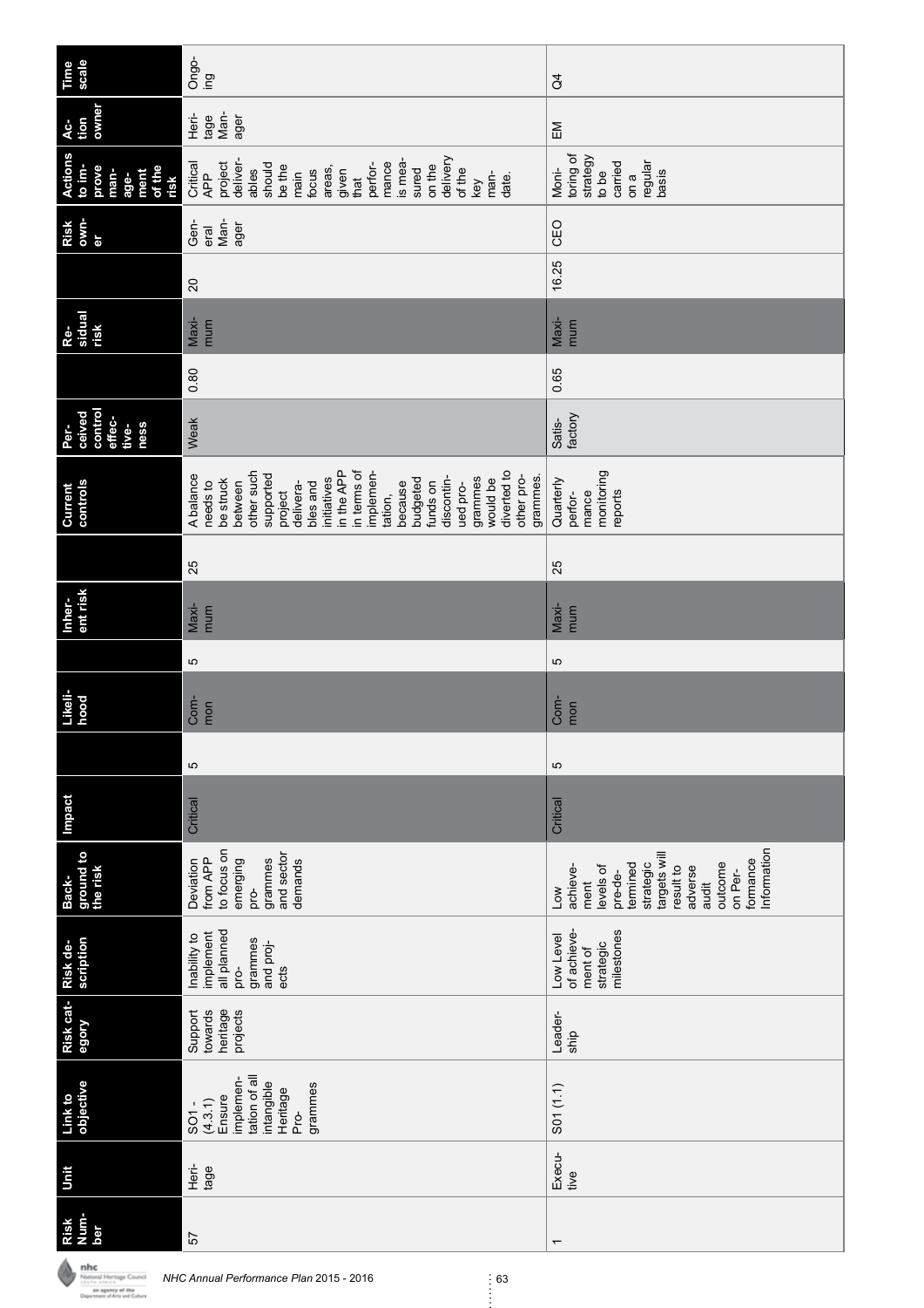| Risk Number | Unit | Link to objective | Risk category | Risk description | Background to the risk | Impact | | Likelihood | | Inherent risk | | Current controls | Perceived control effectiveness | | Residual risk | | Risk owner | Actions to improve management of the risk | Action owner | Time scale |
|---|---|---|---|---|---|---|---|---|---|---|---|---|---|---|---|---|---|---|---|---|
| 57 | Heritage | SO1 - (4.3.1) Ensure implementation of all intangible Heritage Programmes | Support towards heritage projects | Inability to implement all planned programmes and projects | Deviation from APP to focus on emerging programmes and sector demands | Critical | 5 | Common | 5 | Maximum | 25 | A balance needs to be struck between other such supported project deliverables and initiatives in the APP in terms of implementation, because budgeted funds on discontinued programmes would be diverted to other programmes. | Weak | 0.80 | Maximum | 20 | General Manager | Critical APP project deliverables should be the main focus areas, given that performance is measured on the delivery of the key mandate. | Heritage Manager | Ongoing |
| 1 | Executive | S01 (1.1) | Leadership | Low Level of achievement of strategic milestones | Low achievement levels of pre-determined strategic targets will result to adverse audit outcome on Performance Information | Critical | 5 | Common | 5 | Maximum | 25 | Quarterly performance monitoring reports | Satisfactory | 0.65 | Maximum | 16.25 | CEO | Monitoring of strategy to be carried on a regular basis | EM | Q4 |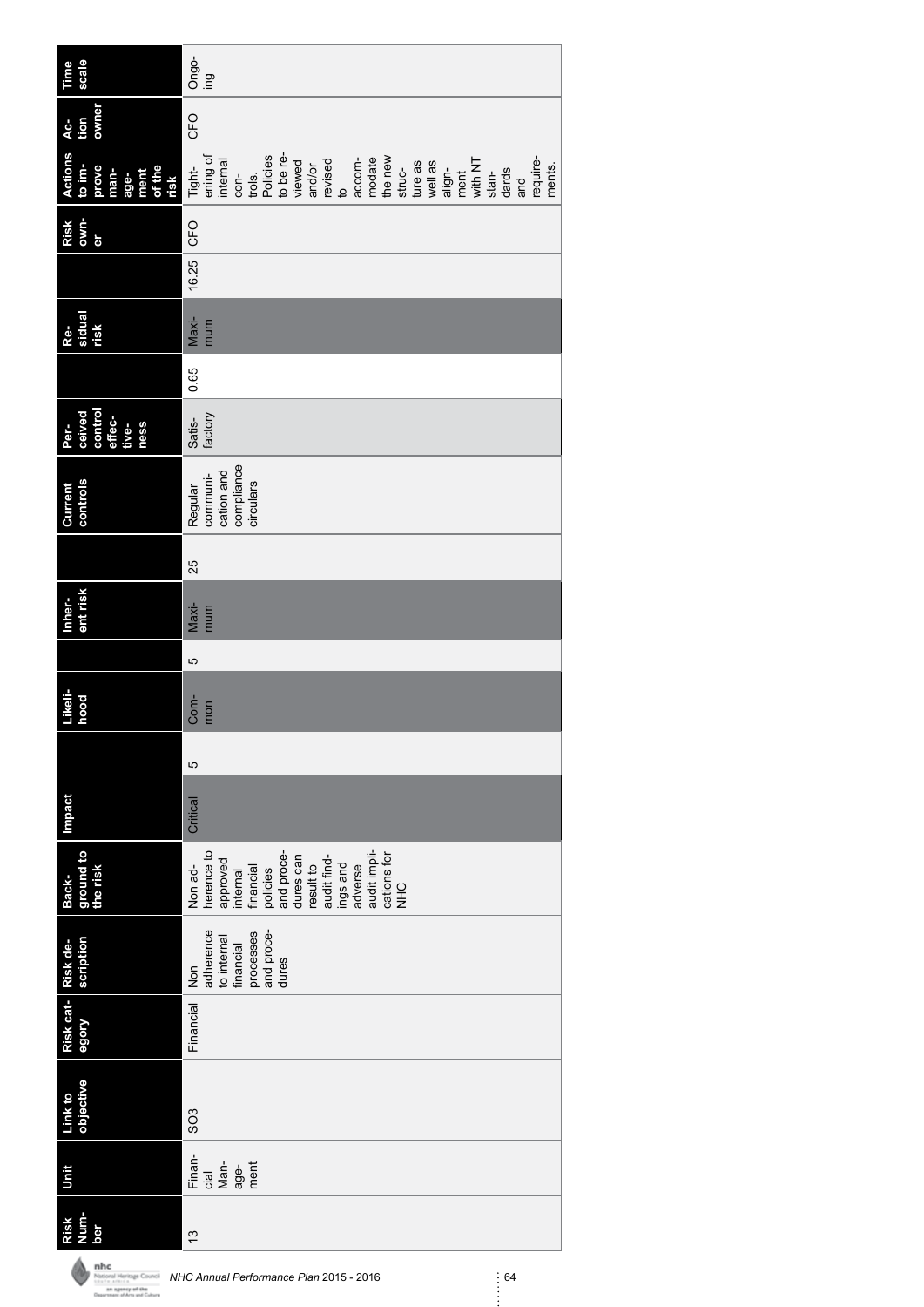| Risk Number | Unit | Link to objective | Risk category | Risk description | Background to the risk | Impact | | Likelihood | | Inherent risk | | Current controls | Perceived control effectiveness | | Residual risk | | Risk owner | Actions to improve management of the risk | Action owner | Time scale |
|---|---|---|---|---|---|---|---|---|---|---|---|---|---|---|---|---|---|---|---|---|
| 13 | Financial Management | SO3 | Financial | Non adherence to internal financial processes and procedures | Non adherence to approved internal financial policies and procedures can result to audit findings and adverse audit implications for NHC | Critical | 5 | Common | 5 | Maximum | 25 | Regular communication and compliance circulars | Satisfactory | 0.65 | Maximum | 16.25 | CFO | Tightening of internal controls. Policies to be reviewed and/or revised to accommodate the new structure as well as alignment with NT standards and requirements. | CFO | Ongoing |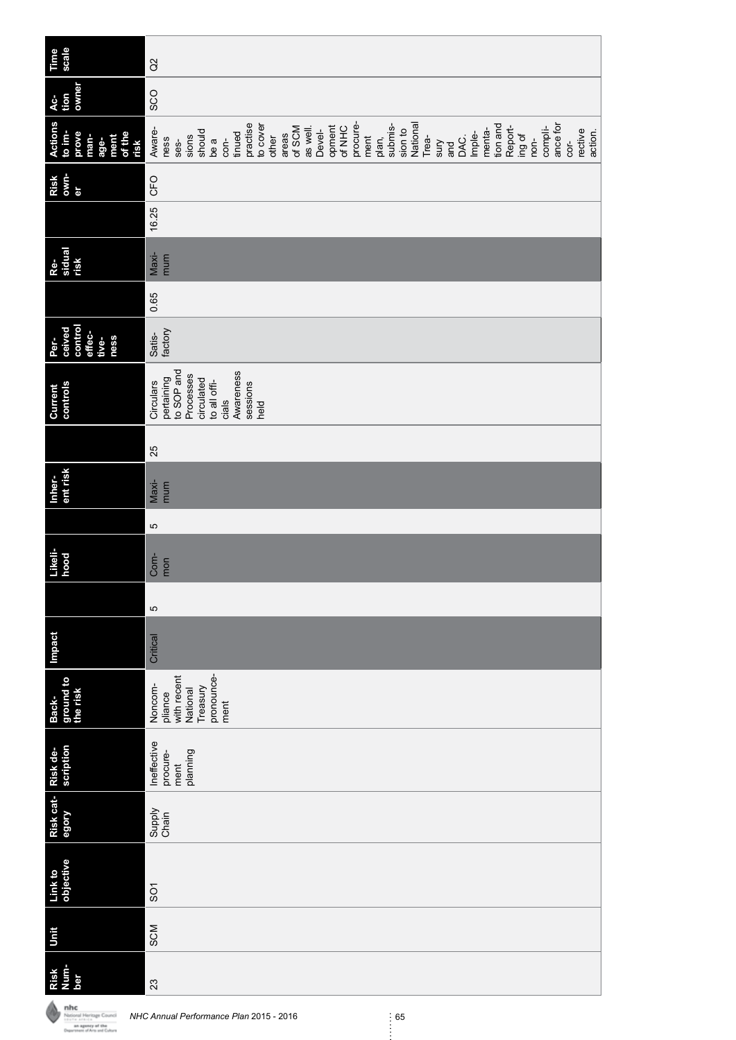| Risk Number | Unit | Link to objective | Risk category | Risk description | Background to the risk | Impact | | Likelihood | | Inherent risk | | Current controls | Perceived control effectiveness | | Residual risk | | Risk owner | Actions to improve management of the risk | Action owner | Time scale |
|---|---|---|---|---|---|---|---|---|---|---|---|---|---|---|---|---|---|---|---|---|
| 23 | SCM | SO1 | Supply Chain | Ineffective procurement planning | Noncompliance with recent National Treasury pronouncement | Critical | 5 | Common | 5 | Maximum | 25 | Circulars pertaining to SOP and Processes circulated to all officials Awareness sessions held | Satisfactory | 0.65 | Maximum | 16.25 | CFO | Awareness sessions should be a continued practise to cover other areas of SCM as well. Development of NHC procurement plan, submission to National Treasury and DAC. Implementation and Reporting of non-compliance for corrective action. | SCO | Q2 |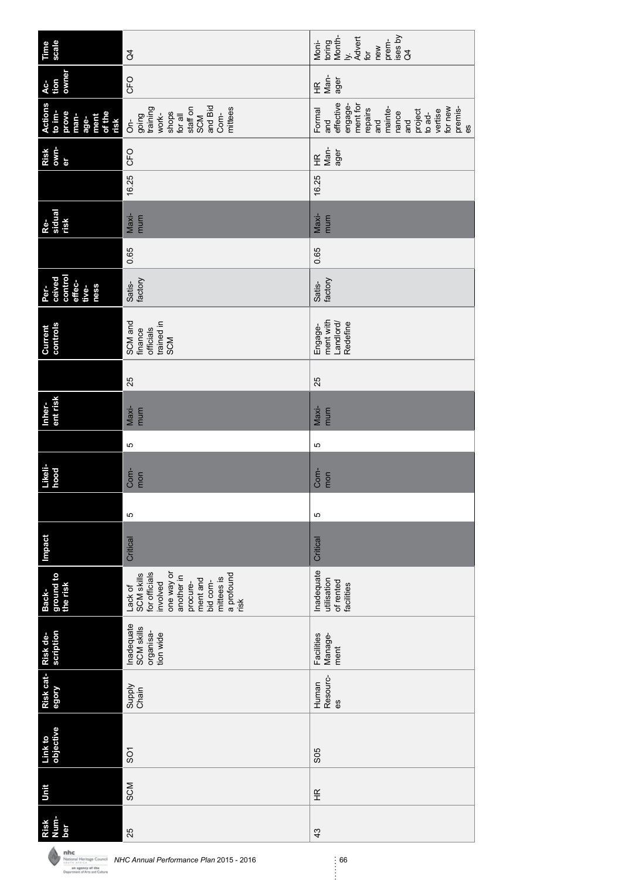| Risk Number | Unit | Link to objective | Risk category | Risk description | Background to the risk | Impact | | Likelihood | | Inherent risk | | Current controls | Perceived control effectiveness | | Residual risk | | Risk owner | Actions to improve management of the risk | Action owner | Time scale |
|---|---|---|---|---|---|---|---|---|---|---|---|---|---|---|---|---|---|---|---|---|
| 25 | SCM | SO1 | Supply Chain | Inadequate SCM skills organisation wide | Lack of SCM skills for officials involved one way or another in procurement and bid committees is a profound risk | Critical | 5 | Common | 5 | Maximum | 25 | SCM and finance officials trained in SCM | Satisfactory | 0.65 | Maximum | 16.25 | CFO | On-going training workshops for all staff on SCM and Bid Committees | CFO | Q4 |
| 43 | HR | S05 | Human Resources | Facilities Management | Inadequate utilisation of rented facilities | Critical | 5 | Common | 5 | Maximum | 25 | Engagement with Landlord/ Redefine | Satisfactory | 0.65 | Maximum | 16.25 | HR Manager | Formal and effective engagement for repairs and maintenance and project to advertise for new premises | HR Manager | Monitoring Monthly. Advert for new premises by Q4 |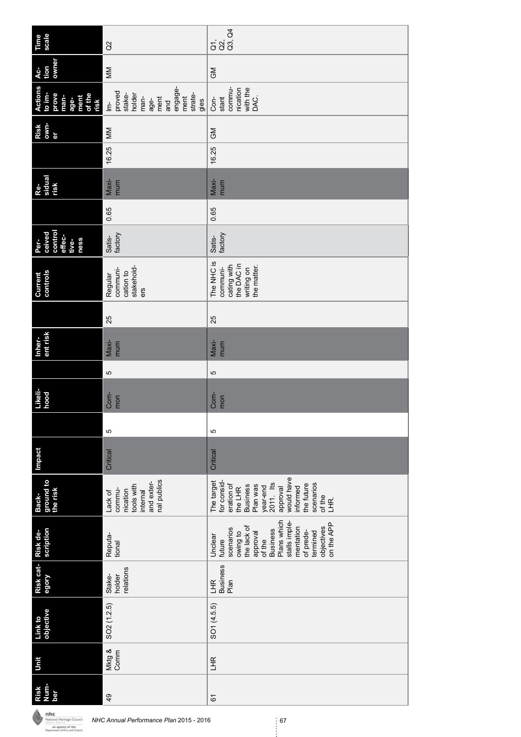| Risk Number | Unit | Link to objective | Risk category | Risk description | Background to the risk | Impact | | Likelihood | | Inherent risk | | Current controls | Perceived control effectiveness | | Residual risk | | Risk owner | Actions to improve management of the risk | Action owner | Time scale |
|---|---|---|---|---|---|---|---|---|---|---|---|---|---|---|---|---|---|---|---|---|
| 49 | Mktg & Comm | SO2 (1.2.5) | Stakeholder relations | Reputational | Lack of communication tools with internal and external publics | Critical | 5 | Common | 5 | Maximum | 25 | Regular communication to stakeholders | Satisfactory | 0.65 | Maximum | 16.25 | MM | Improved stakeholder management and engagement strategies | MM | Q2 |
| 61 | LHR | SO1 (4.5.5) | LHR Business Plan | Unclear future scenarios owing to the lack of approval of the Business Plans which stalls implementation of predetermined objectives on the APP | The target for consideration of the LHR Business Plan was year-end 2011. Its approval would have informed the future scenarios of the LHR. | Critical | 5 | Common | 5 | Maximum | 25 | The NHC is communicating with the DAC in writing on the matter. | Satisfactory | 0.65 | Maximum | 16.25 | GM | Constant communication with the DAC. | GM | Q1, Q2, Q3, Q4 |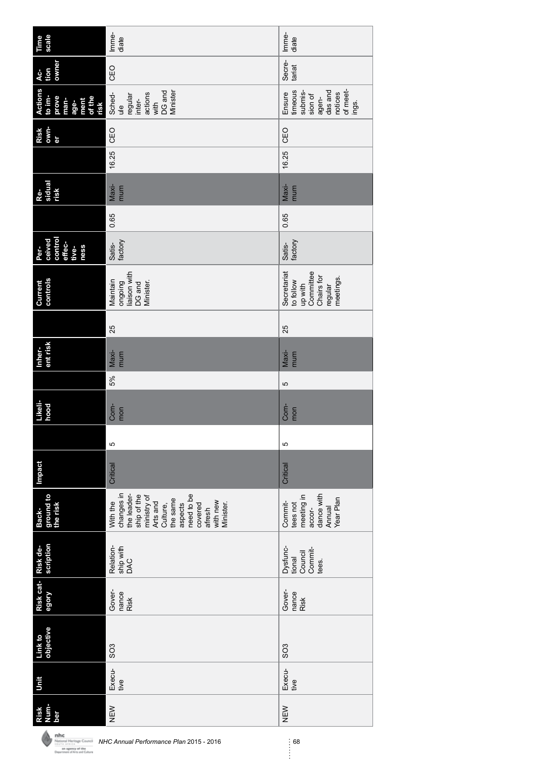| Risk Number | Unit | Link to objective | Risk category | Risk description | Background to the risk | Impact | | Likelihood | | Inherent risk | | Current controls | Perceived control effectiveness | | Residual risk | | Risk owner | Actions to improve management of the risk | Action owner | Time scale |
|---|---|---|---|---|---|---|---|---|---|---|---|---|---|---|---|---|---|---|---|---|
| NEW | Executive | SO3 | Governance Risk | Relationship with DAC | With the changes in the leadership of the ministry of Arts and Culture, the same aspects need to be covered afresh with new Minister. | Critical | 5 | Common | 5% | Maximum | 25 | Maintain ongoing liaison with DG and Minister. | Satisfactory | 0.65 | Maximum | 16.25 | CEO | Schedule regular interactions with DG and Minister | CEO | Immediate |
| NEW | Executive | SO3 | Governance Risk | Dysfunctional Council Committees. | Committees not meeting in accordance with Annual Year Plan | Critical | 5 | Common | 5 | Maximum | 25 | Secretariat to follow up with Committee Chairs for regular meetings. | Satisfactory | 0.65 | Maximum | 16.25 | CEO | Ensure timeous submission of agendas and notices of meetings. | Secretariat | Immediate |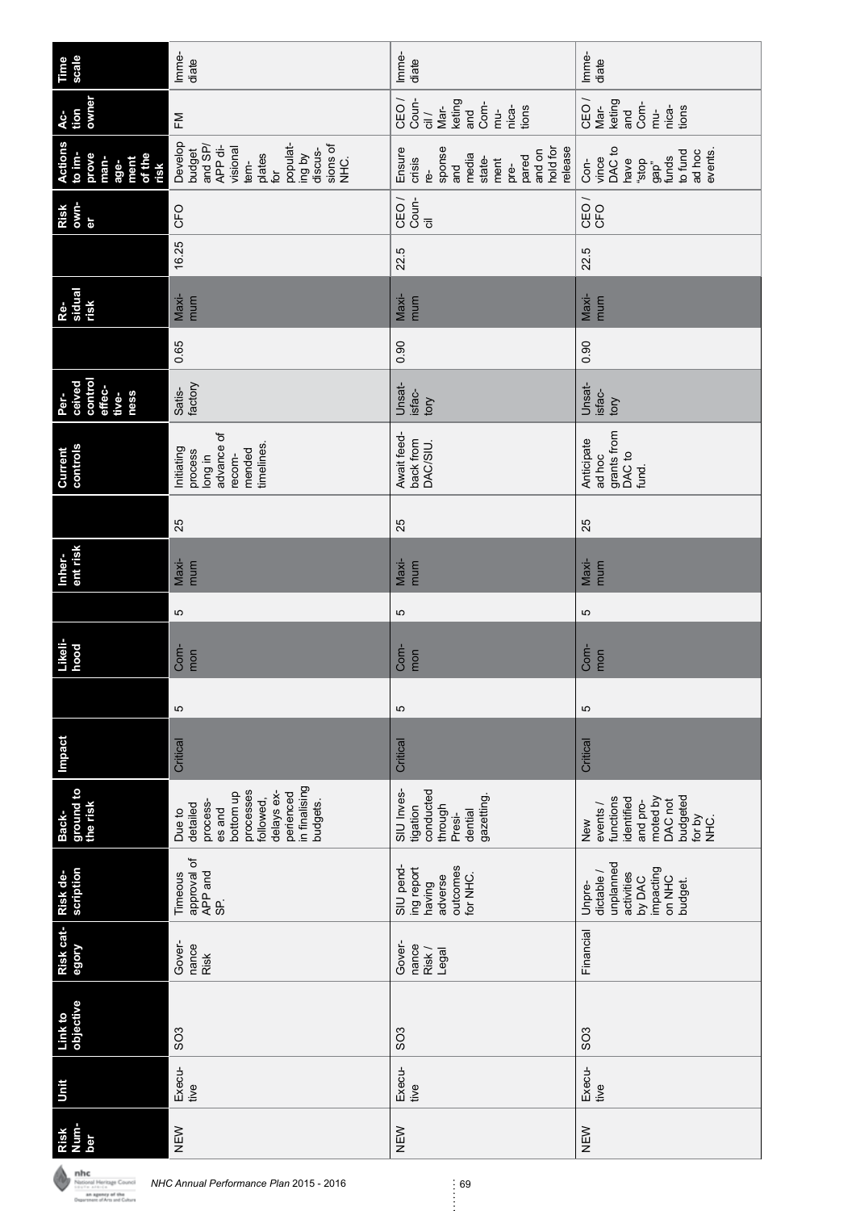| Risk Number | Unit | Link to objective | Risk category | Risk description | Background to the risk | Impact | | Likelihood | | Inherent risk | | Current controls | Perceived control effectiveness | | Residual risk | | Risk owner | Actions to improve management of the risk | Action owner | Time scale |
|---|---|---|---|---|---|---|---|---|---|---|---|---|---|---|---|---|---|---|---|---|
| NEW | Executive | SO3 | Governance Risk | Timeous approval of APP and SP. | Due to detailed processes and bottom up processes followed, delays experienced in finalising budgets. | Critical | 5 | Common | 5 | Maximum | 25 | Initiating process long in advance of recommended timelines. | Satisfactory | 0.65 | Maximum | 16.25 | CFO | Develop budget and SP/APP divisional templates for populating by discussions of NHC. | FM | Immediate |
| NEW | Executive | SO3 | Governance Risk / Legal | SIU pending report having adverse outcomes for NHC. | SIU Investigation conducted through Presidential gazetting. | Critical | 5 | Common | 5 | Maximum | 25 | Await feedback from DAC/SIU. | Unsatisfactory | 0.90 | Maximum | 22.5 | CEO / Council | Ensure crisis response and media statement prepared and on hold for release | CEO / Council / Marketing and Communications | Immediate |
| NEW | Executive | SO3 | Financial | Unpredictable / unplanned activities by DAC impacting on NHC budget. | New events / functions identified and promoted by DAC not budgeted for by NHC. | Critical | 5 | Common | 5 | Maximum | 25 | Anticipate ad hoc grants from DAC to fund. | Unsatisfactory | 0.90 | Maximum | 22.5 | CEO / CFO | Convince DAC to have "stop gap" funds to fund ad hoc events. | CEO / Marketing and Communications | Immediate |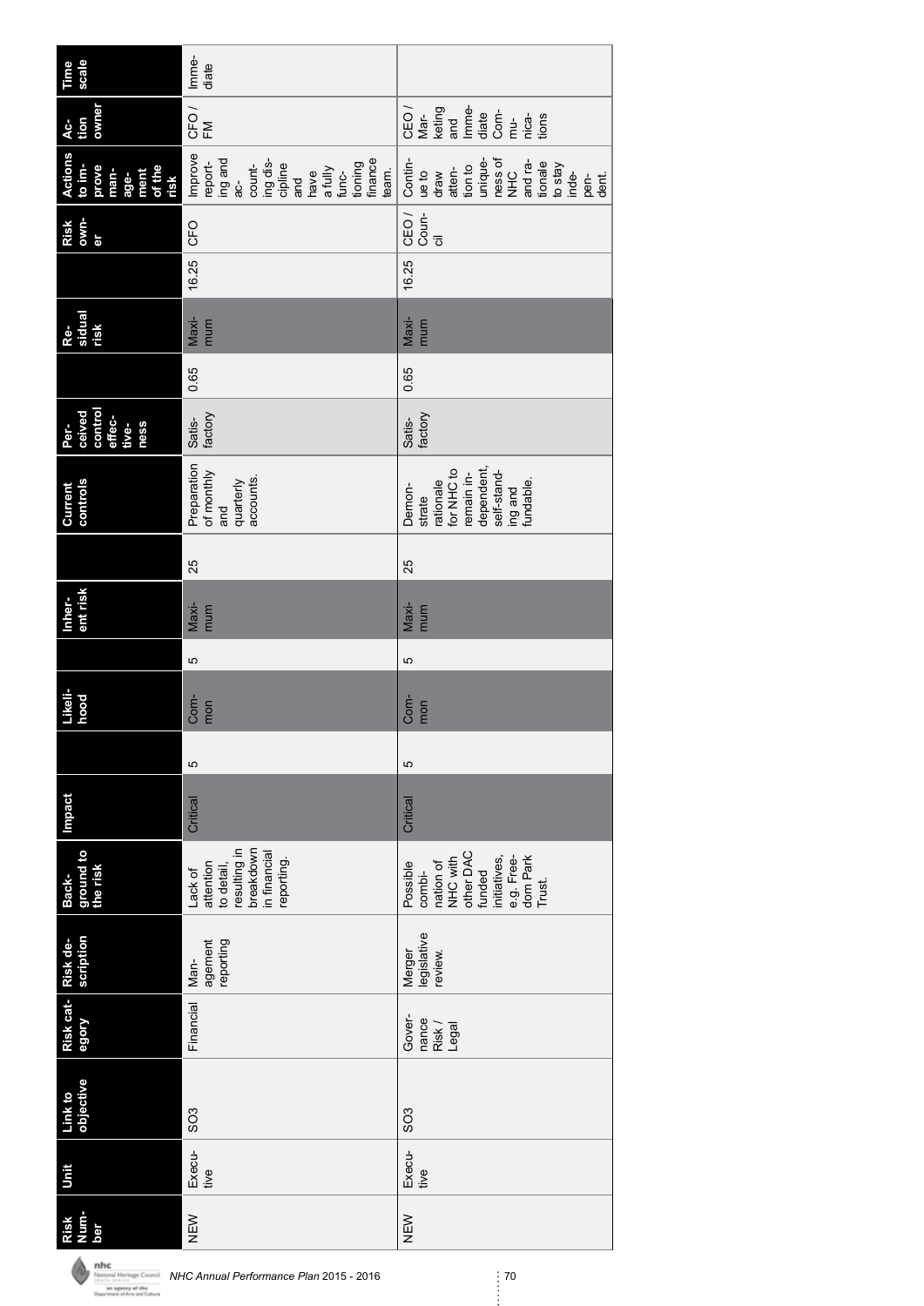| Risk Number | Unit | Link to objective | Risk category | Risk description | Background to the risk | Impact | | Likelihood | | Inherent risk | | Current controls | Perceived control effectiveness | | Residual risk | | Risk owner | Actions to improve management of the risk | Action owner | Time scale |
|---|---|---|---|---|---|---|---|---|---|---|---|---|---|---|---|---|---|---|---|---|
| NEW | Executive | SO3 | Financial | Management reporting | Lack of attention to detail, resulting in breakdown in financial reporting. | Critical | 5 | Common | 5 | Maximum | 25 | Preparation of monthly and quarterly accounts. | Satisfactory | 0.65 | Maximum | 16.25 | CFO | Improve reporting and accounting discipline and have a fully functioning finance team. | CFO / FM | Immediate |
| NEW | Executive | SO3 | Governance Risk / Legal | Merger legislative review. | Possible combination of NHC with other DAC funded initiatives, e.g. Freedom Park Trust. | Critical | 5 | Common | 5 | Maximum | 25 | Demonstrate rationale for NHC to remain independent, self-standing and fundable. | Satisfactory | 0.65 | Maximum | 16.25 | CEO / Council | Continue to draw attention to uniqueness of NHC and rationale to stay independent. | CEO / Marketing and Communications | Immediate |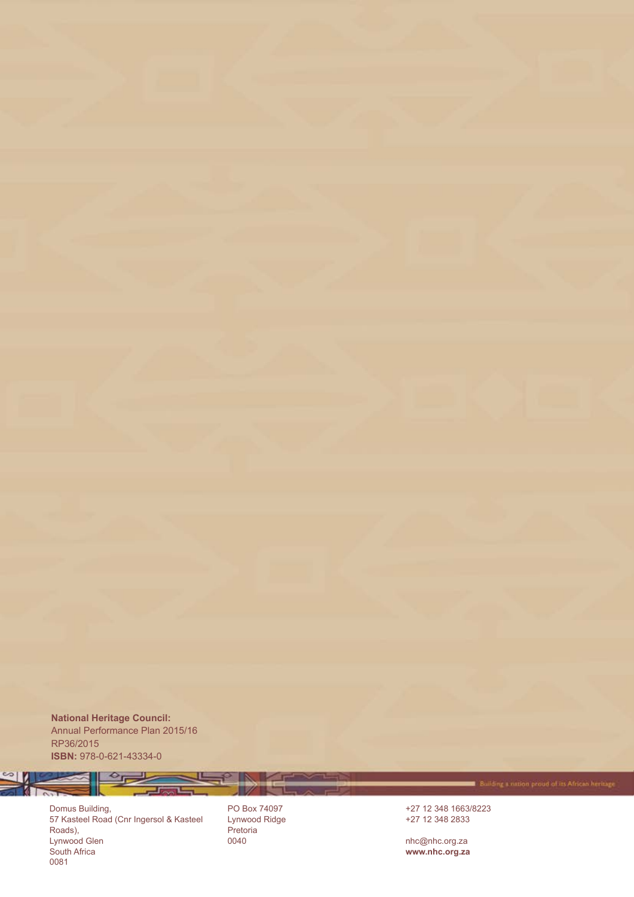**National Heritage Council:**
Annual Performance Plan 2015/16
RP36/2015
**ISBN:** 978-0-621-43334-0

Building a nation proud of its African heritage

Domus Building,
57 Kasteel Road (Cnr Ingersol & Kasteel Roads),
Lynwood Glen
South Africa
0081

PO Box 74097
Lynwood Ridge
Pretoria
0040

+27 12 348 1663/8223
+27 12 348 2833

nhc@nhc.org.za
**www.nhc.org.za**